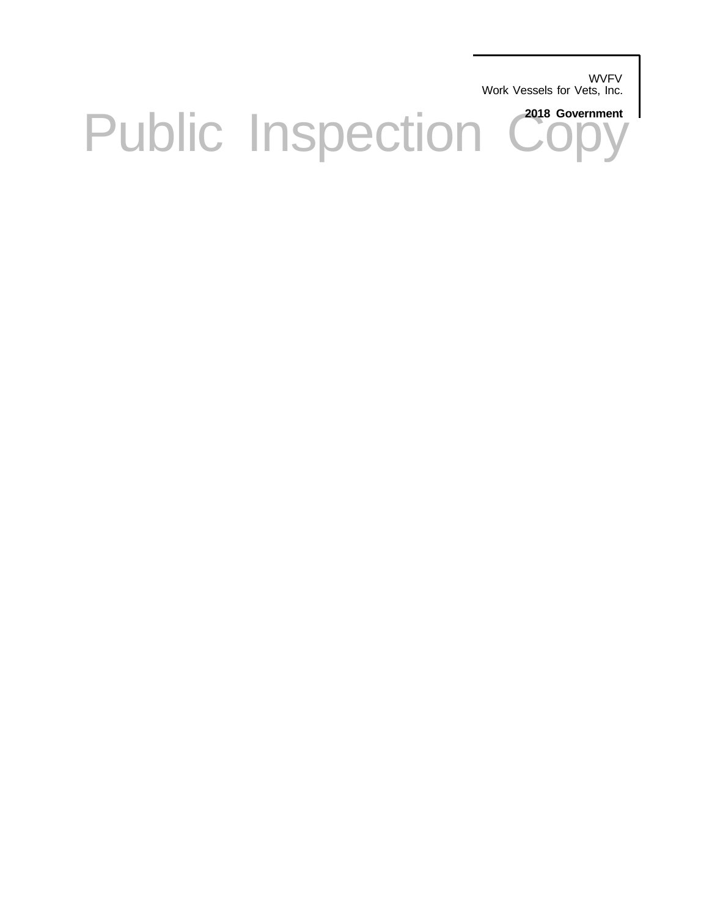WVFV
Work Vessels for Vets, Inc.

**2018 Government**

# Public Inspection Copy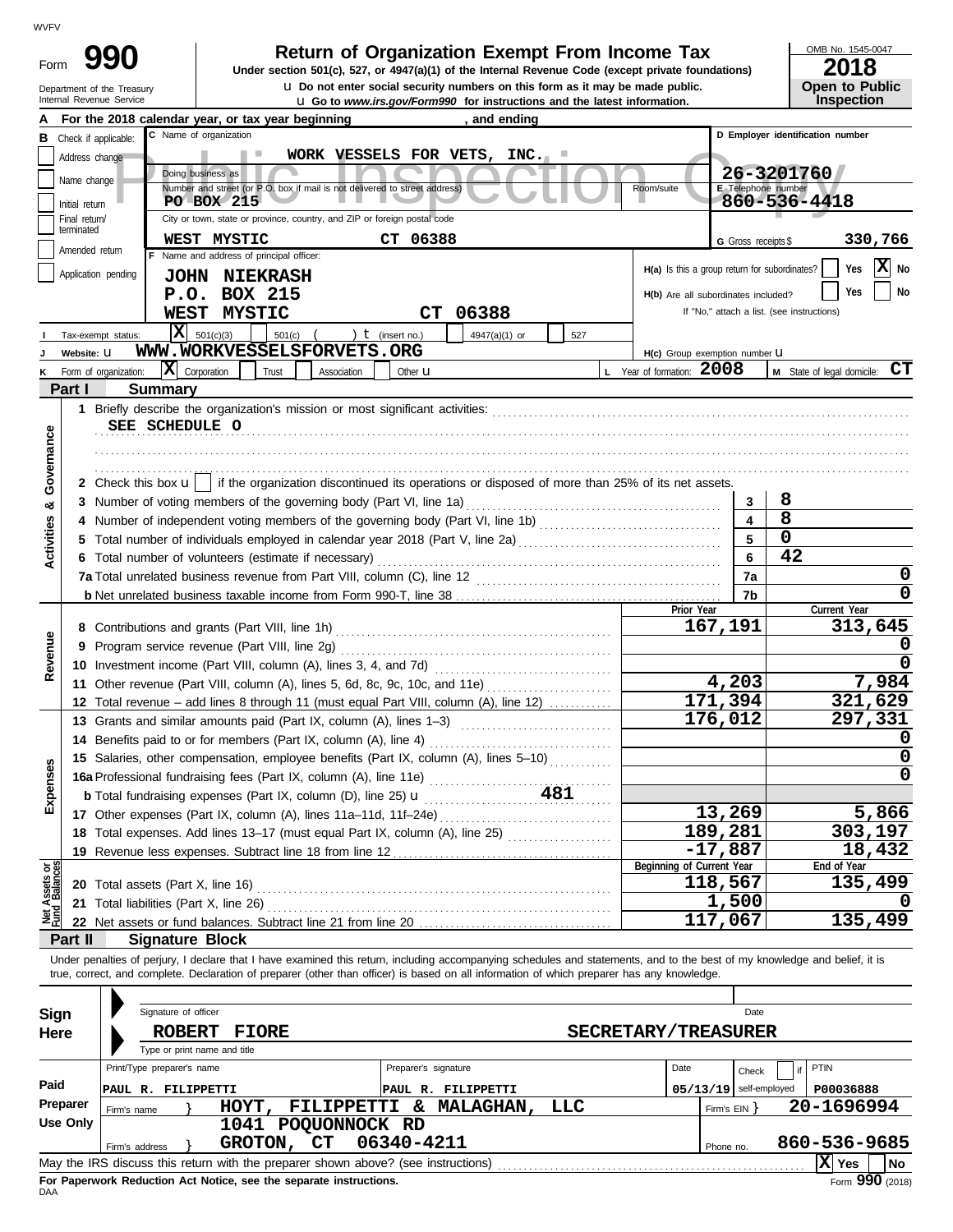WVFV

# Form 990 — Return of Organization Exempt From Income Tax

**Under section 501(c), 527, or 4947(a)(1) of the Internal Revenue Code (except private foundations)**

Department of the Treasury
Internal Revenue Service

u Do not enter social security numbers on this form as it may be made public.
u Go to *www.irs.gov/Form990* for instructions and the latest information.

OMB No. 1545-0047
**2018**
**Open to Public Inspection**

Public Inspection Copy

**A** For the 2018 calendar year, or tax year beginning , and ending

**B** Check if applicable:
- Address change
- Name change
- Initial return
- Final return/terminated
- Amended return
- Application pending

**C** Name of organization: WORK VESSELS FOR VETS, INC.
Doing business as
Number and street (or P.O. box if mail is not delivered to street address): PO BOX 215 | Room/suite
City or town, state or province, country, and ZIP or foreign postal code: WEST MYSTIC CT 06388

**D** Employer identification number: 26-3201760
**E** Telephone number: 860-536-4418
**G** Gross receipts $ 330,766

**F** Name and address of principal officer:
JOHN NIEKRASH
P.O. BOX 215
WEST MYSTIC CT 06388

H(a) Is this a group return for subordinates? Yes [ ] No [X]
H(b) Are all subordinates included? Yes [ ] No [ ]
If "No," attach a list. (see instructions)

**I** Tax-exempt status: [X] 501(c)(3) [ ] 501(c) ( ) t (insert no.) [ ] 4947(a)(1) or [ ] 527
**J** Website: u WWW.WORKVESSELSFORVETS.ORG
H(c) Group exemption number u
**K** Form of organization: [X] Corporation [ ] Trust [ ] Association [ ] Other u
**L** Year of formation: 2008
**M** State of legal domicile: CT

## Part I Summary

### Activities & Governance

1 Briefly describe the organization's mission or most significant activities:
SEE SCHEDULE O

2 Check this box u [ ] if the organization discontinued its operations or disposed of more than 25% of its net assets.

| | | Line | Value |
|---|---|---|---|
| 3 | Number of voting members of the governing body (Part VI, line 1a) | 3 | 8 |
| 4 | Number of independent voting members of the governing body (Part VI, line 1b) | 4 | 8 |
| 5 | Total number of individuals employed in calendar year 2018 (Part V, line 2a) | 5 | 0 |
| 6 | Total number of volunteers (estimate if necessary) | 6 | 42 |
| 7a | Total unrelated business revenue from Part VIII, column (C), line 12 | 7a | 0 |
| b | Net unrelated business taxable income from Form 990-T, line 38 | 7b | 0 |

### Revenue / Expenses

| | | Prior Year | Current Year |
|---|---|---|---|
| 8 | Contributions and grants (Part VIII, line 1h) | 167,191 | 313,645 |
| 9 | Program service revenue (Part VIII, line 2g) | | 0 |
| 10 | Investment income (Part VIII, column (A), lines 3, 4, and 7d) | | 0 |
| 11 | Other revenue (Part VIII, column (A), lines 5, 6d, 8c, 9c, 10c, and 11e) | 4,203 | 7,984 |
| 12 | Total revenue – add lines 8 through 11 (must equal Part VIII, column (A), line 12) | 171,394 | 321,629 |
| 13 | Grants and similar amounts paid (Part IX, column (A), lines 1–3) | 176,012 | 297,331 |
| 14 | Benefits paid to or for members (Part IX, column (A), line 4) | | 0 |
| 15 | Salaries, other compensation, employee benefits (Part IX, column (A), lines 5–10) | | 0 |
| 16a | Professional fundraising fees (Part IX, column (A), line 11e) | | 0 |
| b | Total fundraising expenses (Part IX, column (D), line 25) u 481 | | |
| 17 | Other expenses (Part IX, column (A), lines 11a–11d, 11f–24e) | 13,269 | 5,866 |
| 18 | Total expenses. Add lines 13–17 (must equal Part IX, column (A), line 25) | 189,281 | 303,197 |
| 19 | Revenue less expenses. Subtract line 18 from line 12 | -17,887 | 18,432 |

### Net Assets or Fund Balances

| | | Beginning of Current Year | End of Year |
|---|---|---|---|
| 20 | Total assets (Part X, line 16) | 118,567 | 135,499 |
| 21 | Total liabilities (Part X, line 26) | 1,500 | 0 |
| 22 | Net assets or fund balances. Subtract line 21 from line 20 | 117,067 | 135,499 |

## Part II Signature Block

Under penalties of perjury, I declare that I have examined this return, including accompanying schedules and statements, and to the best of my knowledge and belief, it is true, correct, and complete. Declaration of preparer (other than officer) is based on all information of which preparer has any knowledge.

**Sign Here**
Signature of officer | Date
ROBERT FIORE — SECRETARY/TREASURER
Type or print name and title

**Paid Preparer Use Only**

| Print/Type preparer's name | Preparer's signature | Date | Check [ ] if self-employed | PTIN |
|---|---|---|---|---|
| PAUL R. FILIPPETTI | PAUL R. FILIPPETTI | 05/13/19 | | P00036888 |

Firm's name } HOYT, FILIPPETTI & MALAGHAN, LLC — Firm's EIN } 20-1696994
Firm's address } 1041 POQUONNOCK RD, GROTON, CT 06340-4211 — Phone no. 860-536-9685

May the IRS discuss this return with the preparer shown above? (see instructions) [X] Yes [ ] No

**For Paperwork Reduction Act Notice, see the separate instructions.**
DAA
Form **990** (2018)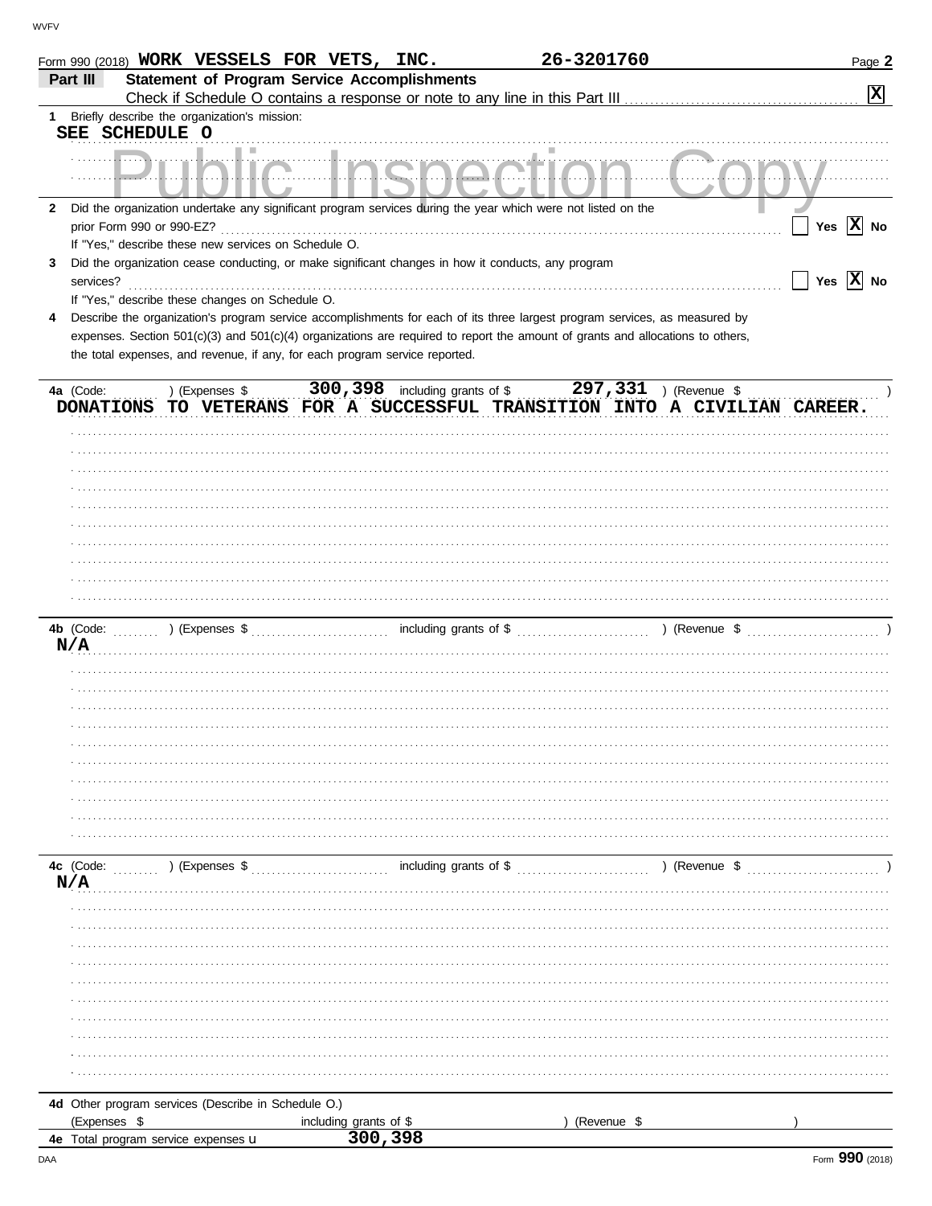Form 990 (2018) **WORK VESSELS FOR VETS, INC.** **26-3201760** Page **2**

## Part III — Statement of Program Service Accomplishments

Check if Schedule O contains a response or note to any line in this Part III . . . . . [X]

**1** Briefly describe the organization's mission:

SEE SCHEDULE O

**2** Did the organization undertake any significant program services during the year which were not listed on the prior Form 990 or 990-EZ? . . . . . [ ] Yes [X] No

If "Yes," describe these new services on Schedule O.

**3** Did the organization cease conducting, or make significant changes in how it conducts, any program services? . . . . . [ ] Yes [X] No

If "Yes," describe these changes on Schedule O.

**4** Describe the organization's program service accomplishments for each of its three largest program services, as measured by expenses. Section 501(c)(3) and 501(c)(4) organizations are required to report the amount of grants and allocations to others, the total expenses, and revenue, if any, for each program service reported.

**4a** (Code: ) (Expenses $ 300,398 including grants of $ 297,331 ) (Revenue $ )

DONATIONS TO VETERANS FOR A SUCCESSFUL TRANSITION INTO A CIVILIAN CAREER.

**4b** (Code: ) (Expenses $ including grants of $ ) (Revenue $ )

N/A

**4c** (Code: ) (Expenses $ including grants of $ ) (Revenue $ )

N/A

**4d** Other program services (Describe in Schedule O.)

(Expenses $ including grants of $ ) (Revenue $ )

**4e** Total program service expenses u 300,398

DAA Form **990** (2018)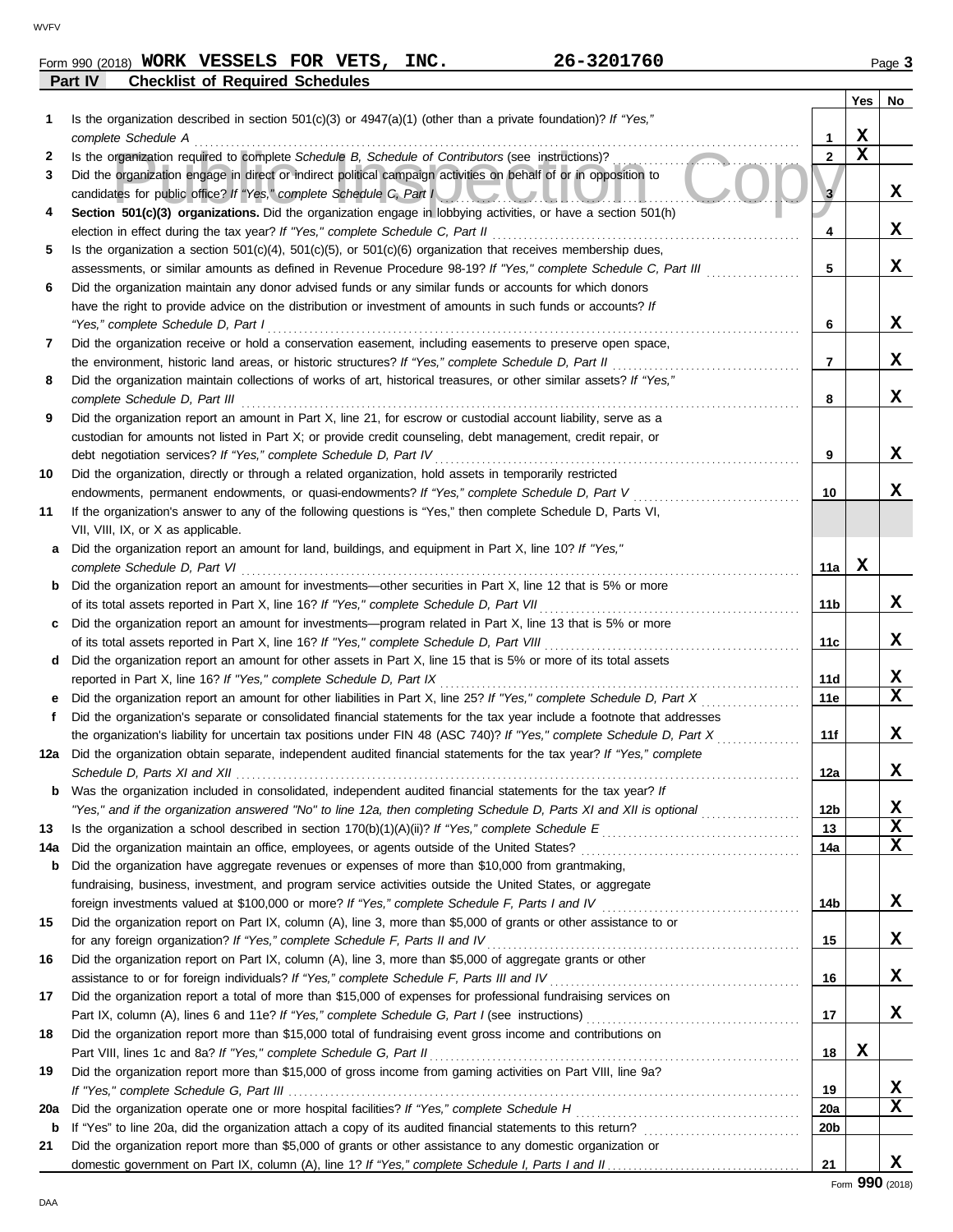Form 990 (2018) **WORK VESSELS FOR VETS, INC.** **26-3201760**

## Part IV Checklist of Required Schedules

| | | | Yes | No |
|---|---|---|---|---|
| 1 | Is the organization described in section 501(c)(3) or 4947(a)(1) (other than a private foundation)? *If "Yes," complete Schedule A* | 1 | X | |
| 2 | Is the organization required to complete *Schedule B, Schedule of Contributors* (see instructions)? | 2 | X | |
| 3 | Did the organization engage in direct or indirect political campaign activities on behalf of or in opposition to candidates for public office? *If "Yes," complete Schedule C, Part I* | 3 | | X |
| 4 | **Section 501(c)(3) organizations.** Did the organization engage in lobbying activities, or have a section 501(h) election in effect during the tax year? *If "Yes," complete Schedule C, Part II* | 4 | | X |
| 5 | Is the organization a section 501(c)(4), 501(c)(5), or 501(c)(6) organization that receives membership dues, assessments, or similar amounts as defined in Revenue Procedure 98-19? *If "Yes," complete Schedule C, Part III* | 5 | | X |
| 6 | Did the organization maintain any donor advised funds or any similar funds or accounts for which donors have the right to provide advice on the distribution or investment of amounts in such funds or accounts? *If "Yes," complete Schedule D, Part I* | 6 | | X |
| 7 | Did the organization receive or hold a conservation easement, including easements to preserve open space, the environment, historic land areas, or historic structures? *If "Yes," complete Schedule D, Part II* | 7 | | X |
| 8 | Did the organization maintain collections of works of art, historical treasures, or other similar assets? *If "Yes," complete Schedule D, Part III* | 8 | | X |
| 9 | Did the organization report an amount in Part X, line 21, for escrow or custodial account liability, serve as a custodian for amounts not listed in Part X; or provide credit counseling, debt management, credit repair, or debt negotiation services? *If "Yes," complete Schedule D, Part IV* | 9 | | X |
| 10 | Did the organization, directly or through a related organization, hold assets in temporarily restricted endowments, permanent endowments, or quasi-endowments? *If "Yes," complete Schedule D, Part V* | 10 | | X |
| 11 | If the organization's answer to any of the following questions is "Yes," then complete Schedule D, Parts VI, VII, VIII, IX, or X as applicable. | | | |
| a | Did the organization report an amount for land, buildings, and equipment in Part X, line 10? *If "Yes," complete Schedule D, Part VI* | 11a | X | |
| b | Did the organization report an amount for investments—other securities in Part X, line 12 that is 5% or more of its total assets reported in Part X, line 16? *If "Yes," complete Schedule D, Part VII* | 11b | | X |
| c | Did the organization report an amount for investments—program related in Part X, line 13 that is 5% or more of its total assets reported in Part X, line 16? *If "Yes," complete Schedule D, Part VIII* | 11c | | X |
| d | Did the organization report an amount for other assets in Part X, line 15 that is 5% or more of its total assets reported in Part X, line 16? *If "Yes," complete Schedule D, Part IX* | 11d | | X |
| e | Did the organization report an amount for other liabilities in Part X, line 25? *If "Yes," complete Schedule D, Part X* | 11e | | X |
| f | Did the organization's separate or consolidated financial statements for the tax year include a footnote that addresses the organization's liability for uncertain tax positions under FIN 48 (ASC 740)? *If "Yes," complete Schedule D, Part X* | 11f | | X |
| 12a | Did the organization obtain separate, independent audited financial statements for the tax year? *If "Yes," complete Schedule D, Parts XI and XII* | 12a | | X |
| b | Was the organization included in consolidated, independent audited financial statements for the tax year? *If "Yes," and if the organization answered "No" to line 12a, then completing Schedule D, Parts XI and XII is optional* | 12b | | X |
| 13 | Is the organization a school described in section 170(b)(1)(A)(ii)? *If "Yes," complete Schedule E* | 13 | | X |
| 14a | Did the organization maintain an office, employees, or agents outside of the United States? | 14a | | X |
| b | Did the organization have aggregate revenues or expenses of more than $10,000 from grantmaking, fundraising, business, investment, and program service activities outside the United States, or aggregate foreign investments valued at $100,000 or more? *If "Yes," complete Schedule F, Parts I and IV* | 14b | | X |
| 15 | Did the organization report on Part IX, column (A), line 3, more than $5,000 of grants or other assistance to or for any foreign organization? *If "Yes," complete Schedule F, Parts II and IV* | 15 | | X |
| 16 | Did the organization report on Part IX, column (A), line 3, more than $5,000 of aggregate grants or other assistance to or for foreign individuals? *If "Yes," complete Schedule F, Parts III and IV* | 16 | | X |
| 17 | Did the organization report a total of more than $15,000 of expenses for professional fundraising services on Part IX, column (A), lines 6 and 11e? *If "Yes," complete Schedule G, Part I* (see instructions) | 17 | | X |
| 18 | Did the organization report more than $15,000 total of fundraising event gross income and contributions on Part VIII, lines 1c and 8a? *If "Yes," complete Schedule G, Part II* | 18 | X | |
| 19 | Did the organization report more than $15,000 of gross income from gaming activities on Part VIII, line 9a? *If "Yes," complete Schedule G, Part III* | 19 | | X |
| 20a | Did the organization operate one or more hospital facilities? *If "Yes," complete Schedule H* | 20a | | X |
| b | If "Yes" to line 20a, did the organization attach a copy of its audited financial statements to this return? | 20b | | |
| 21 | Did the organization report more than $5,000 of grants or other assistance to any domestic organization or domestic government on Part IX, column (A), line 1? *If "Yes," complete Schedule I, Parts I and II* | 21 | | X |

Form **990** (2018)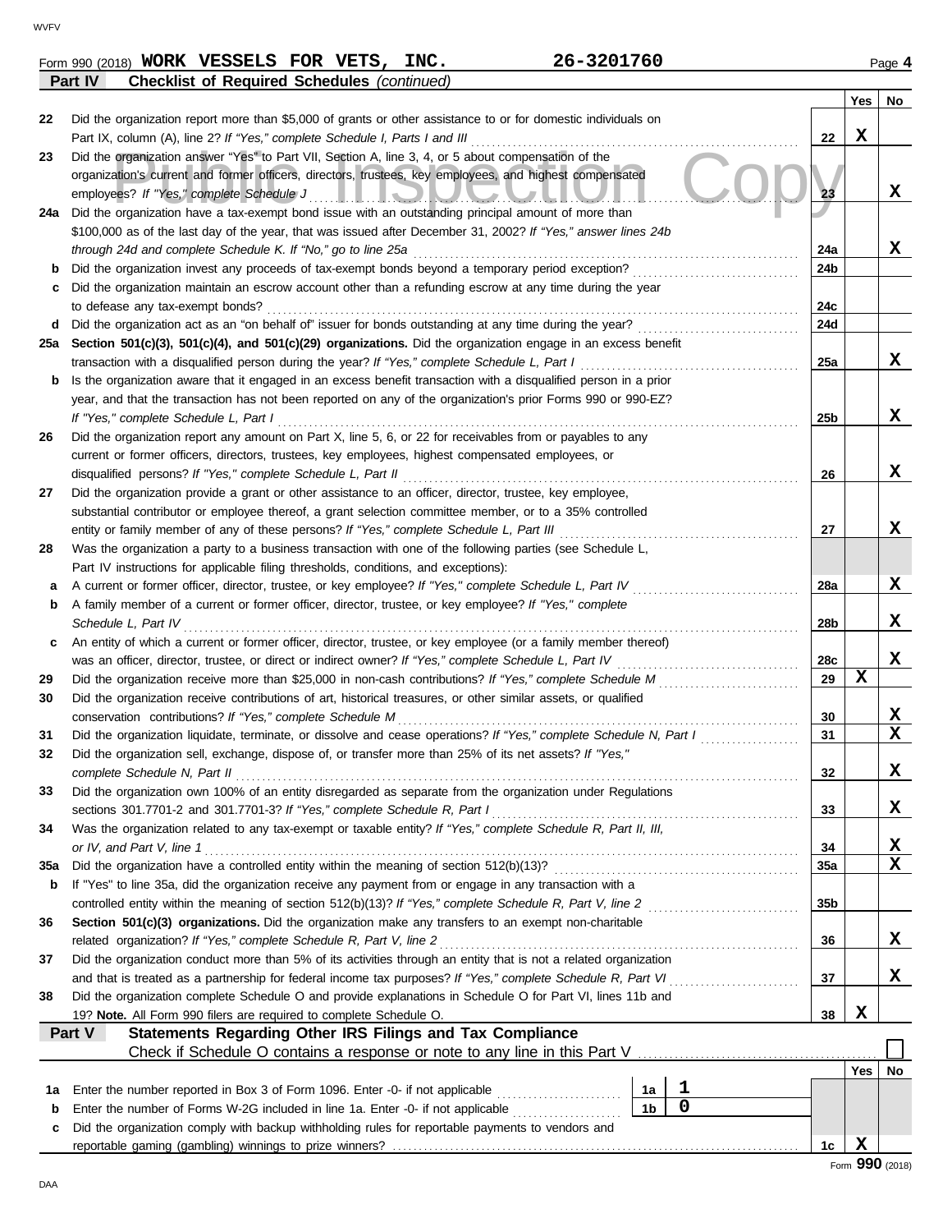Form 990 (2018) **WORK VESSELS FOR VETS, INC.** **26-3201760** Page **4**

**Part IV** **Checklist of Required Schedules** *(continued)*

| | | | Yes | No |
|---|---|---|---|---|
| 22 | Did the organization report more than $5,000 of grants or other assistance to or for domestic individuals on Part IX, column (A), line 2? *If "Yes," complete Schedule I, Parts I and III* | 22 | X | |
| 23 | Did the organization answer "Yes" to Part VII, Section A, line 3, 4, or 5 about compensation of the organization's current and former officers, directors, trustees, key employees, and highest compensated employees? *If "Yes," complete Schedule J* | 23 | | X |
| 24a | Did the organization have a tax-exempt bond issue with an outstanding principal amount of more than $100,000 as of the last day of the year, that was issued after December 31, 2002? *If "Yes," answer lines 24b through 24d and complete Schedule K. If "No," go to line 25a* | 24a | | X |
| b | Did the organization invest any proceeds of tax-exempt bonds beyond a temporary period exception? | 24b | | |
| c | Did the organization maintain an escrow account other than a refunding escrow at any time during the year to defease any tax-exempt bonds? | 24c | | |
| d | Did the organization act as an "on behalf of" issuer for bonds outstanding at any time during the year? | 24d | | |
| 25a | **Section 501(c)(3), 501(c)(4), and 501(c)(29) organizations.** Did the organization engage in an excess benefit transaction with a disqualified person during the year? *If "Yes," complete Schedule L, Part I* | 25a | | X |
| b | Is the organization aware that it engaged in an excess benefit transaction with a disqualified person in a prior year, and that the transaction has not been reported on any of the organization's prior Forms 990 or 990-EZ? *If "Yes," complete Schedule L, Part I* | 25b | | X |
| 26 | Did the organization report any amount on Part X, line 5, 6, or 22 for receivables from or payables to any current or former officers, directors, trustees, key employees, highest compensated employees, or disqualified persons? *If "Yes," complete Schedule L, Part II* | 26 | | X |
| 27 | Did the organization provide a grant or other assistance to an officer, director, trustee, key employee, substantial contributor or employee thereof, a grant selection committee member, or to a 35% controlled entity or family member of any of these persons? *If "Yes," complete Schedule L, Part III* | 27 | | X |
| 28 | Was the organization a party to a business transaction with one of the following parties (see Schedule L, Part IV instructions for applicable filing thresholds, conditions, and exceptions): | | | |
| a | A current or former officer, director, trustee, or key employee? *If "Yes," complete Schedule L, Part IV* | 28a | | X |
| b | A family member of a current or former officer, director, trustee, or key employee? *If "Yes," complete Schedule L, Part IV* | 28b | | X |
| c | An entity of which a current or former officer, director, trustee, or key employee (or a family member thereof) was an officer, director, trustee, or direct or indirect owner? *If "Yes," complete Schedule L, Part IV* | 28c | | X |
| 29 | Did the organization receive more than $25,000 in non-cash contributions? *If "Yes," complete Schedule M* | 29 | X | |
| 30 | Did the organization receive contributions of art, historical treasures, or other similar assets, or qualified conservation contributions? *If "Yes," complete Schedule M* | 30 | | X |
| 31 | Did the organization liquidate, terminate, or dissolve and cease operations? *If "Yes," complete Schedule N, Part I* | 31 | | X |
| 32 | Did the organization sell, exchange, dispose of, or transfer more than 25% of its net assets? *If "Yes," complete Schedule N, Part II* | 32 | | X |
| 33 | Did the organization own 100% of an entity disregarded as separate from the organization under Regulations sections 301.7701-2 and 301.7701-3? *If "Yes," complete Schedule R, Part I* | 33 | | X |
| 34 | Was the organization related to any tax-exempt or taxable entity? *If "Yes," complete Schedule R, Part II, III, or IV, and Part V, line 1* | 34 | | X |
| 35a | Did the organization have a controlled entity within the meaning of section 512(b)(13)? | 35a | | X |
| b | If "Yes" to line 35a, did the organization receive any payment from or engage in any transaction with a controlled entity within the meaning of section 512(b)(13)? *If "Yes," complete Schedule R, Part V, line 2* | 35b | | |
| 36 | **Section 501(c)(3) organizations.** Did the organization make any transfers to an exempt non-charitable related organization? *If "Yes," complete Schedule R, Part V, line 2* | 36 | | X |
| 37 | Did the organization conduct more than 5% of its activities through an entity that is not a related organization and that is treated as a partnership for federal income tax purposes? *If "Yes," complete Schedule R, Part VI* | 37 | | X |
| 38 | Did the organization complete Schedule O and provide explanations in Schedule O for Part VI, lines 11b and 19? **Note.** All Form 990 filers are required to complete Schedule O. | 38 | X | |

**Part V** **Statements Regarding Other IRS Filings and Tax Compliance**

Check if Schedule O contains a response or note to any line in this Part V ☐

| | | | | | Yes | No |
|---|---|---|---|---|---|---|
| 1a | Enter the number reported in Box 3 of Form 1096. Enter -0- if not applicable | 1a | 1 | | | |
| b | Enter the number of Forms W-2G included in line 1a. Enter -0- if not applicable | 1b | 0 | | | |
| c | Did the organization comply with backup withholding rules for reportable payments to vendors and reportable gaming (gambling) winnings to prize winners? | | | 1c | X | |

Form **990** (2018)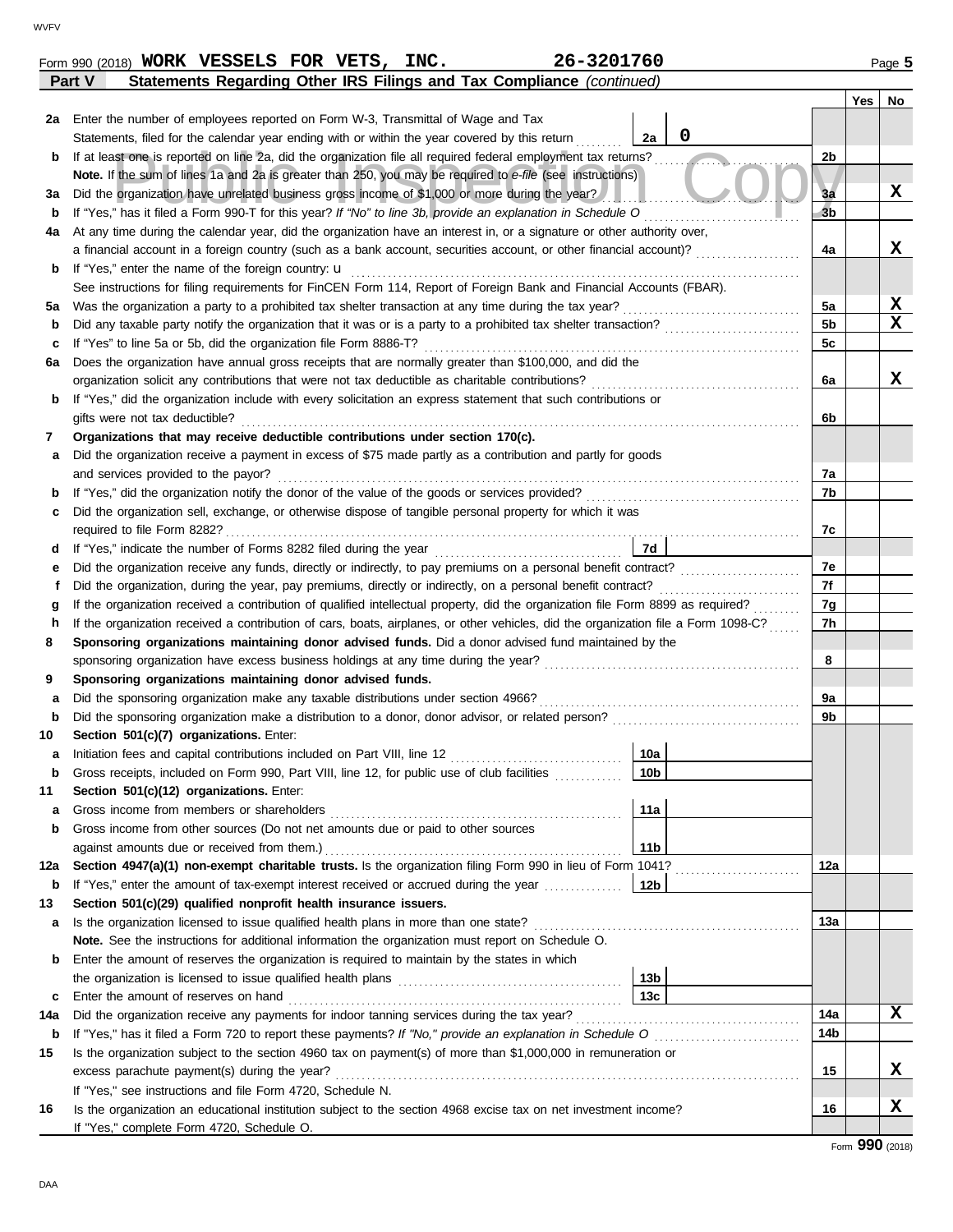Form 990 (2018) **WORK VESSELS FOR VETS, INC.** **26-3201760**

**Part V Statements Regarding Other IRS Filings and Tax Compliance** *(continued)*

| | | | | Yes | No |
|---|---|---|---|---|---|
| **2a** | Enter the number of employees reported on Form W-3, Transmittal of Wage and Tax Statements, filed for the calendar year ending with or within the year covered by this return | 2a | 0 | | |
| **b** | If at least one is reported on line 2a, did the organization file all required federal employment tax returns? | | 2b | | |
| | **Note.** If the sum of lines 1a and 2a is greater than 250, you may be required to *e-file* (see instructions) | | | | |
| **3a** | Did the organization have unrelated business gross income of $1,000 or more during the year? | | 3a | | X |
| **b** | If "Yes," has it filed a Form 990-T for this year? *If "No" to line 3b, provide an explanation in Schedule O* | | 3b | | |
| **4a** | At any time during the calendar year, did the organization have an interest in, or a signature or other authority over, a financial account in a foreign country (such as a bank account, securities account, or other financial account)? | | 4a | | X |
| **b** | If "Yes," enter the name of the foreign country: u | | | | |
| | See instructions for filing requirements for FinCEN Form 114, Report of Foreign Bank and Financial Accounts (FBAR). | | | | |
| **5a** | Was the organization a party to a prohibited tax shelter transaction at any time during the tax year? | | 5a | | X |
| **b** | Did any taxable party notify the organization that it was or is a party to a prohibited tax shelter transaction? | | 5b | | X |
| **c** | If "Yes" to line 5a or 5b, did the organization file Form 8886-T? | | 5c | | |
| **6a** | Does the organization have annual gross receipts that are normally greater than $100,000, and did the organization solicit any contributions that were not tax deductible as charitable contributions? | | 6a | | X |
| **b** | If "Yes," did the organization include with every solicitation an express statement that such contributions or gifts were not tax deductible? | | 6b | | |
| **7** | **Organizations that may receive deductible contributions under section 170(c).** | | | | |
| **a** | Did the organization receive a payment in excess of $75 made partly as a contribution and partly for goods and services provided to the payor? | | 7a | | |
| **b** | If "Yes," did the organization notify the donor of the value of the goods or services provided? | | 7b | | |
| **c** | Did the organization sell, exchange, or otherwise dispose of tangible personal property for which it was required to file Form 8282? | | 7c | | |
| **d** | If "Yes," indicate the number of Forms 8282 filed during the year | 7d | | | |
| **e** | Did the organization receive any funds, directly or indirectly, to pay premiums on a personal benefit contract? | | 7e | | |
| **f** | Did the organization, during the year, pay premiums, directly or indirectly, on a personal benefit contract? | | 7f | | |
| **g** | If the organization received a contribution of qualified intellectual property, did the organization file Form 8899 as required? | | 7g | | |
| **h** | If the organization received a contribution of cars, boats, airplanes, or other vehicles, did the organization file a Form 1098-C? | | 7h | | |
| **8** | **Sponsoring organizations maintaining donor advised funds.** Did a donor advised fund maintained by the sponsoring organization have excess business holdings at any time during the year? | | 8 | | |
| **9** | **Sponsoring organizations maintaining donor advised funds.** | | | | |
| **a** | Did the sponsoring organization make any taxable distributions under section 4966? | | 9a | | |
| **b** | Did the sponsoring organization make a distribution to a donor, donor advisor, or related person? | | 9b | | |
| **10** | **Section 501(c)(7) organizations.** Enter: | | | | |
| **a** | Initiation fees and capital contributions included on Part VIII, line 12 | 10a | | | |
| **b** | Gross receipts, included on Form 990, Part VIII, line 12, for public use of club facilities | 10b | | | |
| **11** | **Section 501(c)(12) organizations.** Enter: | | | | |
| **a** | Gross income from members or shareholders | 11a | | | |
| **b** | Gross income from other sources (Do not net amounts due or paid to other sources against amounts due or received from them.) | 11b | | | |
| **12a** | **Section 4947(a)(1) non-exempt charitable trusts.** Is the organization filing Form 990 in lieu of Form 1041? | | 12a | | |
| **b** | If "Yes," enter the amount of tax-exempt interest received or accrued during the year | 12b | | | |
| **13** | **Section 501(c)(29) qualified nonprofit health insurance issuers.** | | | | |
| **a** | Is the organization licensed to issue qualified health plans in more than one state? | | 13a | | |
| | **Note.** See the instructions for additional information the organization must report on Schedule O. | | | | |
| **b** | Enter the amount of reserves the organization is required to maintain by the states in which the organization is licensed to issue qualified health plans | 13b | | | |
| **c** | Enter the amount of reserves on hand | 13c | | | |
| **14a** | Did the organization receive any payments for indoor tanning services during the tax year? | | 14a | | X |
| **b** | If "Yes," has it filed a Form 720 to report these payments? *If "No," provide an explanation in Schedule O* | | 14b | | |
| **15** | Is the organization subject to the section 4960 tax on payment(s) of more than $1,000,000 in remuneration or excess parachute payment(s) during the year? | | 15 | | X |
| | If "Yes," see instructions and file Form 4720, Schedule N. | | | | |
| **16** | Is the organization an educational institution subject to the section 4968 excise tax on net investment income? | | 16 | | X |
| | If "Yes," complete Form 4720, Schedule O. | | | | |

Form **990** (2018)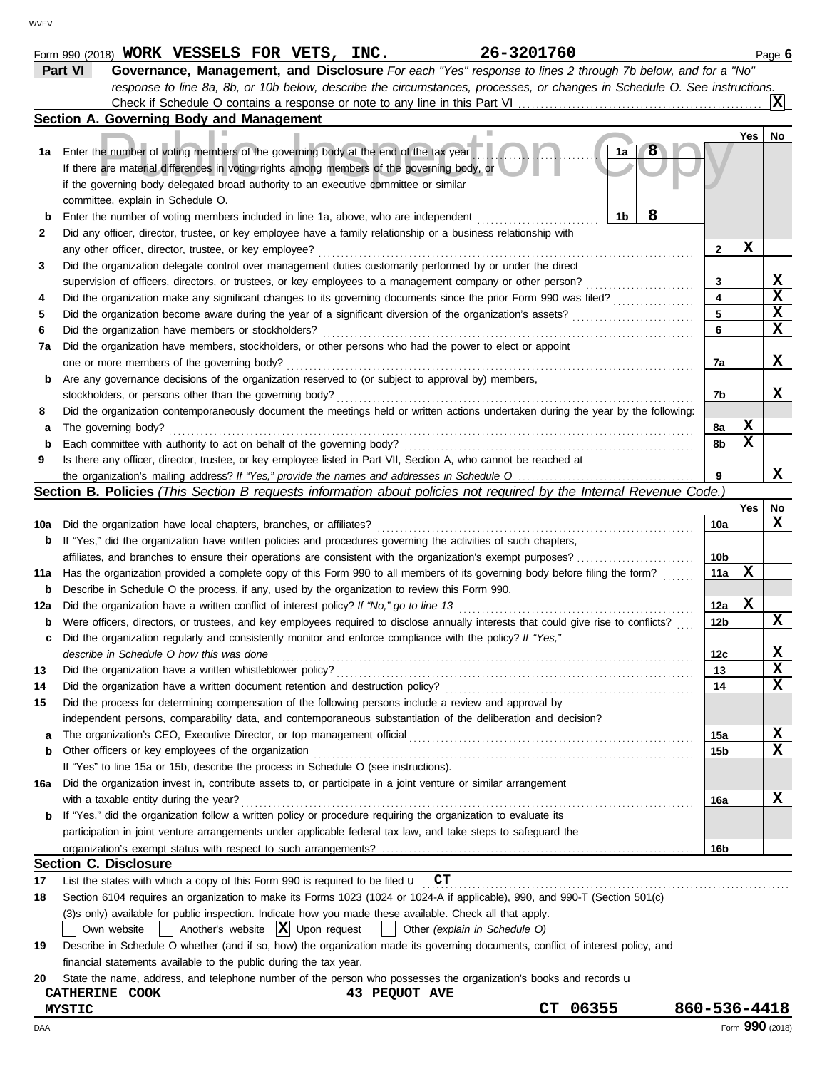Form 990 (2018) **WORK VESSELS FOR VETS, INC.** **26-3201760** Page **6**

## Part VI Governance, Management, and Disclosure

*For each "Yes" response to lines 2 through 7b below, and for a "No" response to line 8a, 8b, or 10b below, describe the circumstances, processes, or changes in Schedule O. See instructions.*

Check if Schedule O contains a response or note to any line in this Part VI ..... [X]

### Section A. Governing Body and Management

| | | | Yes | No |
|---|---|---|---|---|
| 1a | Enter the number of voting members of the governing body at the end of the tax year ..... 1a **8**<br>If there are material differences in voting rights among members of the governing body, or if the governing body delegated broad authority to an executive committee or similar committee, explain in Schedule O. | | | |
| b | Enter the number of voting members included in line 1a, above, who are independent ..... 1b **8** | | | |
| 2 | Did any officer, director, trustee, or key employee have a family relationship or a business relationship with any other officer, director, trustee, or key employee? | 2 | X | |
| 3 | Did the organization delegate control over management duties customarily performed by or under the direct supervision of officers, directors, or trustees, or key employees to a management company or other person? | 3 | | X |
| 4 | Did the organization make any significant changes to its governing documents since the prior Form 990 was filed? | 4 | | X |
| 5 | Did the organization become aware during the year of a significant diversion of the organization's assets? | 5 | | X |
| 6 | Did the organization have members or stockholders? | 6 | | X |
| 7a | Did the organization have members, stockholders, or other persons who had the power to elect or appoint one or more members of the governing body? | 7a | | X |
| b | Are any governance decisions of the organization reserved to (or subject to approval by) members, stockholders, or persons other than the governing body? | 7b | | X |
| 8 | Did the organization contemporaneously document the meetings held or written actions undertaken during the year by the following: | | | |
| a | The governing body? | 8a | X | |
| b | Each committee with authority to act on behalf of the governing body? | 8b | X | |
| 9 | Is there any officer, director, trustee, or key employee listed in Part VII, Section A, who cannot be reached at the organization's mailing address? *If "Yes," provide the names and addresses in Schedule O* | 9 | | X |

### Section B. Policies *(This Section B requests information about policies not required by the Internal Revenue Code.)*

| | | | Yes | No |
|---|---|---|---|---|
| 10a | Did the organization have local chapters, branches, or affiliates? | 10a | | X |
| b | If "Yes," did the organization have written policies and procedures governing the activities of such chapters, affiliates, and branches to ensure their operations are consistent with the organization's exempt purposes? | 10b | | |
| 11a | Has the organization provided a complete copy of this Form 990 to all members of its governing body before filing the form? | 11a | X | |
| b | Describe in Schedule O the process, if any, used by the organization to review this Form 990. | | | |
| 12a | Did the organization have a written conflict of interest policy? *If "No," go to line 13* | 12a | X | |
| b | Were officers, directors, or trustees, and key employees required to disclose annually interests that could give rise to conflicts? | 12b | | X |
| c | Did the organization regularly and consistently monitor and enforce compliance with the policy? *If "Yes," describe in Schedule O how this was done* | 12c | | X |
| 13 | Did the organization have a written whistleblower policy? | 13 | | X |
| 14 | Did the organization have a written document retention and destruction policy? | 14 | | X |
| 15 | Did the process for determining compensation of the following persons include a review and approval by independent persons, comparability data, and contemporaneous substantiation of the deliberation and decision? | | | |
| a | The organization's CEO, Executive Director, or top management official | 15a | | X |
| b | Other officers or key employees of the organization | 15b | | X |
| | If "Yes" to line 15a or 15b, describe the process in Schedule O (see instructions). | | | |
| 16a | Did the organization invest in, contribute assets to, or participate in a joint venture or similar arrangement with a taxable entity during the year? | 16a | | X |
| b | If "Yes," did the organization follow a written policy or procedure requiring the organization to evaluate its participation in joint venture arrangements under applicable federal tax law, and take steps to safeguard the organization's exempt status with respect to such arrangements? | 16b | | |

### Section C. Disclosure

17 List the states with which a copy of this Form 990 is required to be filed u **CT**

18 Section 6104 requires an organization to make its Forms 1023 (1024 or 1024-A if applicable), 990, and 990-T (Section 501(c)(3)s only) available for public inspection. Indicate how you made these available. Check all that apply.

[ ] Own website [ ] Another's website [X] Upon request [ ] Other *(explain in Schedule O)*

19 Describe in Schedule O whether (and if so, how) the organization made its governing documents, conflict of interest policy, and financial statements available to the public during the tax year.

20 State the name, address, and telephone number of the person who possesses the organization's books and records u

**CATHERINE COOK** **43 PEQUOT AVE**
**MYSTIC** **CT 06355** **860-536-4418**

DAA Form **990** (2018)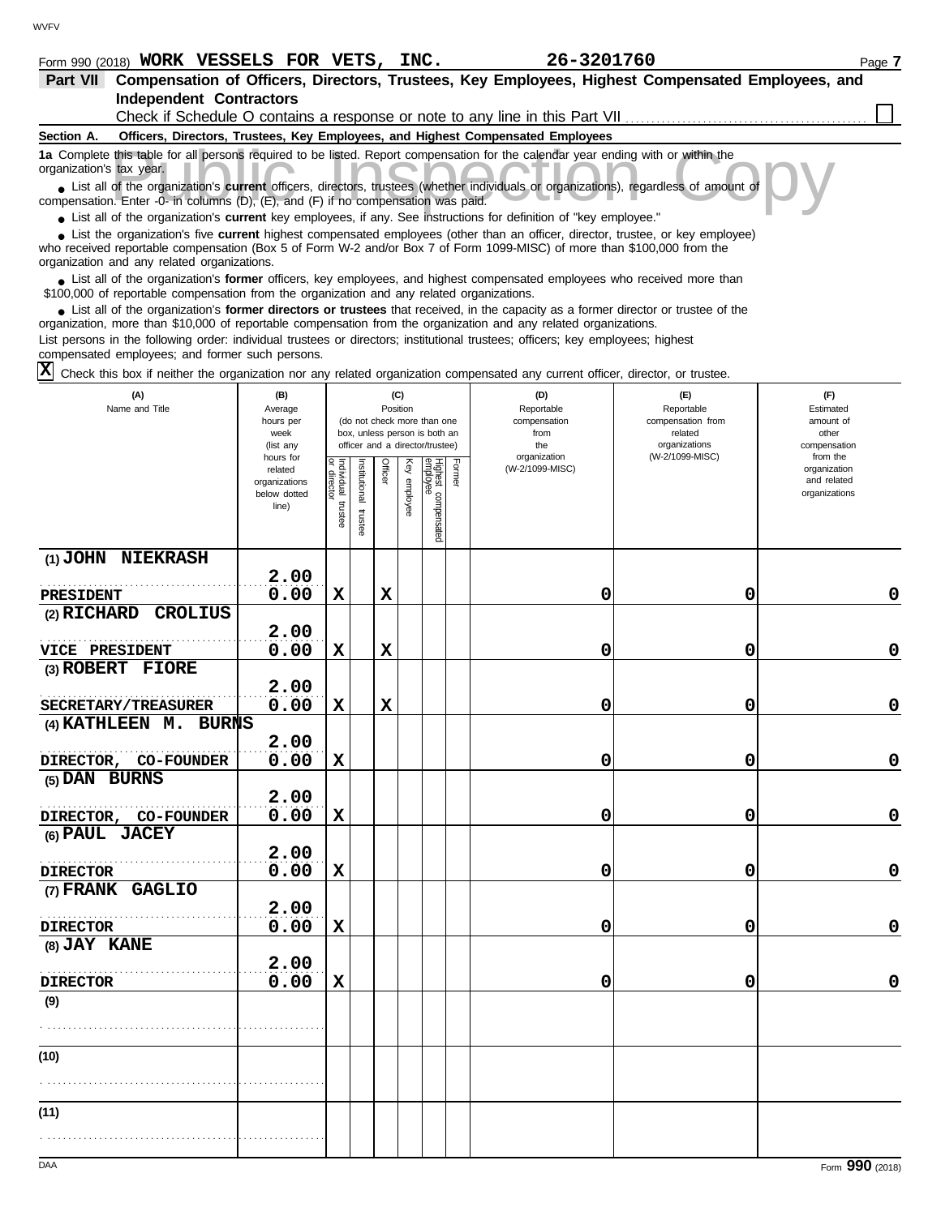Form 990 (2018) **WORK VESSELS FOR VETS, INC.** **26-3201760** Page **7**

**Part VII** **Compensation of Officers, Directors, Trustees, Key Employees, Highest Compensated Employees, and Independent Contractors**

Check if Schedule O contains a response or note to any line in this Part VII ☐

**Section A. Officers, Directors, Trustees, Key Employees, and Highest Compensated Employees**

**1a** Complete this table for all persons required to be listed. Report compensation for the calendar year ending with or within the organization's tax year.

- List all of the organization's **current** officers, directors, trustees (whether individuals or organizations), regardless of amount of compensation. Enter -0- in columns (D), (E), and (F) if no compensation was paid.
- List all of the organization's **current** key employees, if any. See instructions for definition of "key employee."
- List the organization's five **current** highest compensated employees (other than an officer, director, trustee, or key employee) who received reportable compensation (Box 5 of Form W-2 and/or Box 7 of Form 1099-MISC) of more than $100,000 from the organization and any related organizations.
- List all of the organization's **former** officers, key employees, and highest compensated employees who received more than $100,000 of reportable compensation from the organization and any related organizations.
- List all of the organization's **former directors or trustees** that received, in the capacity as a former director or trustee of the organization, more than $10,000 of reportable compensation from the organization and any related organizations.

List persons in the following order: individual trustees or directors; institutional trustees; officers; key employees; highest compensated employees; and former such persons.

☒ Check this box if neither the organization nor any related organization compensated any current officer, director, or trustee.

| (A) Name and Title | (B) Average hours per week (list any hours for related organizations below dotted line) | (C) Position (do not check more than one box, unless person is both an officer and a director/trustee): Individual trustee or director | Institutional trustee | Officer | Key employee | Highest compensated employee | Former | (D) Reportable compensation from the organization (W-2/1099-MISC) | (E) Reportable compensation from related organizations (W-2/1099-MISC) | (F) Estimated amount of other compensation from the organization and related organizations |
|---|---|---|---|---|---|---|---|---|---|---|
| (1) JOHN NIEKRASH<br>PRESIDENT | 2.00<br>0.00 | X | | X | | | | 0 | 0 | 0 |
| (2) RICHARD CROLIUS<br>VICE PRESIDENT | 2.00<br>0.00 | X | | X | | | | 0 | 0 | 0 |
| (3) ROBERT FIORE<br>SECRETARY/TREASURER | 2.00<br>0.00 | X | | X | | | | 0 | 0 | 0 |
| (4) KATHLEEN M. BURNS<br>DIRECTOR, CO-FOUNDER | 2.00<br>0.00 | X | | | | | | 0 | 0 | 0 |
| (5) DAN BURNS<br>DIRECTOR, CO-FOUNDER | 2.00<br>0.00 | X | | | | | | 0 | 0 | 0 |
| (6) PAUL JACEY<br>DIRECTOR | 2.00<br>0.00 | X | | | | | | 0 | 0 | 0 |
| (7) FRANK GAGLIO<br>DIRECTOR | 2.00<br>0.00 | X | | | | | | 0 | 0 | 0 |
| (8) JAY KANE<br>DIRECTOR | 2.00<br>0.00 | X | | | | | | 0 | 0 | 0 |
| (9) | | | | | | | | | | |
| (10) | | | | | | | | | | |
| (11) | | | | | | | | | | |

DAA Form **990** (2018)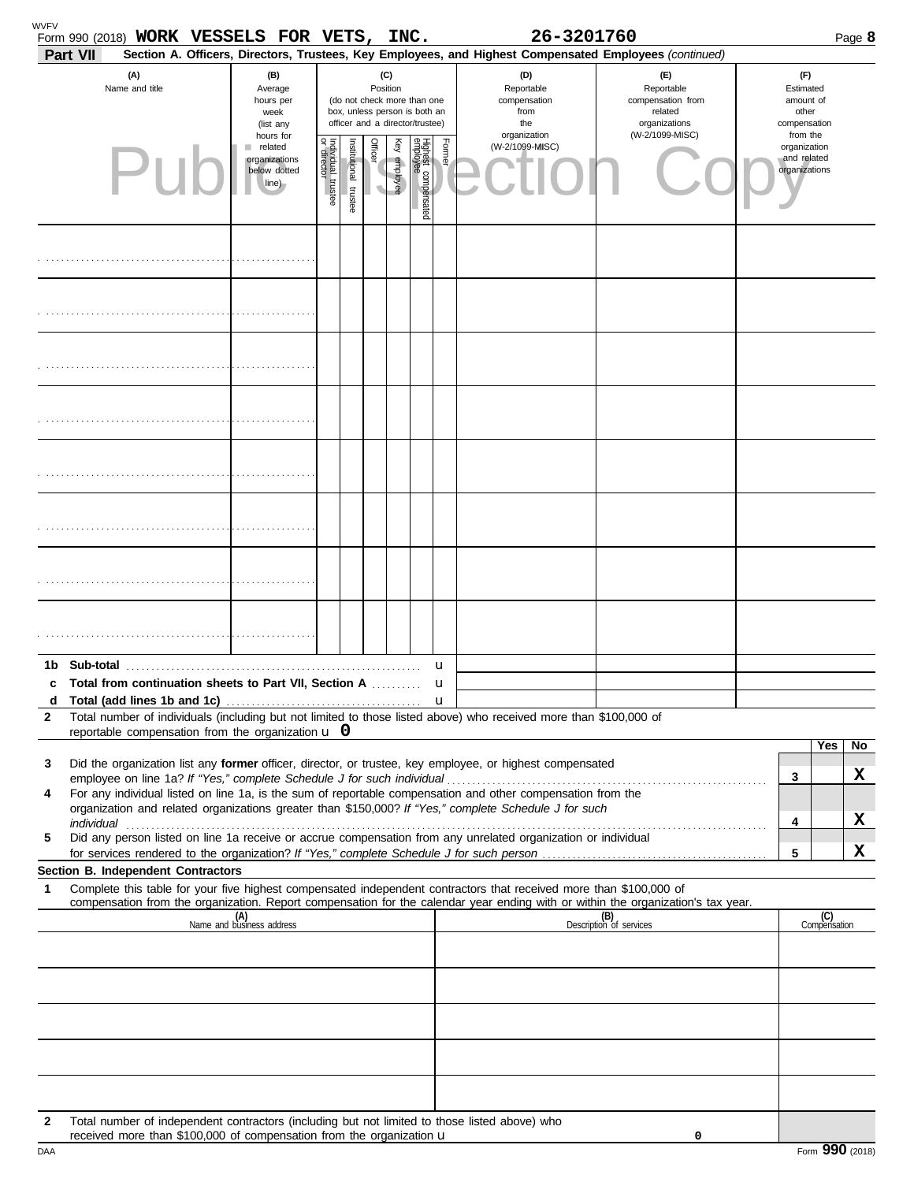Form 990 (2018) **WORK VESSELS FOR VETS, INC.** 26-3201760

**Part VII** **Section A. Officers, Directors, Trustees, Key Employees, and Highest Compensated Employees** *(continued)*

| (A) Name and title | (B) Average hours per week (list any hours for related organizations below dotted line) | (C) Position (do not check more than one box, unless person is both an officer and a director/trustee): Individual trustee or director | Institutional trustee | Officer | Key employee | Highest compensated employee | Former | (D) Reportable compensation from the organization (W-2/1099-MISC) | (E) Reportable compensation from related organizations (W-2/1099-MISC) | (F) Estimated amount of other compensation from the organization and related organizations |
|---|---|---|---|---|---|---|---|---|---|---|
| | | | | | | | | | | |
| | | | | | | | | | | |
| | | | | | | | | | | |
| | | | | | | | | | | |
| | | | | | | | | | | |
| | | | | | | | | | | |
| | | | | | | | | | | |
| | | | | | | | | | | |

**1b Sub-total** u

**c Total from continuation sheets to Part VII, Section A** u

**d Total (add lines 1b and 1c)** u

**2** Total number of individuals (including but not limited to those listed above) who received more than $100,000 of reportable compensation from the organization u 0

| | | | Yes | No |
|---|---|---|---|---|
| 3 | Did the organization list any **former** officer, director, or trustee, key employee, or highest compensated employee on line 1a? *If "Yes," complete Schedule J for such individual* | 3 | | X |
| 4 | For any individual listed on line 1a, is the sum of reportable compensation and other compensation from the organization and related organizations greater than $150,000? *If "Yes," complete Schedule J for such individual* | 4 | | X |
| 5 | Did any person listed on line 1a receive or accrue compensation from any unrelated organization or individual for services rendered to the organization? *If "Yes," complete Schedule J for such person* | 5 | | X |

**Section B. Independent Contractors**

**1** Complete this table for your five highest compensated independent contractors that received more than $100,000 of compensation from the organization. Report compensation for the calendar year ending with or within the organization's tax year.

| (A) Name and business address | (B) Description of services | (C) Compensation |
|---|---|---|
| | | |
| | | |
| | | |
| | | |
| | | |

**2** Total number of independent contractors (including but not limited to those listed above) who received more than $100,000 of compensation from the organization u 0

DAA Form **990** (2018)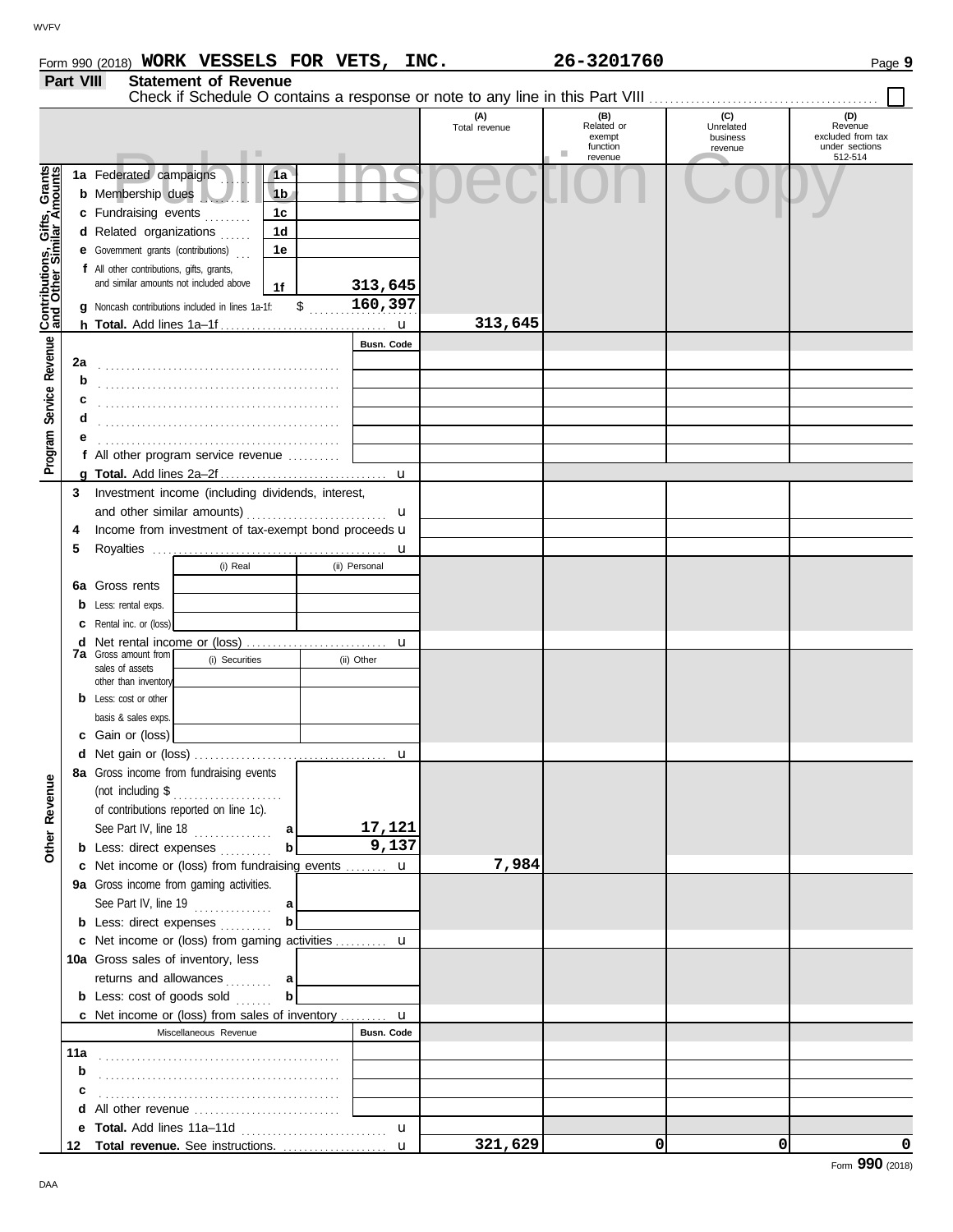Form 990 (2018) **WORK VESSELS FOR VETS, INC.** **26-3201760** Page **9**

**Part VIII Statement of Revenue**

Check if Schedule O contains a response or note to any line in this Part VIII ☐

| | | | | (A) Total revenue | (B) Related or exempt function revenue | (C) Unrelated business revenue | (D) Revenue excluded from tax under sections 512-514 |
|---|---|---|---|---|---|---|---|
| **Contributions, Gifts, Grants and Other Similar Amounts** | 1a Federated campaigns | 1a | | | | | |
| | b Membership dues | 1b | | | | | |
| | c Fundraising events | 1c | | | | | |
| | d Related organizations | 1d | | | | | |
| | e Government grants (contributions) | 1e | | | | | |
| | f All other contributions, gifts, grants, and similar amounts not included above | 1f | 313,645 | | | | |
| | g Noncash contributions included in lines 1a-1f: $ 160,397 | | | | | | |
| | h **Total.** Add lines 1a–1f | | | 313,645 | | | |
| **Program Service Revenue** | | | Busn. Code | | | | |
| | 2a | | | | | | |
| | b | | | | | | |
| | c | | | | | | |
| | d | | | | | | |
| | e | | | | | | |
| | f All other program service revenue | | | | | | |
| | g **Total.** Add lines 2a–2f | | | | | | |
| **Other Revenue** | 3 Investment income (including dividends, interest, and other similar amounts) | | | | | | |
| | 4 Income from investment of tax-exempt bond proceeds | | | | | | |
| | 5 Royalties | | | | | | |
| | | (i) Real | (ii) Personal | | | | |
| | 6a Gross rents | | | | | | |
| | b Less: rental exps. | | | | | | |
| | c Rental inc. or (loss) | | | | | | |
| | d Net rental income or (loss) | | | | | | |
| | | (i) Securities | (ii) Other | | | | |
| | 7a Gross amount from sales of assets other than inventory | | | | | | |
| | b Less: cost or other basis & sales exps. | | | | | | |
| | c Gain or (loss) | | | | | | |
| | d Net gain or (loss) | | | | | | |
| | 8a Gross income from fundraising events (not including $ of contributions reported on line 1c). See Part IV, line 18 | a | 17,121 | | | | |
| | b Less: direct expenses | b | 9,137 | | | | |
| | c Net income or (loss) from fundraising events | | | 7,984 | | | |
| | 9a Gross income from gaming activities. See Part IV, line 19 | a | | | | | |
| | b Less: direct expenses | b | | | | | |
| | c Net income or (loss) from gaming activities | | | | | | |
| | 10a Gross sales of inventory, less returns and allowances | a | | | | | |
| | b Less: cost of goods sold | b | | | | | |
| | c Net income or (loss) from sales of inventory | | | | | | |
| | Miscellaneous Revenue | | Busn. Code | | | | |
| | 11a | | | | | | |
| | b | | | | | | |
| | c | | | | | | |
| | d All other revenue | | | | | | |
| | e **Total.** Add lines 11a–11d | | | | | | |
| | 12 **Total revenue.** See instructions. | | | 321,629 | 0 | 0 | 0 |

Form **990** (2018)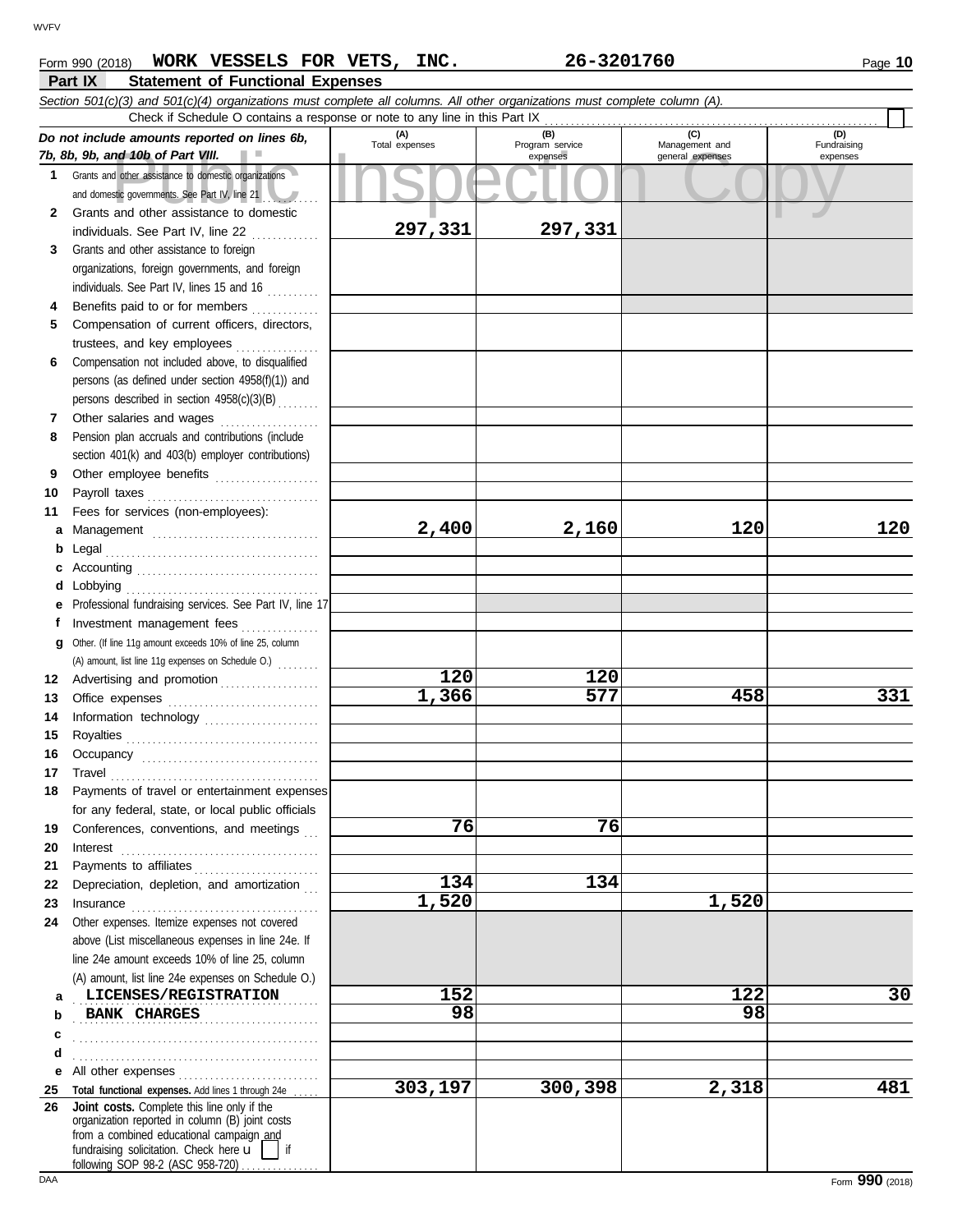Form 990 (2018) **WORK VESSELS FOR VETS, INC.** **26-3201760**

## Part IX Statement of Functional Expenses

*Section 501(c)(3) and 501(c)(4) organizations must complete all columns. All other organizations must complete column (A).*

Check if Schedule O contains a response or note to any line in this Part IX

| *Do not include amounts reported on lines 6b, 7b, 8b, 9b, and 10b of Part VIII.* | (A) Total expenses | (B) Program service expenses | (C) Management and general expenses | (D) Fundraising expenses |
|---|---|---|---|---|
| 1 Grants and other assistance to domestic organizations and domestic governments. See Part IV, line 21 | | | | |
| 2 Grants and other assistance to domestic individuals. See Part IV, line 22 | 297,331 | 297,331 | | |
| 3 Grants and other assistance to foreign organizations, foreign governments, and foreign individuals. See Part IV, lines 15 and 16 | | | | |
| 4 Benefits paid to or for members | | | | |
| 5 Compensation of current officers, directors, trustees, and key employees | | | | |
| 6 Compensation not included above, to disqualified persons (as defined under section 4958(f)(1)) and persons described in section 4958(c)(3)(B) | | | | |
| 7 Other salaries and wages | | | | |
| 8 Pension plan accruals and contributions (include section 401(k) and 403(b) employer contributions) | | | | |
| 9 Other employee benefits | | | | |
| 10 Payroll taxes | | | | |
| 11 Fees for services (non-employees): | | | | |
| a Management | 2,400 | 2,160 | 120 | 120 |
| b Legal | | | | |
| c Accounting | | | | |
| d Lobbying | | | | |
| e Professional fundraising services. See Part IV, line 17 | | | | |
| f Investment management fees | | | | |
| g Other. (If line 11g amount exceeds 10% of line 25, column (A) amount, list line 11g expenses on Schedule O.) | | | | |
| 12 Advertising and promotion | 120 | 120 | | |
| 13 Office expenses | 1,366 | 577 | 458 | 331 |
| 14 Information technology | | | | |
| 15 Royalties | | | | |
| 16 Occupancy | | | | |
| 17 Travel | | | | |
| 18 Payments of travel or entertainment expenses for any federal, state, or local public officials | | | | |
| 19 Conferences, conventions, and meetings | 76 | 76 | | |
| 20 Interest | | | | |
| 21 Payments to affiliates | | | | |
| 22 Depreciation, depletion, and amortization | 134 | 134 | | |
| 23 Insurance | 1,520 | | 1,520 | |
| 24 Other expenses. Itemize expenses not covered above (List miscellaneous expenses in line 24e. If line 24e amount exceeds 10% of line 25, column (A) amount, list line 24e expenses on Schedule O.) | | | | |
| a LICENSES/REGISTRATION | 152 | | 122 | 30 |
| b BANK CHARGES | 98 | | 98 | |
| c | | | | |
| d | | | | |
| e All other expenses | | | | |
| 25 **Total functional expenses.** Add lines 1 through 24e | 303,197 | 300,398 | 2,318 | 481 |
| 26 **Joint costs.** Complete this line only if the organization reported in column (B) joint costs from a combined educational campaign and fundraising solicitation. Check here ☐ if following SOP 98-2 (ASC 958-720) | | | | |

Form **990** (2018)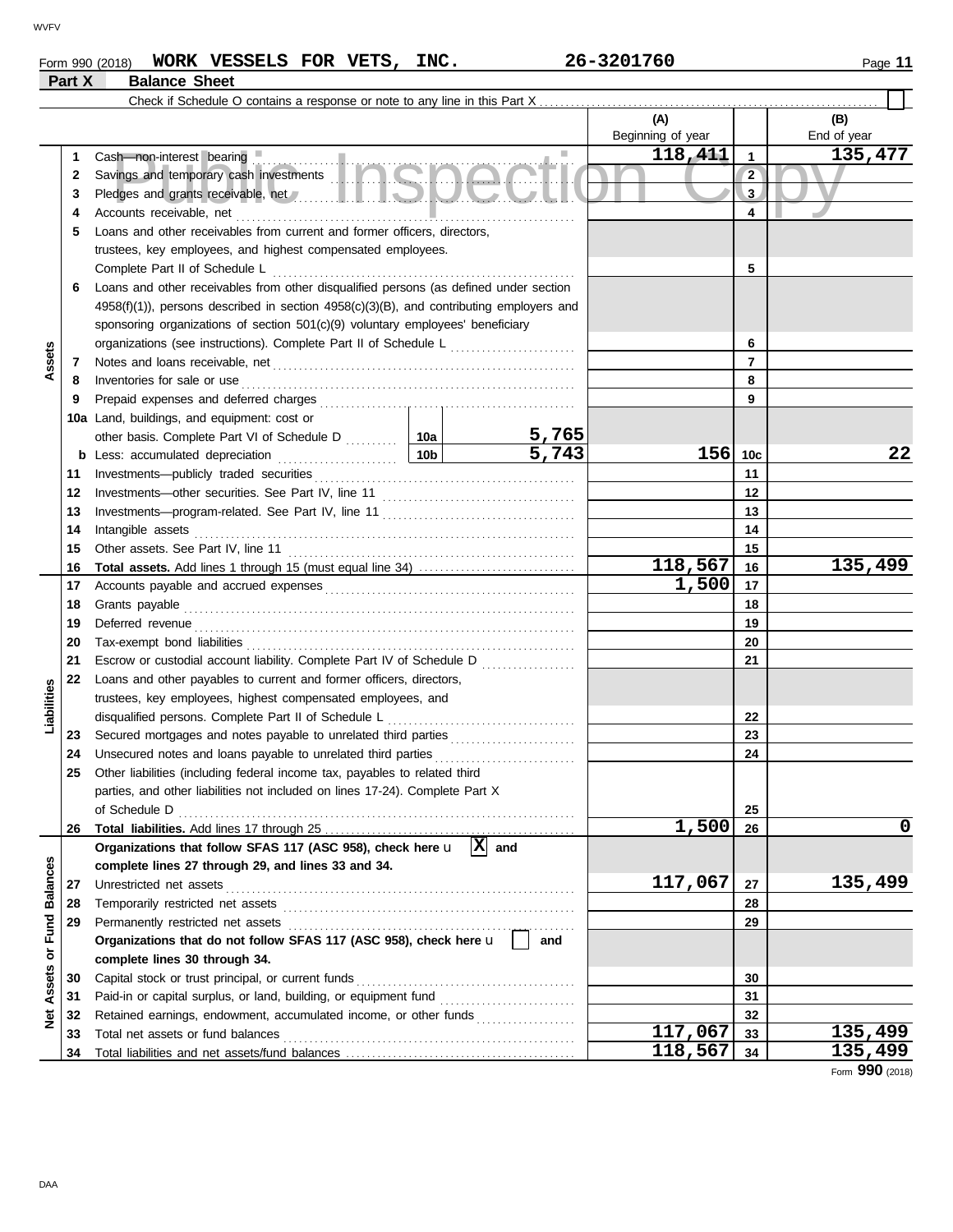Form 990 (2018) **WORK VESSELS FOR VETS, INC.** **26-3201760** Page **11**

## Part X Balance Sheet

Check if Schedule O contains a response or note to any line in this Part X . . . . . . . . ☐

| | | | | (A) Beginning of year | | (B) End of year |
|---|---|---|---|---|---|---|
| **Assets** | 1 | Cash—non-interest bearing | | 118,411 | 1 | 135,477 |
| | 2 | Savings and temporary cash investments | | | 2 | |
| | 3 | Pledges and grants receivable, net | | | 3 | |
| | 4 | Accounts receivable, net | | | 4 | |
| | 5 | Loans and other receivables from current and former officers, directors, trustees, key employees, and highest compensated employees. Complete Part II of Schedule L | | | 5 | |
| | 6 | Loans and other receivables from other disqualified persons (as defined under section 4958(f)(1)), persons described in section 4958(c)(3)(B), and contributing employers and sponsoring organizations of section 501(c)(9) voluntary employees' beneficiary organizations (see instructions). Complete Part II of Schedule L | | | 6 | |
| | 7 | Notes and loans receivable, net | | | 7 | |
| | 8 | Inventories for sale or use | | | 8 | |
| | 9 | Prepaid expenses and deferred charges | | | 9 | |
| | 10a | Land, buildings, and equipment: cost or other basis. Complete Part VI of Schedule D | 10a 5,765 | | | |
| | b | Less: accumulated depreciation | 10b 5,743 | 156 | 10c | 22 |
| | 11 | Investments—publicly traded securities | | | 11 | |
| | 12 | Investments—other securities. See Part IV, line 11 | | | 12 | |
| | 13 | Investments—program-related. See Part IV, line 11 | | | 13 | |
| | 14 | Intangible assets | | | 14 | |
| | 15 | Other assets. See Part IV, line 11 | | | 15 | |
| | 16 | **Total assets.** Add lines 1 through 15 (must equal line 34) | | 118,567 | 16 | 135,499 |
| **Liabilities** | 17 | Accounts payable and accrued expenses | | 1,500 | 17 | |
| | 18 | Grants payable | | | 18 | |
| | 19 | Deferred revenue | | | 19 | |
| | 20 | Tax-exempt bond liabilities | | | 20 | |
| | 21 | Escrow or custodial account liability. Complete Part IV of Schedule D | | | 21 | |
| | 22 | Loans and other payables to current and former officers, directors, trustees, key employees, highest compensated employees, and disqualified persons. Complete Part II of Schedule L | | | 22 | |
| | 23 | Secured mortgages and notes payable to unrelated third parties | | | 23 | |
| | 24 | Unsecured notes and loans payable to unrelated third parties | | | 24 | |
| | 25 | Other liabilities (including federal income tax, payables to related third parties, and other liabilities not included on lines 17-24). Complete Part X of Schedule D | | | 25 | |
| | 26 | **Total liabilities.** Add lines 17 through 25 | | 1,500 | 26 | 0 |
| **Net Assets or Fund Balances** | | **Organizations that follow SFAS 117 (ASC 958), check here** ☒ **and complete lines 27 through 29, and lines 33 and 34.** | | | | |
| | 27 | Unrestricted net assets | | 117,067 | 27 | 135,499 |
| | 28 | Temporarily restricted net assets | | | 28 | |
| | 29 | Permanently restricted net assets | | | 29 | |
| | | **Organizations that do not follow SFAS 117 (ASC 958), check here** ☐ **and complete lines 30 through 34.** | | | | |
| | 30 | Capital stock or trust principal, or current funds | | | 30 | |
| | 31 | Paid-in or capital surplus, or land, building, or equipment fund | | | 31 | |
| | 32 | Retained earnings, endowment, accumulated income, or other funds | | | 32 | |
| | 33 | Total net assets or fund balances | | 117,067 | 33 | 135,499 |
| | 34 | Total liabilities and net assets/fund balances | | 118,567 | 34 | 135,499 |

Form **990** (2018)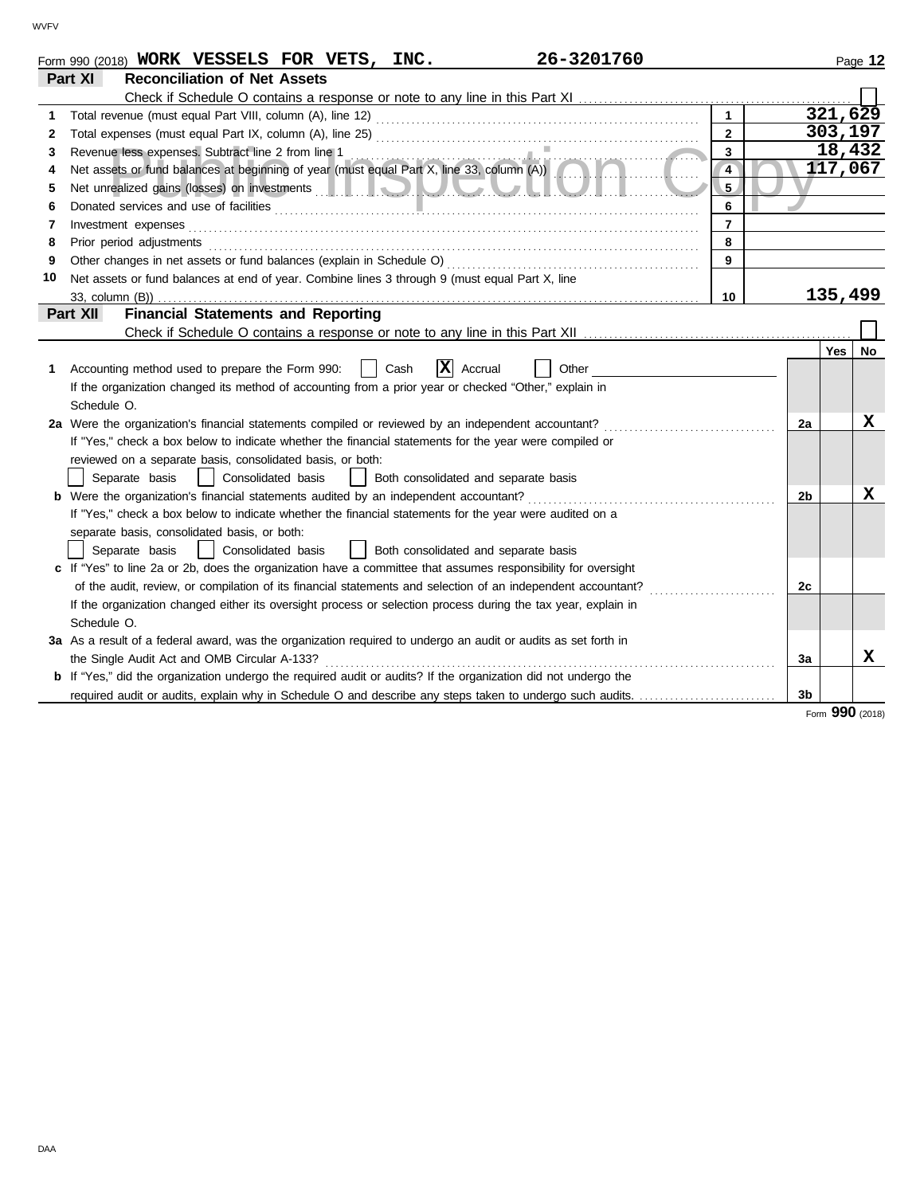Form 990 (2018) **WORK VESSELS FOR VETS, INC.** **26-3201760**

## Part XI Reconciliation of Net Assets

Check if Schedule O contains a response or note to any line in this Part XI ☐

| | | | |
|---|---|---|---|
| 1 | Total revenue (must equal Part VIII, column (A), line 12) | 1 | 321,629 |
| 2 | Total expenses (must equal Part IX, column (A), line 25) | 2 | 303,197 |
| 3 | Revenue less expenses. Subtract line 2 from line 1 | 3 | 18,432 |
| 4 | Net assets or fund balances at beginning of year (must equal Part X, line 33, column (A)) | 4 | 117,067 |
| 5 | Net unrealized gains (losses) on investments | 5 | |
| 6 | Donated services and use of facilities | 6 | |
| 7 | Investment expenses | 7 | |
| 8 | Prior period adjustments | 8 | |
| 9 | Other changes in net assets or fund balances (explain in Schedule O) | 9 | |
| 10 | Net assets or fund balances at end of year. Combine lines 3 through 9 (must equal Part X, line 33, column (B)) | 10 | 135,499 |

## Part XII Financial Statements and Reporting

Check if Schedule O contains a response or note to any line in this Part XII ☐

| | | | Yes | No |
|---|---|---|---|---|
| 1 | Accounting method used to prepare the Form 990: ☐ Cash ☒ Accrual ☐ Other<br>If the organization changed its method of accounting from a prior year or checked "Other," explain in Schedule O. | | | |
| 2a | Were the organization's financial statements compiled or reviewed by an independent accountant?<br>If "Yes," check a box below to indicate whether the financial statements for the year were compiled or reviewed on a separate basis, consolidated basis, or both:<br>☐ Separate basis ☐ Consolidated basis ☐ Both consolidated and separate basis | 2a | | X |
| b | Were the organization's financial statements audited by an independent accountant?<br>If "Yes," check a box below to indicate whether the financial statements for the year were audited on a separate basis, consolidated basis, or both:<br>☐ Separate basis ☐ Consolidated basis ☐ Both consolidated and separate basis | 2b | | X |
| c | If "Yes" to line 2a or 2b, does the organization have a committee that assumes responsibility for oversight of the audit, review, or compilation of its financial statements and selection of an independent accountant?<br>If the organization changed either its oversight process or selection process during the tax year, explain in Schedule O. | 2c | | |
| 3a | As a result of a federal award, was the organization required to undergo an audit or audits as set forth in the Single Audit Act and OMB Circular A-133? | 3a | | X |
| b | If "Yes," did the organization undergo the required audit or audits? If the organization did not undergo the required audit or audits, explain why in Schedule O and describe any steps taken to undergo such audits. | 3b | | |

Form **990** (2018)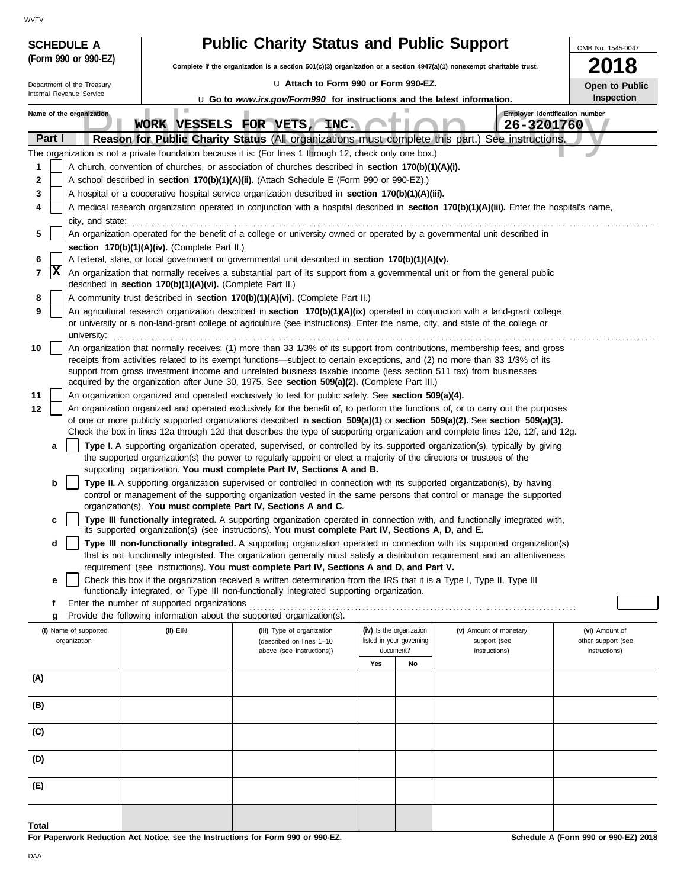WVFV

**SCHEDULE A**
**(Form 990 or 990-EZ)**

Department of the Treasury
Internal Revenue Service

# Public Charity Status and Public Support

**Complete if the organization is a section 501(c)(3) organization or a section 4947(a)(1) nonexempt charitable trust.**

u **Attach to Form 990 or Form 990-EZ.**

u **Go to *www.irs.gov/Form990* for instructions and the latest information.**

OMB No. 1545-0047

**2018**

**Open to Public Inspection**

Name of the organization: **WORK VESSELS FOR VETS, INC.**

Employer identification number: **26-3201760**

## Part I — Reason for Public Charity Status (All organizations must complete this part.) See instructions.

The organization is not a private foundation because it is: (For lines 1 through 12, check only one box.)

1. [ ] A church, convention of churches, or association of churches described in **section 170(b)(1)(A)(i).**
2. [ ] A school described in **section 170(b)(1)(A)(ii).** (Attach Schedule E (Form 990 or 990-EZ).)
3. [ ] A hospital or a cooperative hospital service organization described in **section 170(b)(1)(A)(iii).**
4. [ ] A medical research organization operated in conjunction with a hospital described in **section 170(b)(1)(A)(iii).** Enter the hospital's name, city, and state: ..........
5. [ ] An organization operated for the benefit of a college or university owned or operated by a governmental unit described in **section 170(b)(1)(A)(iv).** (Complete Part II.)
6. [ ] A federal, state, or local government or governmental unit described in **section 170(b)(1)(A)(v).**
7. [X] An organization that normally receives a substantial part of its support from a governmental unit or from the general public described in **section 170(b)(1)(A)(vi).** (Complete Part II.)
8. [ ] A community trust described in **section 170(b)(1)(A)(vi).** (Complete Part II.)
9. [ ] An agricultural research organization described in **section 170(b)(1)(A)(ix)** operated in conjunction with a land-grant college or university or a non-land-grant college of agriculture (see instructions). Enter the name, city, and state of the college or university: ..........
10. [ ] An organization that normally receives: (1) more than 33 1/3% of its support from contributions, membership fees, and gross receipts from activities related to its exempt functions—subject to certain exceptions, and (2) no more than 33 1/3% of its support from gross investment income and unrelated business taxable income (less section 511 tax) from businesses acquired by the organization after June 30, 1975. See **section 509(a)(2).** (Complete Part III.)
11. [ ] An organization organized and operated exclusively to test for public safety. See **section 509(a)(4).**
12. [ ] An organization organized and operated exclusively for the benefit of, to perform the functions of, or to carry out the purposes of one or more publicly supported organizations described in **section 509(a)(1)** or **section 509(a)(2).** See **section 509(a)(3).** Check the box in lines 12a through 12d that describes the type of supporting organization and complete lines 12e, 12f, and 12g.
    - **a** [ ] **Type I.** A supporting organization operated, supervised, or controlled by its supported organization(s), typically by giving the supported organization(s) the power to regularly appoint or elect a majority of the directors or trustees of the supporting organization. **You must complete Part IV, Sections A and B.**
    - **b** [ ] **Type II.** A supporting organization supervised or controlled in connection with its supported organization(s), by having control or management of the supporting organization vested in the same persons that control or manage the supported organization(s). **You must complete Part IV, Sections A and C.**
    - **c** [ ] **Type III functionally integrated.** A supporting organization operated in connection with, and functionally integrated with, its supported organization(s) (see instructions). **You must complete Part IV, Sections A, D, and E.**
    - **d** [ ] **Type III non-functionally integrated.** A supporting organization operated in connection with its supported organization(s) that is not functionally integrated. The organization generally must satisfy a distribution requirement and an attentiveness requirement (see instructions). **You must complete Part IV, Sections A and D, and Part V.**
    - **e** [ ] Check this box if the organization received a written determination from the IRS that it is a Type I, Type II, Type III functionally integrated, or Type III non-functionally integrated supporting organization.
    - **f** Enter the number of supported organizations ..........
    - **g** Provide the following information about the supported organization(s).

| (i) Name of supported organization | (ii) EIN | (iii) Type of organization (described on lines 1–10 above (see instructions)) | (iv) Is the organization listed in your governing document? | | (v) Amount of monetary support (see instructions) | (vi) Amount of other support (see instructions) |
|---|---|---|---|---|---|---|
| | | | Yes | No | | |
| (A) | | | | | | |
| (B) | | | | | | |
| (C) | | | | | | |
| (D) | | | | | | |
| (E) | | | | | | |
| **Total** | | | | | | |

**For Paperwork Reduction Act Notice, see the Instructions for Form 990 or 990-EZ.**

**Schedule A (Form 990 or 990-EZ) 2018**

DAA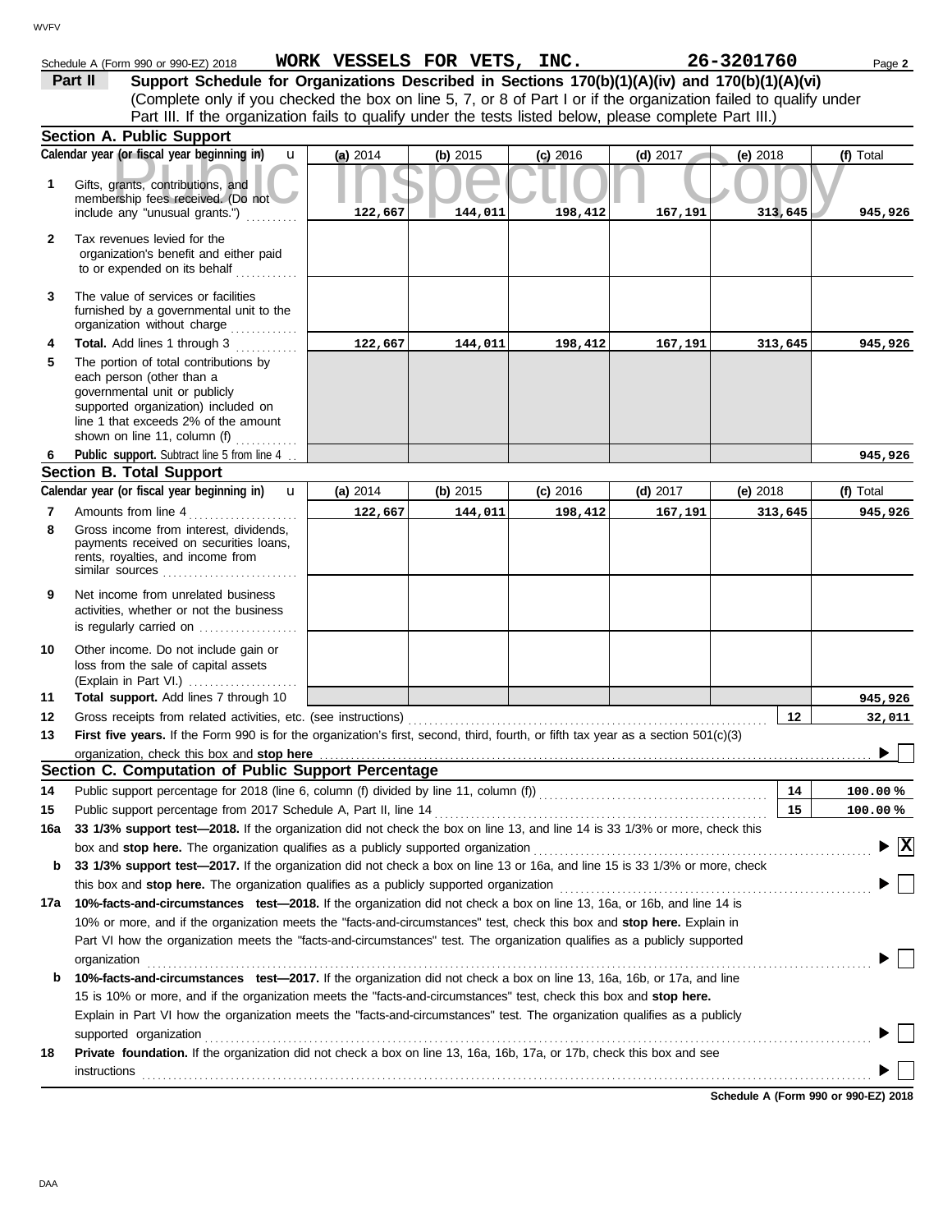Schedule A (Form 990 or 990-EZ) 2018 **WORK VESSELS FOR VETS, INC.** **26-3201760** Page **2**

## Part II Support Schedule for Organizations Described in Sections 170(b)(1)(A)(iv) and 170(b)(1)(A)(vi)

(Complete only if you checked the box on line 5, 7, or 8 of Part I or if the organization failed to qualify under Part III. If the organization fails to qualify under the tests listed below, please complete Part III.)

### Section A. Public Support

| Calendar year (or fiscal year beginning in) | (a) 2014 | (b) 2015 | (c) 2016 | (d) 2017 | (e) 2018 | (f) Total |
|---|---|---|---|---|---|---|
| **1** Gifts, grants, contributions, and membership fees received. (Do not include any "unusual grants.") | 122,667 | 144,011 | 198,412 | 167,191 | 313,645 | 945,926 |
| **2** Tax revenues levied for the organization's benefit and either paid to or expended on its behalf | | | | | | |
| **3** The value of services or facilities furnished by a governmental unit to the organization without charge | | | | | | |
| **4** **Total.** Add lines 1 through 3 | 122,667 | 144,011 | 198,412 | 167,191 | 313,645 | 945,926 |
| **5** The portion of total contributions by each person (other than a governmental unit or publicly supported organization) included on line 1 that exceeds 2% of the amount shown on line 11, column (f) | | | | | | |
| **6** **Public support.** Subtract line 5 from line 4 | | | | | | 945,926 |

### Section B. Total Support

| Calendar year (or fiscal year beginning in) | (a) 2014 | (b) 2015 | (c) 2016 | (d) 2017 | (e) 2018 | (f) Total |
|---|---|---|---|---|---|---|
| **7** Amounts from line 4 | 122,667 | 144,011 | 198,412 | 167,191 | 313,645 | 945,926 |
| **8** Gross income from interest, dividends, payments received on securities loans, rents, royalties, and income from similar sources | | | | | | |
| **9** Net income from unrelated business activities, whether or not the business is regularly carried on | | | | | | |
| **10** Other income. Do not include gain or loss from the sale of capital assets (Explain in Part VI.) | | | | | | |
| **11** **Total support.** Add lines 7 through 10 | | | | | | 945,926 |

**12** Gross receipts from related activities, etc. (see instructions) — **12** — 32,011

**13** **First five years.** If the Form 990 is for the organization's first, second, third, fourth, or fifth tax year as a section 501(c)(3) organization, check this box and **stop here** ☐

### Section C. Computation of Public Support Percentage

**14** Public support percentage for 2018 (line 6, column (f) divided by line 11, column (f)) — **14** — 100.00 %

**15** Public support percentage from 2017 Schedule A, Part II, line 14 — **15** — 100.00 %

**16a** **33 1/3% support test—2018.** If the organization did not check the box on line 13, and line 14 is 33 1/3% or more, check this box and **stop here.** The organization qualifies as a publicly supported organization ☒

**b** **33 1/3% support test—2017.** If the organization did not check a box on line 13 or 16a, and line 15 is 33 1/3% or more, check this box and **stop here.** The organization qualifies as a publicly supported organization ☐

**17a** **10%-facts-and-circumstances test—2018.** If the organization did not check a box on line 13, 16a, or 16b, and line 14 is 10% or more, and if the organization meets the "facts-and-circumstances" test, check this box and **stop here.** Explain in Part VI how the organization meets the "facts-and-circumstances" test. The organization qualifies as a publicly supported organization ☐

**b** **10%-facts-and-circumstances test—2017.** If the organization did not check a box on line 13, 16a, 16b, or 17a, and line 15 is 10% or more, and if the organization meets the "facts-and-circumstances" test, check this box and **stop here.** Explain in Part VI how the organization meets the "facts-and-circumstances" test. The organization qualifies as a publicly supported organization ☐

**18** **Private foundation.** If the organization did not check a box on line 13, 16a, 16b, 17a, or 17b, check this box and see instructions ☐

**Schedule A (Form 990 or 990-EZ) 2018**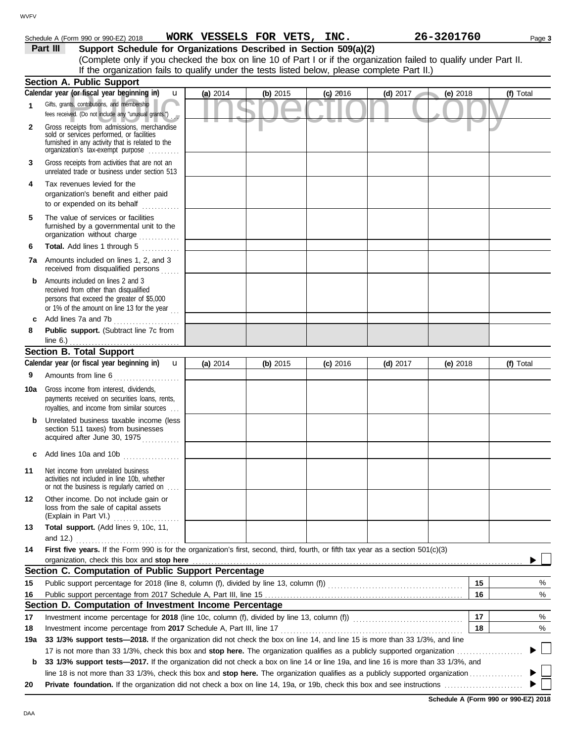Schedule A (Form 990 or 990-EZ) 2018 **WORK VESSELS FOR VETS, INC.** **26-3201760** Page **3**

## Part III Support Schedule for Organizations Described in Section 509(a)(2)

(Complete only if you checked the box on line 10 of Part I or if the organization failed to qualify under Part II. If the organization fails to qualify under the tests listed below, please complete Part II.)

### Section A. Public Support

| Calendar year (or fiscal year beginning in) | (a) 2014 | (b) 2015 | (c) 2016 | (d) 2017 | (e) 2018 | (f) Total |
|---|---|---|---|---|---|---|
| 1 Gifts, grants, contributions, and membership fees received. (Do not include any "unusual grants.") | | | | | | |
| 2 Gross receipts from admissions, merchandise sold or services performed, or facilities furnished in any activity that is related to the organization's tax-exempt purpose | | | | | | |
| 3 Gross receipts from activities that are not an unrelated trade or business under section 513 | | | | | | |
| 4 Tax revenues levied for the organization's benefit and either paid to or expended on its behalf | | | | | | |
| 5 The value of services or facilities furnished by a governmental unit to the organization without charge | | | | | | |
| 6 **Total.** Add lines 1 through 5 | | | | | | |
| 7a Amounts included on lines 1, 2, and 3 received from disqualified persons | | | | | | |
| b Amounts included on lines 2 and 3 received from other than disqualified persons that exceed the greater of $5,000 or 1% of the amount on line 13 for the year | | | | | | |
| c Add lines 7a and 7b | | | | | | |
| 8 **Public support.** (Subtract line 7c from line 6.) | | | | | | |

### Section B. Total Support

| Calendar year (or fiscal year beginning in) | (a) 2014 | (b) 2015 | (c) 2016 | (d) 2017 | (e) 2018 | (f) Total |
|---|---|---|---|---|---|---|
| 9 Amounts from line 6 | | | | | | |
| 10a Gross income from interest, dividends, payments received on securities loans, rents, royalties, and income from similar sources | | | | | | |
| b Unrelated business taxable income (less section 511 taxes) from businesses acquired after June 30, 1975 | | | | | | |
| c Add lines 10a and 10b | | | | | | |
| 11 Net income from unrelated business activities not included in line 10b, whether or not the business is regularly carried on | | | | | | |
| 12 Other income. Do not include gain or loss from the sale of capital assets (Explain in Part VI.) | | | | | | |
| 13 **Total support.** (Add lines 9, 10c, 11, and 12.) | | | | | | |

**14** **First five years.** If the Form 990 is for the organization's first, second, third, fourth, or fifth tax year as a section 501(c)(3) organization, check this box and **stop here** ☐

### Section C. Computation of Public Support Percentage

| | | | |
|---|---|---|---|
| 15 | Public support percentage for 2018 (line 8, column (f), divided by line 13, column (f)) | 15 | % |
| 16 | Public support percentage from 2017 Schedule A, Part III, line 15 | 16 | % |

### Section D. Computation of Investment Income Percentage

| | | | |
|---|---|---|---|
| 17 | Investment income percentage for **2018** (line 10c, column (f), divided by line 13, column (f)) | 17 | % |
| 18 | Investment income percentage from **2017** Schedule A, Part III, line 17 | 18 | % |

**19a** **33 1/3% support tests—2018.** If the organization did not check the box on line 14, and line 15 is more than 33 1/3%, and line 17 is not more than 33 1/3%, check this box and **stop here.** The organization qualifies as a publicly supported organization ☐

**b** **33 1/3% support tests—2017.** If the organization did not check a box on line 14 or line 19a, and line 16 is more than 33 1/3%, and line 18 is not more than 33 1/3%, check this box and **stop here.** The organization qualifies as a publicly supported organization ☐

**20** **Private foundation.** If the organization did not check a box on line 14, 19a, or 19b, check this box and see instructions ☐

**Schedule A (Form 990 or 990-EZ) 2018**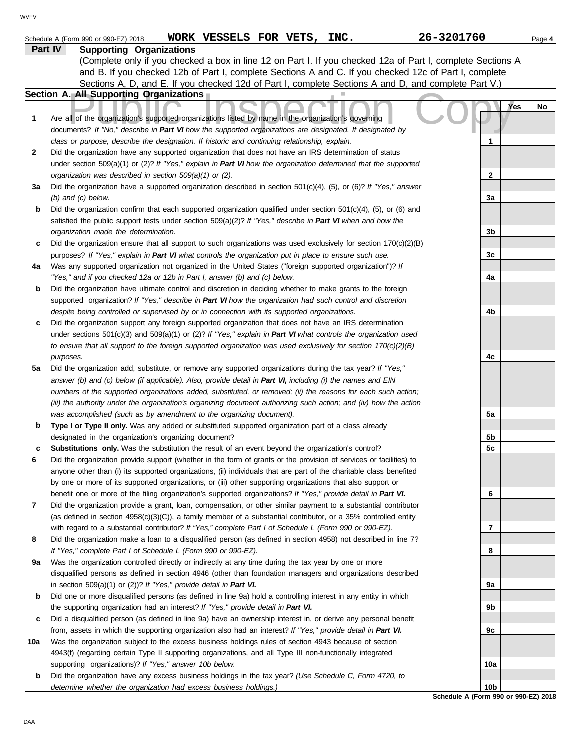Schedule A (Form 990 or 990-EZ) 2018 **WORK VESSELS FOR VETS, INC.** **26-3201760**

## Part IV Supporting Organizations

(Complete only if you checked a box in line 12 on Part I. If you checked 12a of Part I, complete Sections A and B. If you checked 12b of Part I, complete Sections A and C. If you checked 12c of Part I, complete Sections A, D, and E. If you checked 12d of Part I, complete Sections A and D, and complete Part V.)

### Section A. All Supporting Organizations

| | | | Yes | No |
|---|---|---|---|---|
| **1** | Are all of the organization's supported organizations listed by name in the organization's governing documents? *If "No," describe in **Part VI** how the supported organizations are designated. If designated by class or purpose, describe the designation. If historic and continuing relationship, explain.* | 1 | | |
| **2** | Did the organization have any supported organization that does not have an IRS determination of status under section 509(a)(1) or (2)? *If "Yes," explain in **Part VI** how the organization determined that the supported organization was described in section 509(a)(1) or (2).* | 2 | | |
| **3a** | Did the organization have a supported organization described in section 501(c)(4), (5), or (6)? *If "Yes," answer (b) and (c) below.* | 3a | | |
| **b** | Did the organization confirm that each supported organization qualified under section 501(c)(4), (5), or (6) and satisfied the public support tests under section 509(a)(2)? *If "Yes," describe in **Part VI** when and how the organization made the determination.* | 3b | | |
| **c** | Did the organization ensure that all support to such organizations was used exclusively for section 170(c)(2)(B) purposes? *If "Yes," explain in **Part VI** what controls the organization put in place to ensure such use.* | 3c | | |
| **4a** | Was any supported organization not organized in the United States ("foreign supported organization")? *If "Yes," and if you checked 12a or 12b in Part I, answer (b) and (c) below.* | 4a | | |
| **b** | Did the organization have ultimate control and discretion in deciding whether to make grants to the foreign supported organization? *If "Yes," describe in **Part VI** how the organization had such control and discretion despite being controlled or supervised by or in connection with its supported organizations.* | 4b | | |
| **c** | Did the organization support any foreign supported organization that does not have an IRS determination under sections 501(c)(3) and 509(a)(1) or (2)? *If "Yes," explain in **Part VI** what controls the organization used to ensure that all support to the foreign supported organization was used exclusively for section 170(c)(2)(B) purposes.* | 4c | | |
| **5a** | Did the organization add, substitute, or remove any supported organizations during the tax year? *If "Yes," answer (b) and (c) below (if applicable). Also, provide detail in **Part VI,** including (i) the names and EIN numbers of the supported organizations added, substituted, or removed; (ii) the reasons for each such action; (iii) the authority under the organization's organizing document authorizing such action; and (iv) how the action was accomplished (such as by amendment to the organizing document).* | 5a | | |
| **b** | **Type I or Type II only.** Was any added or substituted supported organization part of a class already designated in the organization's organizing document? | 5b | | |
| **c** | **Substitutions only.** Was the substitution the result of an event beyond the organization's control? | 5c | | |
| **6** | Did the organization provide support (whether in the form of grants or the provision of services or facilities) to anyone other than (i) its supported organizations, (ii) individuals that are part of the charitable class benefited by one or more of its supported organizations, or (iii) other supporting organizations that also support or benefit one or more of the filing organization's supported organizations? *If "Yes," provide detail in **Part VI.*** | 6 | | |
| **7** | Did the organization provide a grant, loan, compensation, or other similar payment to a substantial contributor (as defined in section 4958(c)(3)(C)), a family member of a substantial contributor, or a 35% controlled entity with regard to a substantial contributor? *If "Yes," complete Part I of Schedule L (Form 990 or 990-EZ).* | 7 | | |
| **8** | Did the organization make a loan to a disqualified person (as defined in section 4958) not described in line 7? *If "Yes," complete Part I of Schedule L (Form 990 or 990-EZ).* | 8 | | |
| **9a** | Was the organization controlled directly or indirectly at any time during the tax year by one or more disqualified persons as defined in section 4946 (other than foundation managers and organizations described in section 509(a)(1) or (2))? *If "Yes," provide detail in **Part VI.*** | 9a | | |
| **b** | Did one or more disqualified persons (as defined in line 9a) hold a controlling interest in any entity in which the supporting organization had an interest? *If "Yes," provide detail in **Part VI.*** | 9b | | |
| **c** | Did a disqualified person (as defined in line 9a) have an ownership interest in, or derive any personal benefit from, assets in which the supporting organization also had an interest? *If "Yes," provide detail in **Part VI.*** | 9c | | |
| **10a** | Was the organization subject to the excess business holdings rules of section 4943 because of section 4943(f) (regarding certain Type II supporting organizations, and all Type III non-functionally integrated supporting organizations)? *If "Yes," answer 10b below.* | 10a | | |
| **b** | Did the organization have any excess business holdings in the tax year? *(Use Schedule C, Form 4720, to determine whether the organization had excess business holdings.)* | 10b | | |

**Schedule A (Form 990 or 990-EZ) 2018**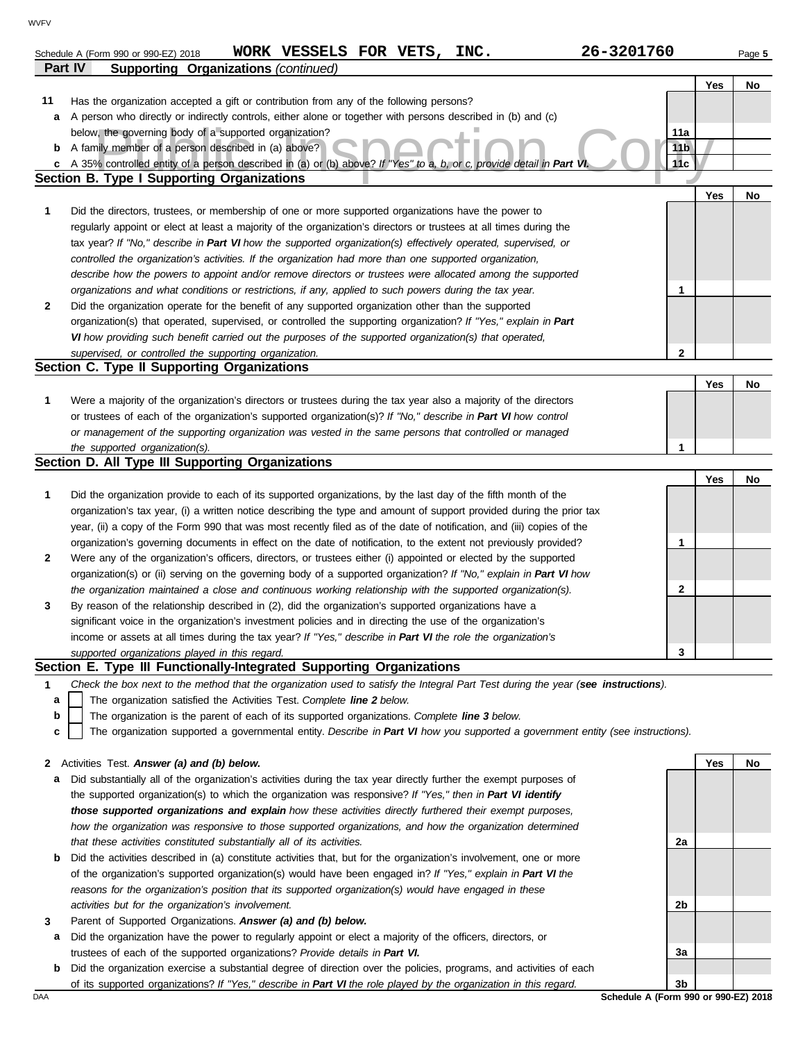Schedule A (Form 990 or 990-EZ) 2018 **WORK VESSELS FOR VETS, INC.** **26-3201760**

**Part IV Supporting Organizations** *(continued)*

| | | | Yes | No |
|---|---|---|---|---|
| **11** | Has the organization accepted a gift or contribution from any of the following persons? | | | |
| **a** | A person who directly or indirectly controls, either alone or together with persons described in (b) and (c) below, the governing body of a supported organization? | **11a** | | |
| **b** | A family member of a person described in (a) above? | **11b** | | |
| **c** | A 35% controlled entity of a person described in (a) or (b) above? *If "Yes" to a, b, or c, provide detail in* ***Part VI.*** | **11c** | | |

**Section B. Type I Supporting Organizations**

| | | | Yes | No |
|---|---|---|---|---|
| **1** | Did the directors, trustees, or membership of one or more supported organizations have the power to regularly appoint or elect at least a majority of the organization's directors or trustees at all times during the tax year? *If "No," describe in* ***Part VI*** *how the supported organization(s) effectively operated, supervised, or controlled the organization's activities. If the organization had more than one supported organization, describe how the powers to appoint and/or remove directors or trustees were allocated among the supported organizations and what conditions or restrictions, if any, applied to such powers during the tax year.* | **1** | | |
| **2** | Did the organization operate for the benefit of any supported organization other than the supported organization(s) that operated, supervised, or controlled the supporting organization? *If "Yes," explain in* ***Part VI*** *how providing such benefit carried out the purposes of the supported organization(s) that operated, supervised, or controlled the supporting organization.* | **2** | | |

**Section C. Type II Supporting Organizations**

| | | | Yes | No |
|---|---|---|---|---|
| **1** | Were a majority of the organization's directors or trustees during the tax year also a majority of the directors or trustees of each of the organization's supported organization(s)? *If "No," describe in* ***Part VI*** *how control or management of the supporting organization was vested in the same persons that controlled or managed the supported organization(s).* | **1** | | |

**Section D. All Type III Supporting Organizations**

| | | | Yes | No |
|---|---|---|---|---|
| **1** | Did the organization provide to each of its supported organizations, by the last day of the fifth month of the organization's tax year, (i) a written notice describing the type and amount of support provided during the prior tax year, (ii) a copy of the Form 990 that was most recently filed as of the date of notification, and (iii) copies of the organization's governing documents in effect on the date of notification, to the extent not previously provided? | **1** | | |
| **2** | Were any of the organization's officers, directors, or trustees either (i) appointed or elected by the supported organization(s) or (ii) serving on the governing body of a supported organization? *If "No," explain in* ***Part VI*** *how the organization maintained a close and continuous working relationship with the supported organization(s).* | **2** | | |
| **3** | By reason of the relationship described in (2), did the organization's supported organizations have a significant voice in the organization's investment policies and in directing the use of the organization's income or assets at all times during the tax year? *If "Yes," describe in* ***Part VI*** *the role the organization's supported organizations played in this regard.* | **3** | | |

**Section E. Type III Functionally-Integrated Supporting Organizations**

**1** *Check the box next to the method that the organization used to satisfy the Integral Part Test during the year (****see instructions****).*

- **a** ☐ The organization satisfied the Activities Test. *Complete* ***line 2*** *below.*
- **b** ☐ The organization is the parent of each of its supported organizations. *Complete* ***line 3*** *below.*
- **c** ☐ The organization supported a governmental entity. *Describe in* ***Part VI*** *how you supported a government entity (see instructions).*

| | | | Yes | No |
|---|---|---|---|---|
| **2** | Activities Test. ***Answer (a) and (b) below.*** | | | |
| **a** | Did substantially all of the organization's activities during the tax year directly further the exempt purposes of the supported organization(s) to which the organization was responsive? *If "Yes," then in* ***Part VI identify those supported organizations and explain*** *how these activities directly furthered their exempt purposes, how the organization was responsive to those supported organizations, and how the organization determined that these activities constituted substantially all of its activities.* | **2a** | | |
| **b** | Did the activities described in (a) constitute activities that, but for the organization's involvement, one or more of the organization's supported organization(s) would have been engaged in? *If "Yes," explain in* ***Part VI*** *the reasons for the organization's position that its supported organization(s) would have engaged in these activities but for the organization's involvement.* | **2b** | | |
| **3** | Parent of Supported Organizations. ***Answer (a) and (b) below.*** | | | |
| **a** | Did the organization have the power to regularly appoint or elect a majority of the officers, directors, or trustees of each of the supported organizations? ***Provide details in Part VI.*** | **3a** | | |
| **b** | Did the organization exercise a substantial degree of direction over the policies, programs, and activities of each of its supported organizations? *If "Yes," describe in* ***Part VI*** *the role played by the organization in this regard.* | **3b** | | |

**Schedule A (Form 990 or 990-EZ) 2018**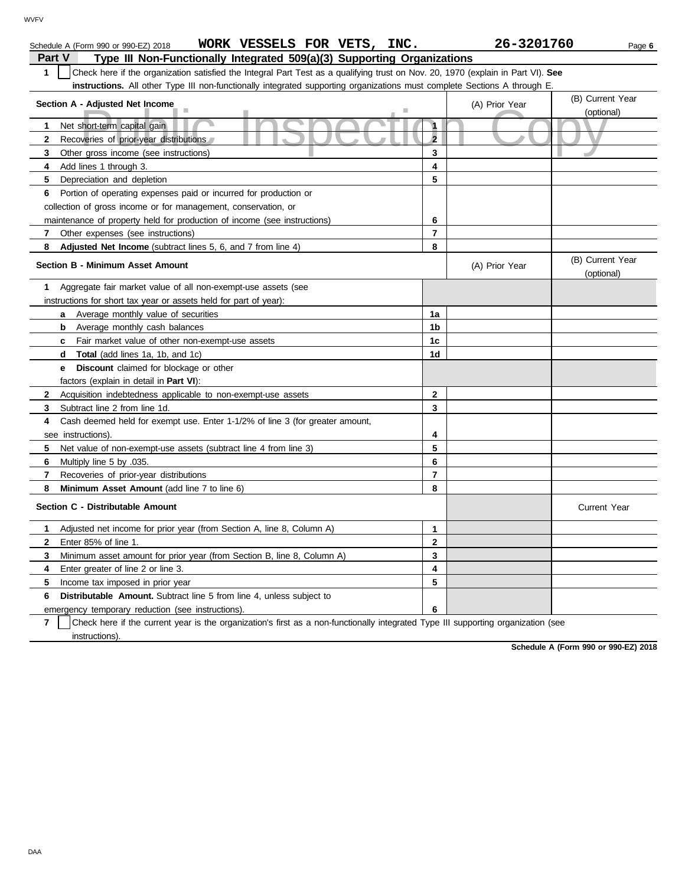Schedule A (Form 990 or 990-EZ) 2018 **WORK VESSELS FOR VETS, INC.** **26-3201760**

## Part V Type III Non-Functionally Integrated 509(a)(3) Supporting Organizations

**1** ☐ Check here if the organization satisfied the Integral Part Test as a qualifying trust on Nov. 20, 1970 (explain in Part VI). **See instructions.** All other Type III non-functionally integrated supporting organizations must complete Sections A through E.

| **Section A - Adjusted Net Income** | | (A) Prior Year | (B) Current Year (optional) |
|---|---|---|---|
| **1** Net short-term capital gain | **1** | | |
| **2** Recoveries of prior-year distributions | **2** | | |
| **3** Other gross income (see instructions) | **3** | | |
| **4** Add lines 1 through 3. | **4** | | |
| **5** Depreciation and depletion | **5** | | |
| **6** Portion of operating expenses paid or incurred for production or collection of gross income or for management, conservation, or maintenance of property held for production of income (see instructions) | **6** | | |
| **7** Other expenses (see instructions) | **7** | | |
| **8** **Adjusted Net Income** (subtract lines 5, 6, and 7 from line 4) | **8** | | |

| **Section B - Minimum Asset Amount** | | (A) Prior Year | (B) Current Year (optional) |
|---|---|---|---|
| **1** Aggregate fair market value of all non-exempt-use assets (see instructions for short tax year or assets held for part of year): | | | |
| **a** Average monthly value of securities | **1a** | | |
| **b** Average monthly cash balances | **1b** | | |
| **c** Fair market value of other non-exempt-use assets | **1c** | | |
| **d** **Total** (add lines 1a, 1b, and 1c) | **1d** | | |
| **e** **Discount** claimed for blockage or other factors (explain in detail in **Part VI**): | | | |
| **2** Acquisition indebtedness applicable to non-exempt-use assets | **2** | | |
| **3** Subtract line 2 from line 1d. | **3** | | |
| **4** Cash deemed held for exempt use. Enter 1-1/2% of line 3 (for greater amount, see instructions). | **4** | | |
| **5** Net value of non-exempt-use assets (subtract line 4 from line 3) | **5** | | |
| **6** Multiply line 5 by .035. | **6** | | |
| **7** Recoveries of prior-year distributions | **7** | | |
| **8** **Minimum Asset Amount** (add line 7 to line 6) | **8** | | |

| **Section C - Distributable Amount** | | | Current Year |
|---|---|---|---|
| **1** Adjusted net income for prior year (from Section A, line 8, Column A) | **1** | | |
| **2** Enter 85% of line 1. | **2** | | |
| **3** Minimum asset amount for prior year (from Section B, line 8, Column A) | **3** | | |
| **4** Enter greater of line 2 or line 3. | **4** | | |
| **5** Income tax imposed in prior year | **5** | | |
| **6** **Distributable Amount.** Subtract line 5 from line 4, unless subject to emergency temporary reduction (see instructions). | **6** | | |

**7** ☐ Check here if the current year is the organization's first as a non-functionally integrated Type III supporting organization (see instructions).

**Schedule A (Form 990 or 990-EZ) 2018**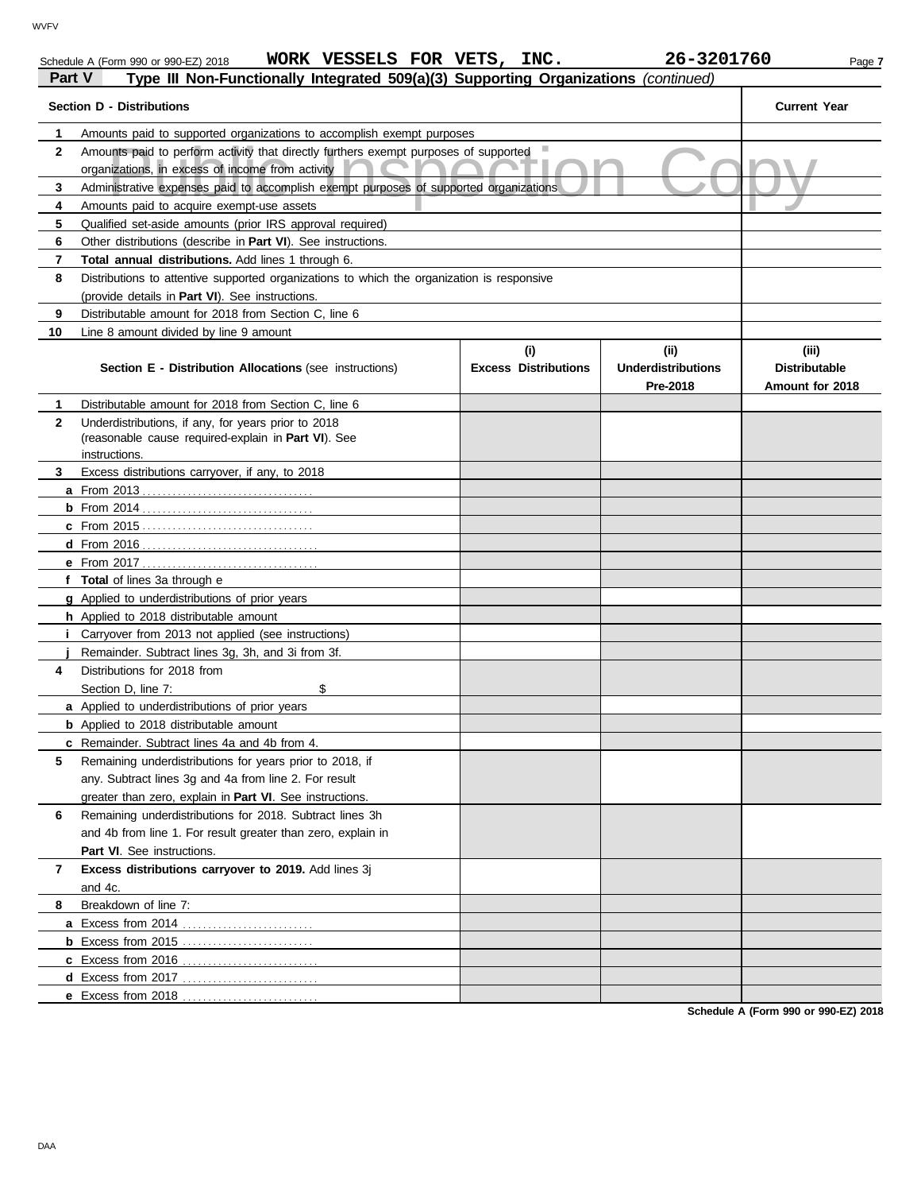Schedule A (Form 990 or 990-EZ) 2018 **WORK VESSELS FOR VETS, INC.** **26-3201760**

## Part V Type III Non-Functionally Integrated 509(a)(3) Supporting Organizations *(continued)*

| | Section D - Distributions | Current Year |
|---|---|---|
| 1 | Amounts paid to supported organizations to accomplish exempt purposes | |
| 2 | Amounts paid to perform activity that directly furthers exempt purposes of supported organizations, in excess of income from activity | |
| 3 | Administrative expenses paid to accomplish exempt purposes of supported organizations | |
| 4 | Amounts paid to acquire exempt-use assets | |
| 5 | Qualified set-aside amounts (prior IRS approval required) | |
| 6 | Other distributions (describe in **Part VI**). See instructions. | |
| 7 | **Total annual distributions.** Add lines 1 through 6. | |
| 8 | Distributions to attentive supported organizations to which the organization is responsive (provide details in **Part VI**). See instructions. | |
| 9 | Distributable amount for 2018 from Section C, line 6 | |
| 10 | Line 8 amount divided by line 9 amount | |

| | Section E - Distribution Allocations (see instructions) | (i) Excess Distributions | (ii) Underdistributions Pre-2018 | (iii) Distributable Amount for 2018 |
|---|---|---|---|---|
| 1 | Distributable amount for 2018 from Section C, line 6 | | | |
| 2 | Underdistributions, if any, for years prior to 2018 (reasonable cause required-explain in **Part VI**). See instructions. | | | |
| 3 | Excess distributions carryover, if any, to 2018 | | | |
| a | From 2013 | | | |
| b | From 2014 | | | |
| c | From 2015 | | | |
| d | From 2016 | | | |
| e | From 2017 | | | |
| f | **Total** of lines 3a through e | | | |
| g | Applied to underdistributions of prior years | | | |
| h | Applied to 2018 distributable amount | | | |
| i | Carryover from 2013 not applied (see instructions) | | | |
| j | Remainder. Subtract lines 3g, 3h, and 3i from 3f. | | | |
| 4 | Distributions for 2018 from Section D, line 7: $ | | | |
| a | Applied to underdistributions of prior years | | | |
| b | Applied to 2018 distributable amount | | | |
| c | Remainder. Subtract lines 4a and 4b from 4. | | | |
| 5 | Remaining underdistributions for years prior to 2018, if any. Subtract lines 3g and 4a from line 2. For result greater than zero, explain in **Part VI**. See instructions. | | | |
| 6 | Remaining underdistributions for 2018. Subtract lines 3h and 4b from line 1. For result greater than zero, explain in **Part VI**. See instructions. | | | |
| 7 | **Excess distributions carryover to 2019.** Add lines 3j and 4c. | | | |
| 8 | Breakdown of line 7: | | | |
| a | Excess from 2014 | | | |
| b | Excess from 2015 | | | |
| c | Excess from 2016 | | | |
| d | Excess from 2017 | | | |
| e | Excess from 2018 | | | |

**Schedule A (Form 990 or 990-EZ) 2018**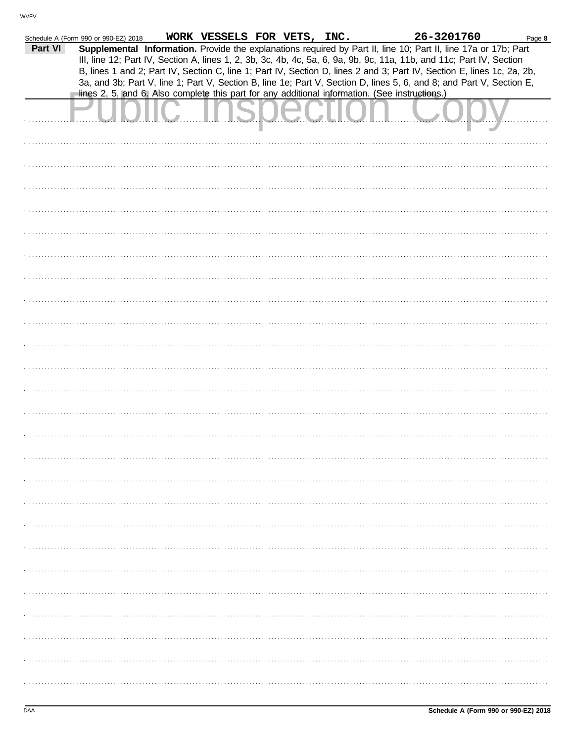Schedule A (Form 990 or 990-EZ) 2018 WORK VESSELS FOR VETS, INC. 26-3201760

**Part VI** **Supplemental Information.** Provide the explanations required by Part II, line 10; Part II, line 17a or 17b; Part III, line 12; Part IV, Section A, lines 1, 2, 3b, 3c, 4b, 4c, 5a, 6, 9a, 9b, 9c, 11a, 11b, and 11c; Part IV, Section B, lines 1 and 2; Part IV, Section C, line 1; Part IV, Section D, lines 2 and 3; Part IV, Section E, lines 1c, 2a, 2b, 3a, and 3b; Part V, line 1; Part V, Section B, line 1e; Part V, Section D, lines 5, 6, and 8; and Part V, Section E, lines 2, 5, and 6. Also complete this part for any additional information. (See instructions.)

Public Inspection Copy

Schedule A (Form 990 or 990-EZ) 2018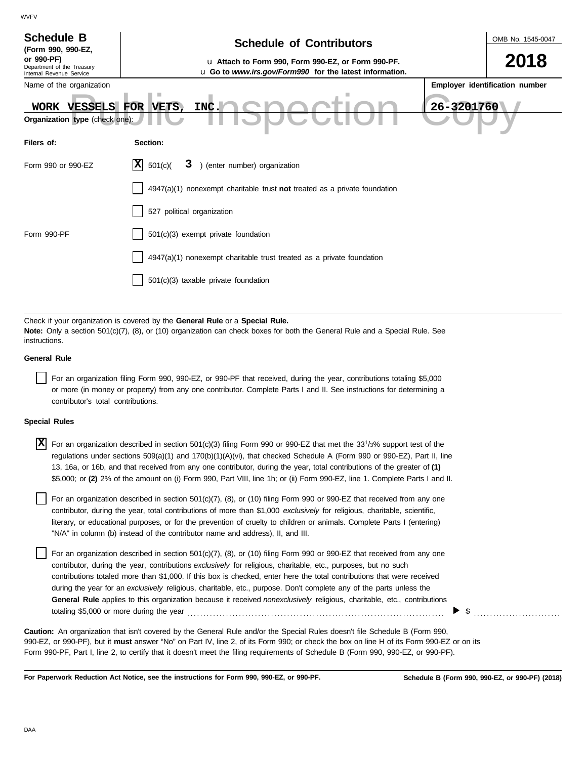WVFV

**Schedule B**
**(Form 990, 990-EZ, or 990-PF)**
Department of the Treasury
Internal Revenue Service

# Schedule of Contributors

u **Attach to Form 990, Form 990-EZ, or Form 990-PF.**
u **Go to** ***www.irs.gov/Form990*** **for the latest information.**

OMB No. 1545-0047

**2018**

Name of the organization: WORK VESSELS FOR VETS, INC.

**Employer identification number**: 26-3201760

Public Inspection Copy

**Organization type** (check one):

| **Filers of:** | **Section:** |
|---|---|
| Form 990 or 990-EZ | [X] 501(c)( 3 ) (enter number) organization |
| | [ ] 4947(a)(1) nonexempt charitable trust **not** treated as a private foundation |
| | [ ] 527 political organization |
| Form 990-PF | [ ] 501(c)(3) exempt private foundation |
| | [ ] 4947(a)(1) nonexempt charitable trust treated as a private foundation |
| | [ ] 501(c)(3) taxable private foundation |

Check if your organization is covered by the **General Rule** or a **Special Rule.**
**Note:** Only a section 501(c)(7), (8), or (10) organization can check boxes for both the General Rule and a Special Rule. See instructions.

**General Rule**

[ ] For an organization filing Form 990, 990-EZ, or 990-PF that received, during the year, contributions totaling $5,000 or more (in money or property) from any one contributor. Complete Parts I and II. See instructions for determining a contributor's total contributions.

**Special Rules**

[X] For an organization described in section 501(c)(3) filing Form 990 or 990-EZ that met the 33 1/3% support test of the regulations under sections 509(a)(1) and 170(b)(1)(A)(vi), that checked Schedule A (Form 990 or 990-EZ), Part II, line 13, 16a, or 16b, and that received from any one contributor, during the year, total contributions of the greater of **(1)** $5,000; or **(2)** 2% of the amount on (i) Form 990, Part VIII, line 1h; or (ii) Form 990-EZ, line 1. Complete Parts I and II.

[ ] For an organization described in section 501(c)(7), (8), or (10) filing Form 990 or 990-EZ that received from any one contributor, during the year, total contributions of more than $1,000 *exclusively* for religious, charitable, scientific, literary, or educational purposes, or for the prevention of cruelty to children or animals. Complete Parts I (entering) "N/A" in column (b) instead of the contributor name and address), II, and III.

[ ] For an organization described in section 501(c)(7), (8), or (10) filing Form 990 or 990-EZ that received from any one contributor, during the year, contributions *exclusively* for religious, charitable, etc., purposes, but no such contributions totaled more than $1,000. If this box is checked, enter here the total contributions that were received during the year for an *exclusively* religious, charitable, etc., purpose. Don't complete any of the parts unless the **General Rule** applies to this organization because it received *nonexclusively* religious, charitable, etc., contributions totaling $5,000 or more during the year . . . . . . . . . . ▶ $ . . . . . . . . . .

**Caution:** An organization that isn't covered by the General Rule and/or the Special Rules doesn't file Schedule B (Form 990, 990-EZ, or 990-PF), but it **must** answer "No" on Part IV, line 2, of its Form 990; or check the box on line H of its Form 990-EZ or on its Form 990-PF, Part I, line 2, to certify that it doesn't meet the filing requirements of Schedule B (Form 990, 990-EZ, or 990-PF).

**For Paperwork Reduction Act Notice, see the instructions for Form 990, 990-EZ, or 990-PF.** **Schedule B (Form 990, 990-EZ, or 990-PF) (2018)**

DAA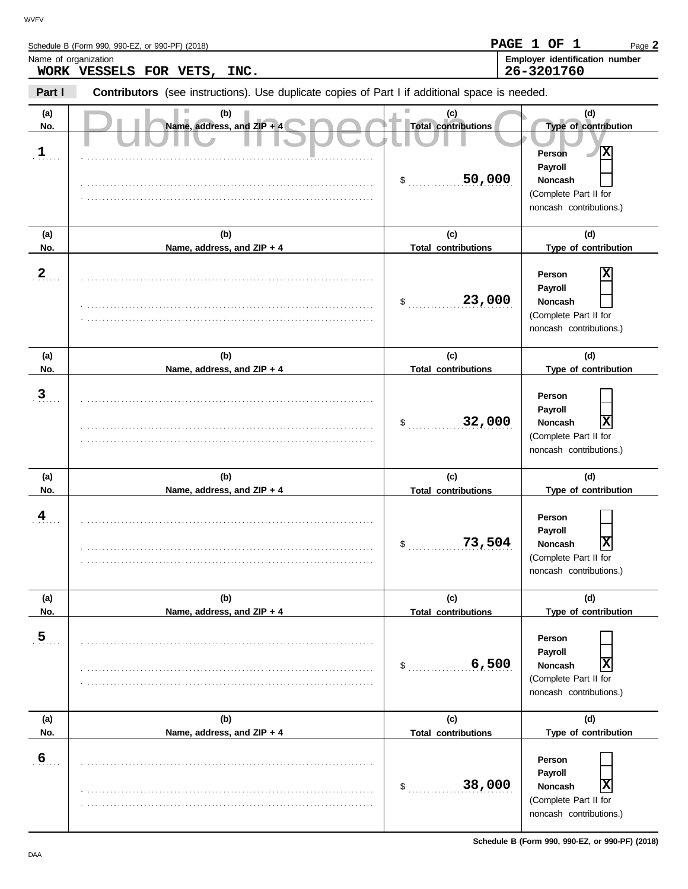Schedule B (Form 990, 990-EZ, or 990-PF) (2018)

Name of organization: **WORK VESSELS FOR VETS, INC.**

Employer identification number: **26-3201760**

**Part I** **Contributors** (see instructions). Use duplicate copies of Part I if additional space is needed.

Public Inspection Copy

| (a) No. | (b) Name, address, and ZIP + 4 | (c) Total contributions | (d) Type of contribution |
|---|---|---|---|
| 1 | | $ 50,000 | Person [X] Payroll [ ] Noncash [ ] (Complete Part II for noncash contributions.) |
| 2 | | $ 23,000 | Person [X] Payroll [ ] Noncash [ ] (Complete Part II for noncash contributions.) |
| 3 | | $ 32,000 | Person [ ] Payroll [ ] Noncash [X] (Complete Part II for noncash contributions.) |
| 4 | | $ 73,504 | Person [ ] Payroll [ ] Noncash [X] (Complete Part II for noncash contributions.) |
| 5 | | $ 6,500 | Person [ ] Payroll [ ] Noncash [X] (Complete Part II for noncash contributions.) |
| 6 | | $ 38,000 | Person [ ] Payroll [ ] Noncash [X] (Complete Part II for noncash contributions.) |

Schedule B (Form 990, 990-EZ, or 990-PF) (2018)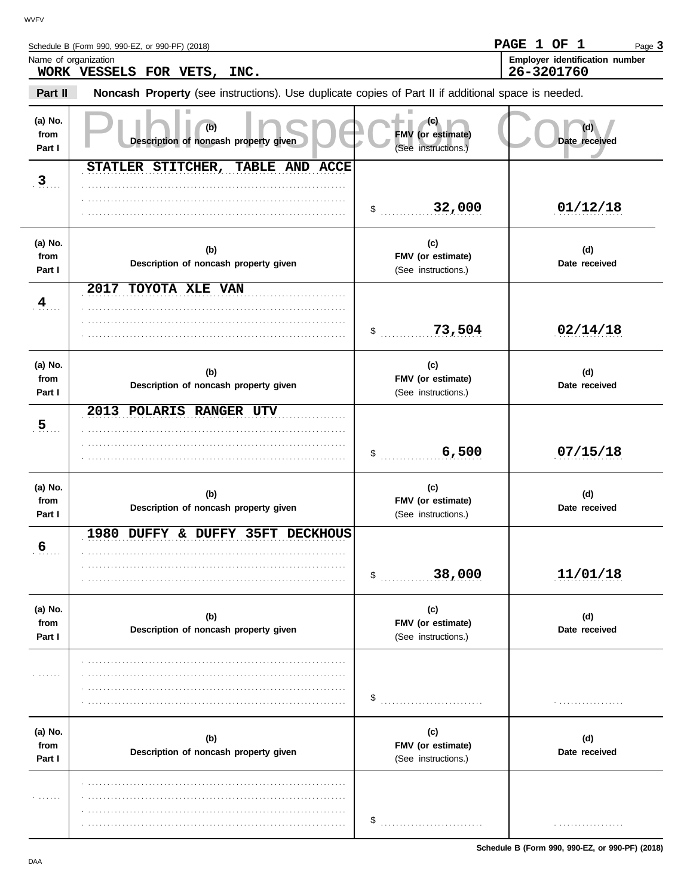Schedule B (Form 990, 990-EZ, or 990-PF) (2018)

**PAGE 1 OF 1**

Name of organization
**WORK VESSELS FOR VETS, INC.**

**Employer identification number**
**26-3201760**

**Part II** **Noncash Property** (see instructions). Use duplicate copies of Part II if additional space is needed.

Public Inspection Copy

| (a) No. from Part I | (b) Description of noncash property given | (c) FMV (or estimate) (See instructions.) | (d) Date received |
|---|---|---|---|
| 3 | STATLER STITCHER, TABLE AND ACCE | $ 32,000 | 01/12/18 |
| 4 | 2017 TOYOTA XLE VAN | $ 73,504 | 02/14/18 |
| 5 | 2013 POLARIS RANGER UTV | $ 6,500 | 07/15/18 |
| 6 | 1980 DUFFY & DUFFY 35FT DECKHOUS | $ 38,000 | 11/01/18 |
| | | $ | |
| | | $ | |

Schedule B (Form 990, 990-EZ, or 990-PF) (2018)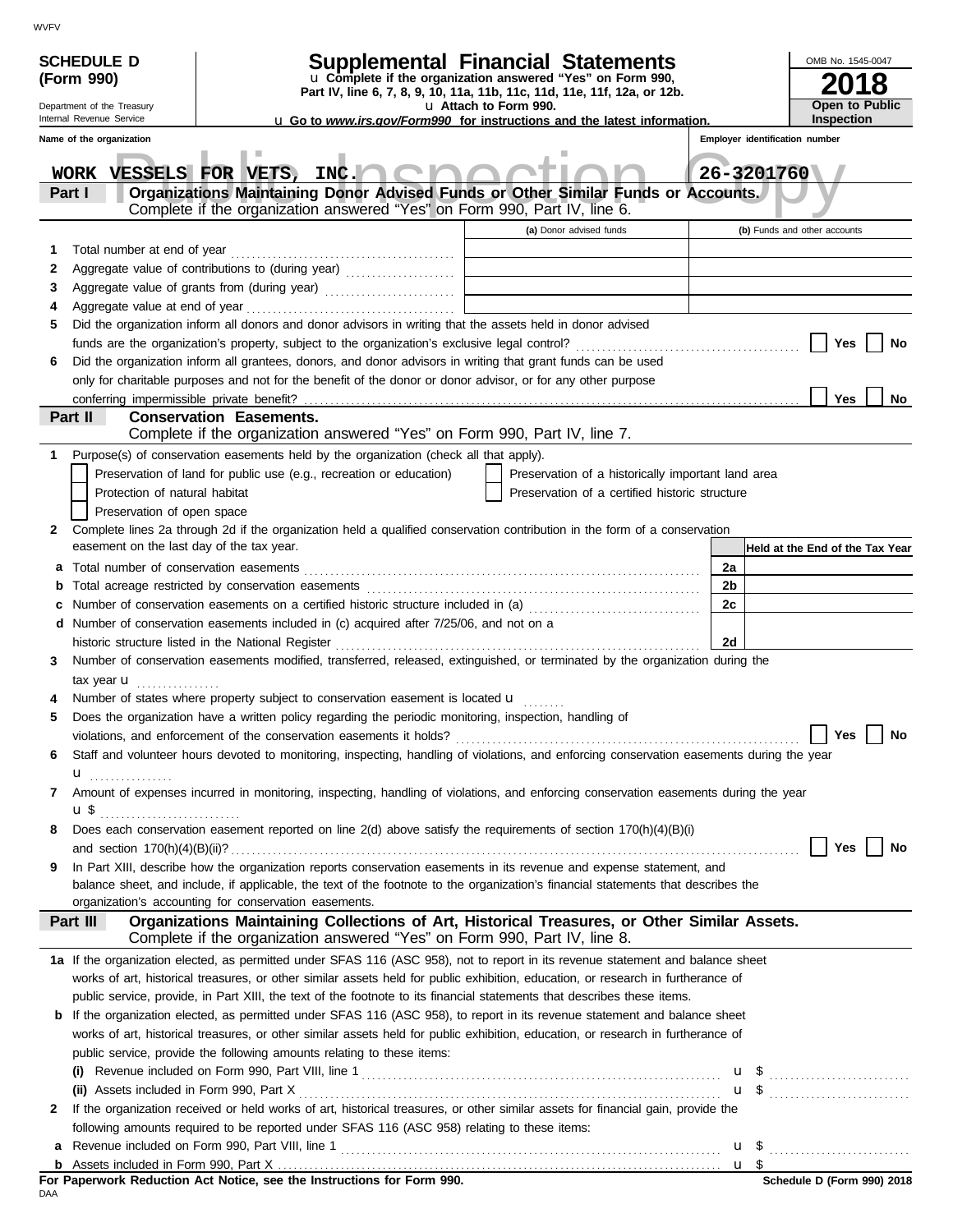WVFV

**SCHEDULE D (Form 990)**

Department of the Treasury
Internal Revenue Service

# Supplemental Financial Statements

u Complete if the organization answered "Yes" on Form 990, Part IV, line 6, 7, 8, 9, 10, 11a, 11b, 11c, 11d, 11e, 11f, 12a, or 12b.
u Attach to Form 990.
u Go to *www.irs.gov/Form990* for instructions and the latest information.

OMB No. 1545-0047

**2018**

**Open to Public Inspection**

Name of the organization: WORK VESSELS FOR VETS, INC.

Employer identification number: 26-3201760

Public Inspection Copy

## Part I — Organizations Maintaining Donor Advised Funds or Other Similar Funds or Accounts.
Complete if the organization answered "Yes" on Form 990, Part IV, line 6.

| | | (a) Donor advised funds | (b) Funds and other accounts |
|---|---|---|---|
| 1 | Total number at end of year | | |
| 2 | Aggregate value of contributions to (during year) | | |
| 3 | Aggregate value of grants from (during year) | | |
| 4 | Aggregate value at end of year | | |

5 Did the organization inform all donors and donor advisors in writing that the assets held in donor advised funds are the organization's property, subject to the organization's exclusive legal control? ☐ Yes ☐ No

6 Did the organization inform all grantees, donors, and donor advisors in writing that grant funds can be used only for charitable purposes and not for the benefit of the donor or donor advisor, or for any other purpose conferring impermissible private benefit? ☐ Yes ☐ No

## Part II — Conservation Easements.
Complete if the organization answered "Yes" on Form 990, Part IV, line 7.

1 Purpose(s) of conservation easements held by the organization (check all that apply).

- ☐ Preservation of land for public use (e.g., recreation or education)
- ☐ Preservation of a historically important land area
- ☐ Protection of natural habitat
- ☐ Preservation of a certified historic structure
- ☐ Preservation of open space

2 Complete lines 2a through 2d if the organization held a qualified conservation contribution in the form of a conservation easement on the last day of the tax year.

| | | | Held at the End of the Tax Year |
|---|---|---|---|
| a | Total number of conservation easements | 2a | |
| b | Total acreage restricted by conservation easements | 2b | |
| c | Number of conservation easements on a certified historic structure included in (a) | 2c | |
| d | Number of conservation easements included in (c) acquired after 7/25/06, and not on a historic structure listed in the National Register | 2d | |

3 Number of conservation easements modified, transferred, released, extinguished, or terminated by the organization during the tax year u

4 Number of states where property subject to conservation easement is located u

5 Does the organization have a written policy regarding the periodic monitoring, inspection, handling of violations, and enforcement of the conservation easements it holds? ☐ Yes ☐ No

6 Staff and volunteer hours devoted to monitoring, inspecting, handling of violations, and enforcing conservation easements during the year u

7 Amount of expenses incurred in monitoring, inspecting, handling of violations, and enforcing conservation easements during the year u $

8 Does each conservation easement reported on line 2(d) above satisfy the requirements of section 170(h)(4)(B)(i) and section 170(h)(4)(B)(ii)? ☐ Yes ☐ No

9 In Part XIII, describe how the organization reports conservation easements in its revenue and expense statement, and balance sheet, and include, if applicable, the text of the footnote to the organization's financial statements that describes the organization's accounting for conservation easements.

## Part III — Organizations Maintaining Collections of Art, Historical Treasures, or Other Similar Assets.
Complete if the organization answered "Yes" on Form 990, Part IV, line 8.

1a If the organization elected, as permitted under SFAS 116 (ASC 958), not to report in its revenue statement and balance sheet works of art, historical treasures, or other similar assets held for public exhibition, education, or research in furtherance of public service, provide, in Part XIII, the text of the footnote to its financial statements that describes these items.

b If the organization elected, as permitted under SFAS 116 (ASC 958), to report in its revenue statement and balance sheet works of art, historical treasures, or other similar assets held for public exhibition, education, or research in furtherance of public service, provide the following amounts relating to these items:

(i) Revenue included on Form 990, Part VIII, line 1 u $

(ii) Assets included in Form 990, Part X u $

2 If the organization received or held works of art, historical treasures, or other similar assets for financial gain, provide the following amounts required to be reported under SFAS 116 (ASC 958) relating to these items:

a Revenue included on Form 990, Part VIII, line 1 u $

b Assets included in Form 990, Part X u $

**For Paperwork Reduction Act Notice, see the Instructions for Form 990.**

DAA

**Schedule D (Form 990) 2018**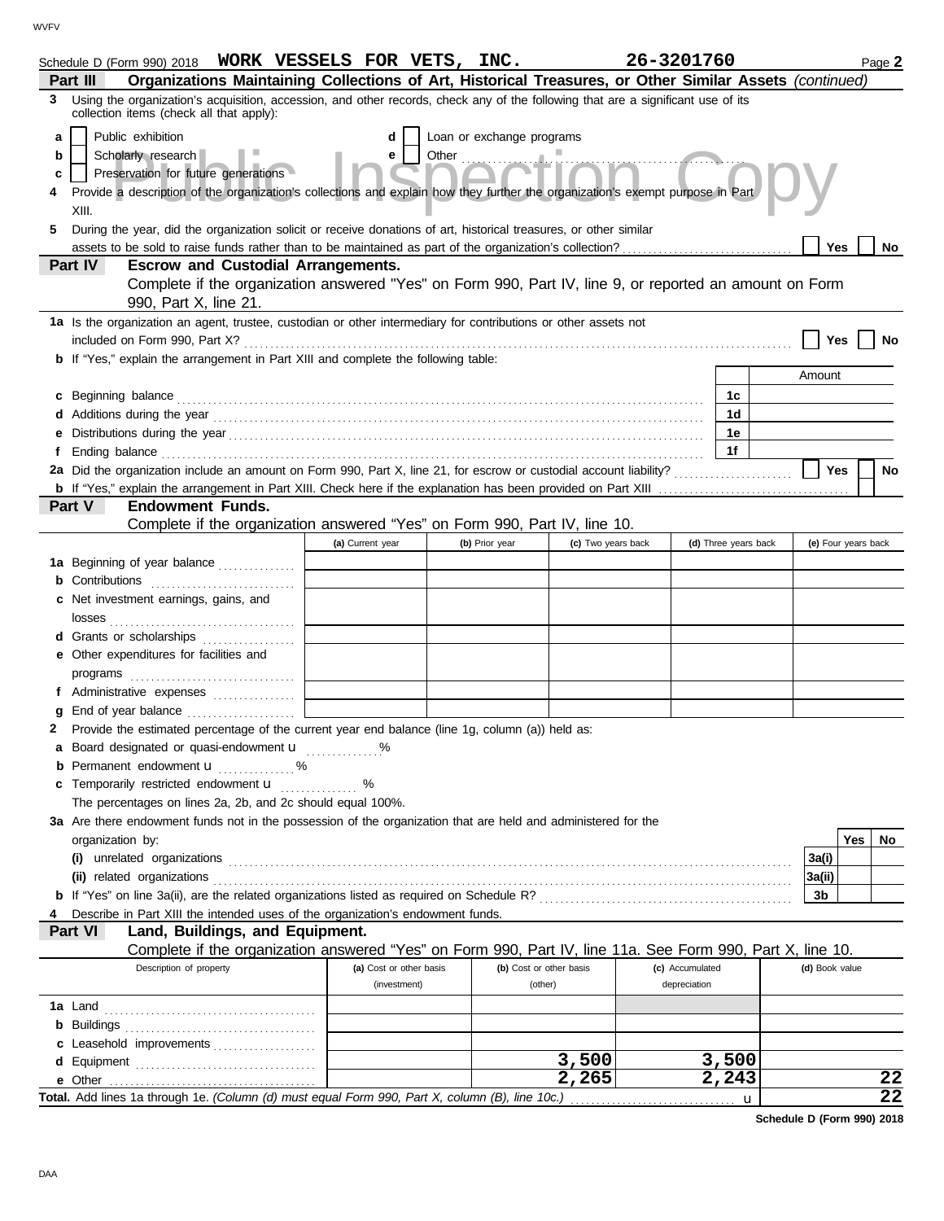Schedule D (Form 990) 2018 **WORK VESSELS FOR VETS, INC.** **26-3201760** Page **2**

**Part III** **Organizations Maintaining Collections of Art, Historical Treasures, or Other Similar Assets** *(continued)*

**3** Using the organization's acquisition, accession, and other records, check any of the following that are a significant use of its collection items (check all that apply):

- **a** [ ] Public exhibition
- **b** [ ] Scholarly research
- **c** [ ] Preservation for future generations
- **d** [ ] Loan or exchange programs
- **e** [ ] Other ..........

**4** Provide a description of the organization's collections and explain how they further the organization's exempt purpose in Part XIII.

**5** During the year, did the organization solicit or receive donations of art, historical treasures, or other similar assets to be sold to raise funds rather than to be maintained as part of the organization's collection? [ ] Yes [ ] No

**Part IV** **Escrow and Custodial Arrangements.**
Complete if the organization answered "Yes" on Form 990, Part IV, line 9, or reported an amount on Form 990, Part X, line 21.

**1a** Is the organization an agent, trustee, custodian or other intermediary for contributions or other assets not included on Form 990, Part X? [ ] Yes [ ] No

**b** If "Yes," explain the arrangement in Part XIII and complete the following table:

| | | Amount |
|---|---|---|
| **c** Beginning balance | 1c | |
| **d** Additions during the year | 1d | |
| **e** Distributions during the year | 1e | |
| **f** Ending balance | 1f | |

**2a** Did the organization include an amount on Form 990, Part X, line 21, for escrow or custodial account liability? [ ] Yes [ ] No

**b** If "Yes," explain the arrangement in Part XIII. Check here if the explanation has been provided on Part XIII [ ]

**Part V** **Endowment Funds.**
Complete if the organization answered "Yes" on Form 990, Part IV, line 10.

| | (a) Current year | (b) Prior year | (c) Two years back | (d) Three years back | (e) Four years back |
|---|---|---|---|---|---|
| **1a** Beginning of year balance | | | | | |
| **b** Contributions | | | | | |
| **c** Net investment earnings, gains, and losses | | | | | |
| **d** Grants or scholarships | | | | | |
| **e** Other expenditures for facilities and programs | | | | | |
| **f** Administrative expenses | | | | | |
| **g** End of year balance | | | | | |

**2** Provide the estimated percentage of the current year end balance (line 1g, column (a)) held as:

- **a** Board designated or quasi-endowment u ..........%
- **b** Permanent endowment u ..........%
- **c** Temporarily restricted endowment u .......... %

The percentages on lines 2a, 2b, and 2c should equal 100%.

**3a** Are there endowment funds not in the possession of the organization that are held and administered for the organization by:

| | | Yes | No |
|---|---|---|---|
| **(i)** unrelated organizations | 3a(i) | | |
| **(ii)** related organizations | 3a(ii) | | |
| **b** If "Yes" on line 3a(ii), are the related organizations listed as required on Schedule R? | 3b | | |

**4** Describe in Part XIII the intended uses of the organization's endowment funds.

**Part VI** **Land, Buildings, and Equipment.**
Complete if the organization answered "Yes" on Form 990, Part IV, line 11a. See Form 990, Part X, line 10.

| Description of property | (a) Cost or other basis (investment) | (b) Cost or other basis (other) | (c) Accumulated depreciation | (d) Book value |
|---|---|---|---|---|
| **1a** Land | | | | |
| **b** Buildings | | | | |
| **c** Leasehold improvements | | | | |
| **d** Equipment | | 3,500 | 3,500 | |
| **e** Other | | 2,265 | 2,243 | 22 |
| **Total.** Add lines 1a through 1e. *(Column (d) must equal Form 990, Part X, column (B), line 10c.)* u | | | | 22 |

**Schedule D (Form 990) 2018**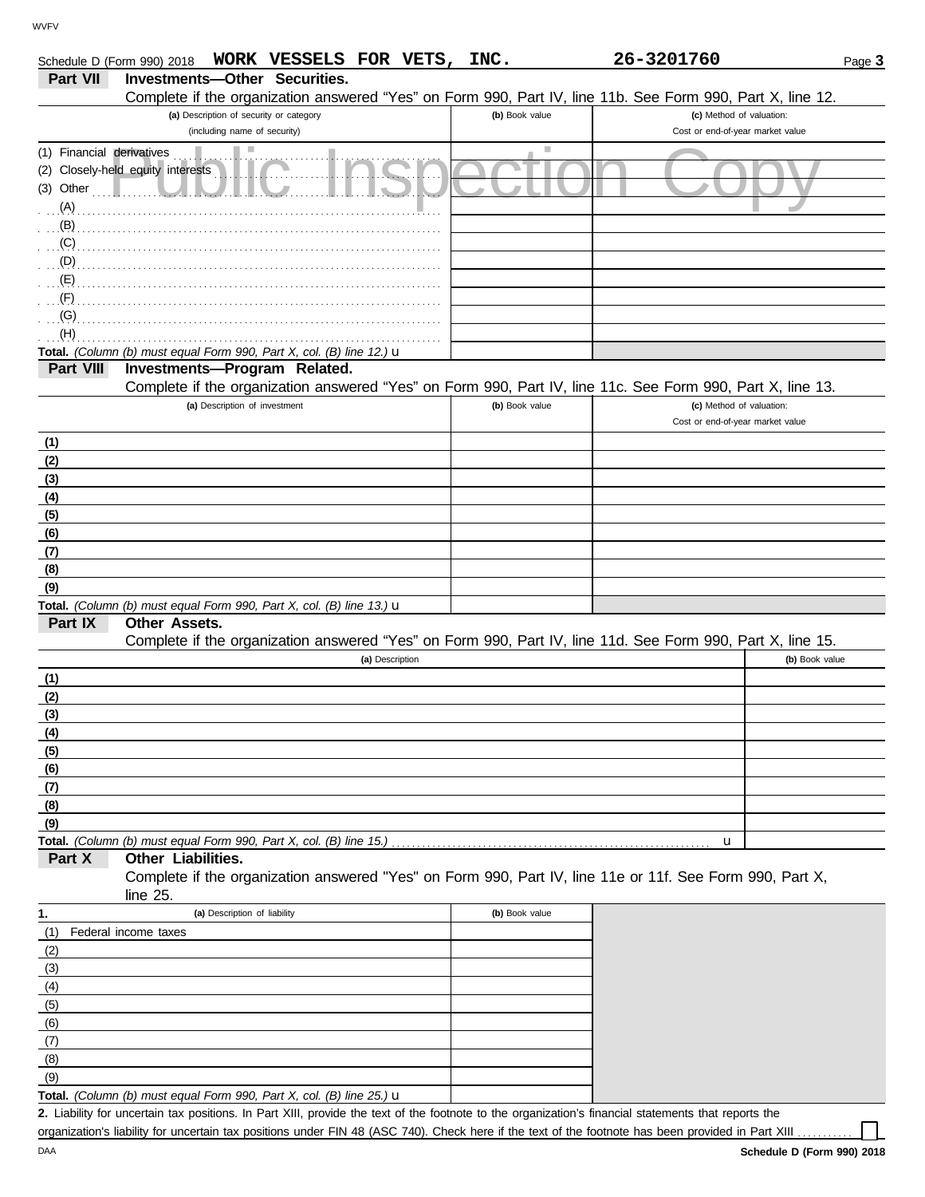Schedule D (Form 990) 2018 **WORK VESSELS FOR VETS, INC.** **26-3201760** Page **3**

## Part VII Investments—Other Securities.

Complete if the organization answered "Yes" on Form 990, Part IV, line 11b. See Form 990, Part X, line 12.

| (a) Description of security or category (including name of security) | (b) Book value | (c) Method of valuation: Cost or end-of-year market value |
|---|---|---|
| (1) Financial derivatives | | |
| (2) Closely-held equity interests | | |
| (3) Other | | |
| (A) | | |
| (B) | | |
| (C) | | |
| (D) | | |
| (E) | | |
| (F) | | |
| (G) | | |
| (H) | | |
| **Total.** *(Column (b) must equal Form 990, Part X, col. (B) line 12.)* u | | |

## Part VIII Investments—Program Related.

Complete if the organization answered "Yes" on Form 990, Part IV, line 11c. See Form 990, Part X, line 13.

| (a) Description of investment | (b) Book value | (c) Method of valuation: Cost or end-of-year market value |
|---|---|---|
| (1) | | |
| (2) | | |
| (3) | | |
| (4) | | |
| (5) | | |
| (6) | | |
| (7) | | |
| (8) | | |
| (9) | | |
| **Total.** *(Column (b) must equal Form 990, Part X, col. (B) line 13.)* u | | |

## Part IX Other Assets.

Complete if the organization answered "Yes" on Form 990, Part IV, line 11d. See Form 990, Part X, line 15.

| (a) Description | (b) Book value |
|---|---|
| (1) | |
| (2) | |
| (3) | |
| (4) | |
| (5) | |
| (6) | |
| (7) | |
| (8) | |
| (9) | |
| **Total.** *(Column (b) must equal Form 990, Part X, col. (B) line 15.)* u | |

## Part X Other Liabilities.

Complete if the organization answered "Yes" on Form 990, Part IV, line 11e or 11f. See Form 990, Part X, line 25.

| 1. (a) Description of liability | (b) Book value |
|---|---|
| (1) Federal income taxes | |
| (2) | |
| (3) | |
| (4) | |
| (5) | |
| (6) | |
| (7) | |
| (8) | |
| (9) | |
| **Total.** *(Column (b) must equal Form 990, Part X, col. (B) line 25.)* u | |

**2.** Liability for uncertain tax positions. In Part XIII, provide the text of the footnote to the organization's financial statements that reports the organization's liability for uncertain tax positions under FIN 48 (ASC 740). Check here if the text of the footnote has been provided in Part XIII ☐

DAA **Schedule D (Form 990) 2018**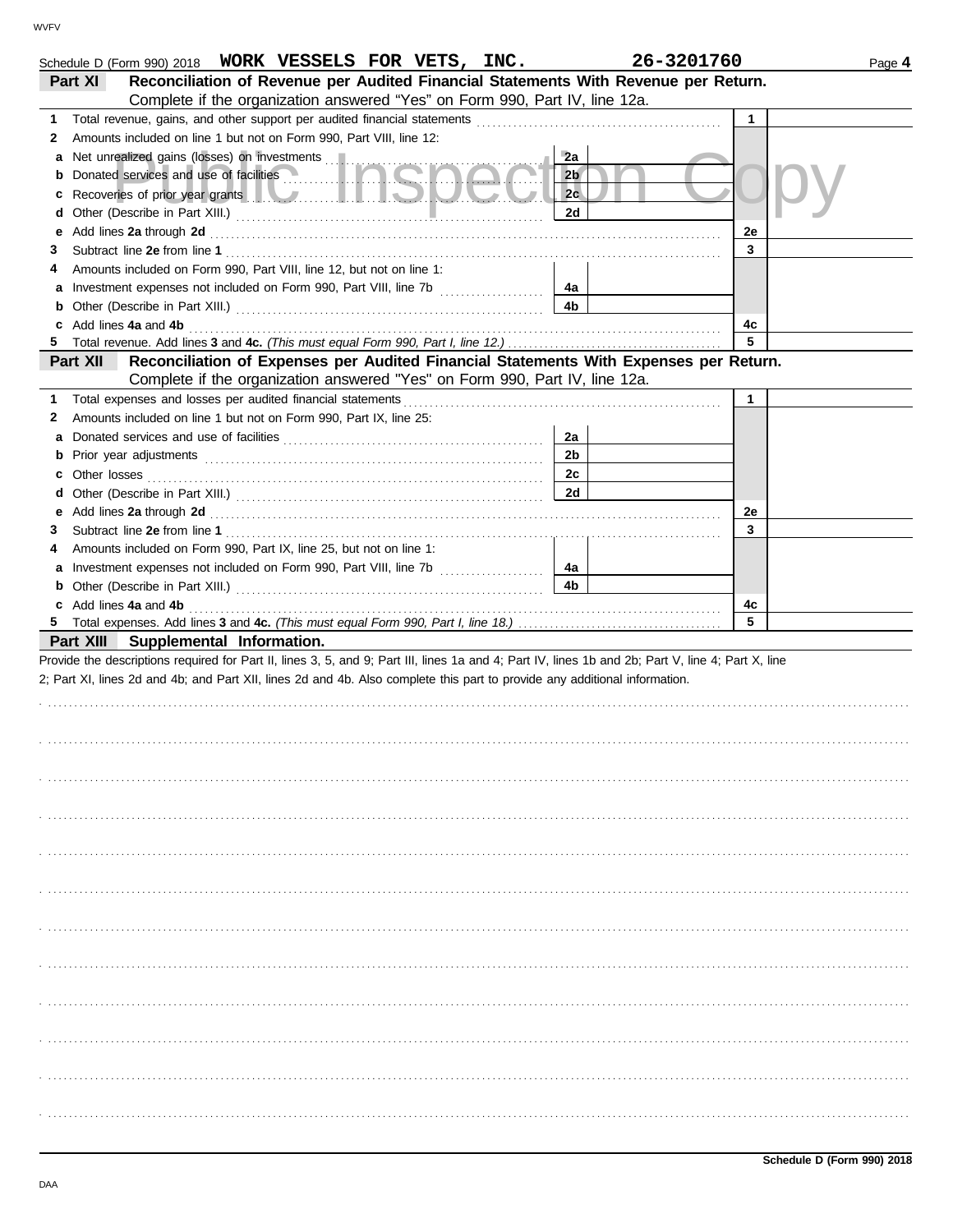Schedule D (Form 990) 2018 **WORK VESSELS FOR VETS, INC.** **26-3201760** Page **4**

**Part XI** **Reconciliation of Revenue per Audited Financial Statements With Revenue per Return.** Complete if the organization answered "Yes" on Form 990, Part IV, line 12a.

| | | | | | |
|---|---|---|---|---|---|
| **1** | Total revenue, gains, and other support per audited financial statements | | | 1 | |
| **2** | Amounts included on line 1 but not on Form 990, Part VIII, line 12: | | | | |
| **a** | Net unrealized gains (losses) on investments | 2a | | | |
| **b** | Donated services and use of facilities | 2b | | | |
| **c** | Recoveries of prior year grants | 2c | | | |
| **d** | Other (Describe in Part XIII.) | 2d | | | |
| **e** | Add lines **2a** through **2d** | | | 2e | |
| **3** | Subtract line **2e** from line **1** | | | 3 | |
| **4** | Amounts included on Form 990, Part VIII, line 12, but not on line 1: | | | | |
| **a** | Investment expenses not included on Form 990, Part VIII, line 7b | 4a | | | |
| **b** | Other (Describe in Part XIII.) | 4b | | | |
| **c** | Add lines **4a** and **4b** | | | 4c | |
| **5** | Total revenue. Add lines **3** and **4c.** *(This must equal Form 990, Part I, line 12.)* | | | 5 | |

**Part XII** **Reconciliation of Expenses per Audited Financial Statements With Expenses per Return.** Complete if the organization answered "Yes" on Form 990, Part IV, line 12a.

| | | | | | |
|---|---|---|---|---|---|
| **1** | Total expenses and losses per audited financial statements | | | 1 | |
| **2** | Amounts included on line 1 but not on Form 990, Part IX, line 25: | | | | |
| **a** | Donated services and use of facilities | 2a | | | |
| **b** | Prior year adjustments | 2b | | | |
| **c** | Other losses | 2c | | | |
| **d** | Other (Describe in Part XIII.) | 2d | | | |
| **e** | Add lines **2a** through **2d** | | | 2e | |
| **3** | Subtract line **2e** from line **1** | | | 3 | |
| **4** | Amounts included on Form 990, Part IX, line 25, but not on line 1: | | | | |
| **a** | Investment expenses not included on Form 990, Part VIII, line 7b | 4a | | | |
| **b** | Other (Describe in Part XIII.) | 4b | | | |
| **c** | Add lines **4a** and **4b** | | | 4c | |
| **5** | Total expenses. Add lines **3** and **4c.** *(This must equal Form 990, Part I, line 18.)* | | | 5 | |

**Part XIII** **Supplemental Information.**

Provide the descriptions required for Part II, lines 3, 5, and 9; Part III, lines 1a and 4; Part IV, lines 1b and 2b; Part V, line 4; Part X, line 2; Part XI, lines 2d and 4b; and Part XII, lines 2d and 4b. Also complete this part to provide any additional information.

**Schedule D (Form 990) 2018**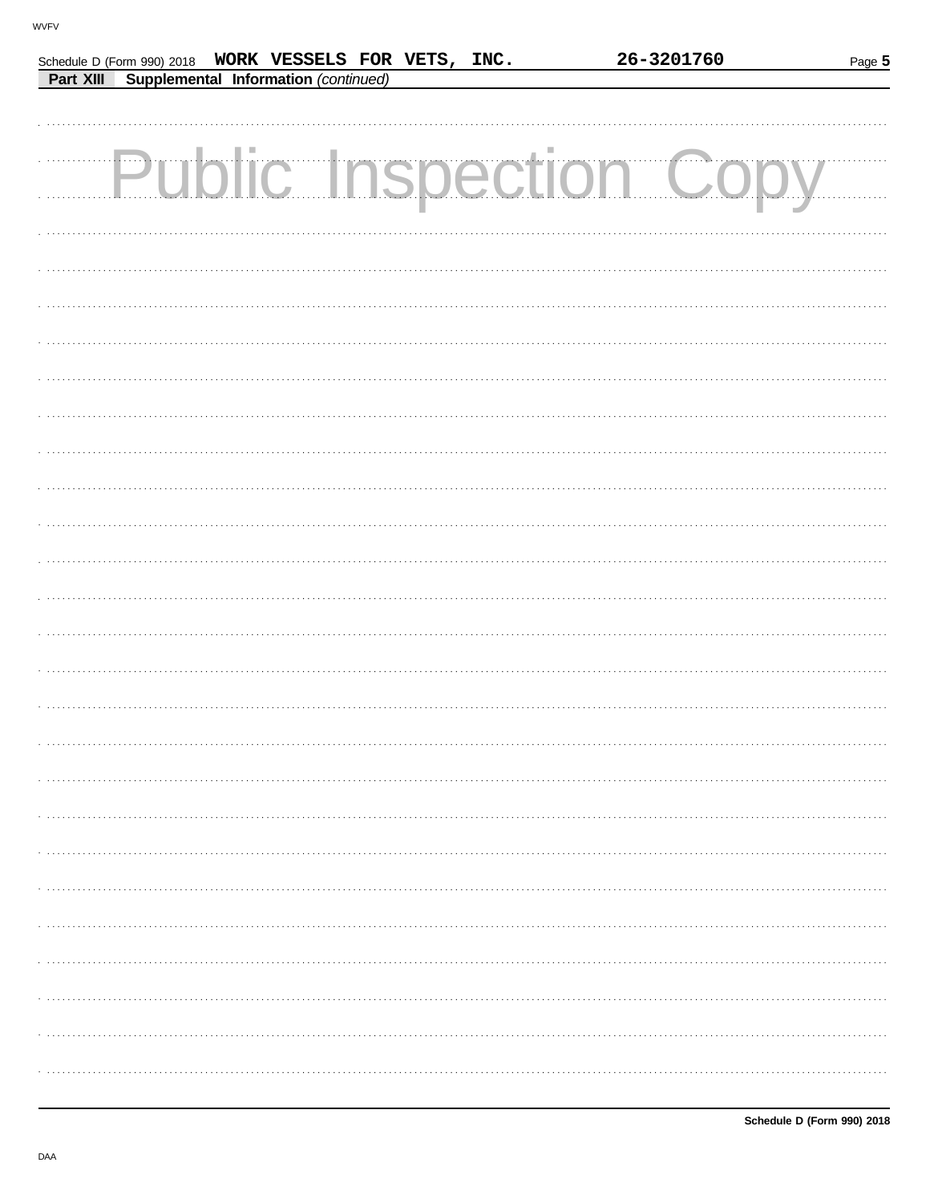Schedule D (Form 990) 2018 WORK VESSELS FOR VETS, INC. 26-3201760

**Part XIII Supplemental Information** *(continued)*

Public Inspection Copy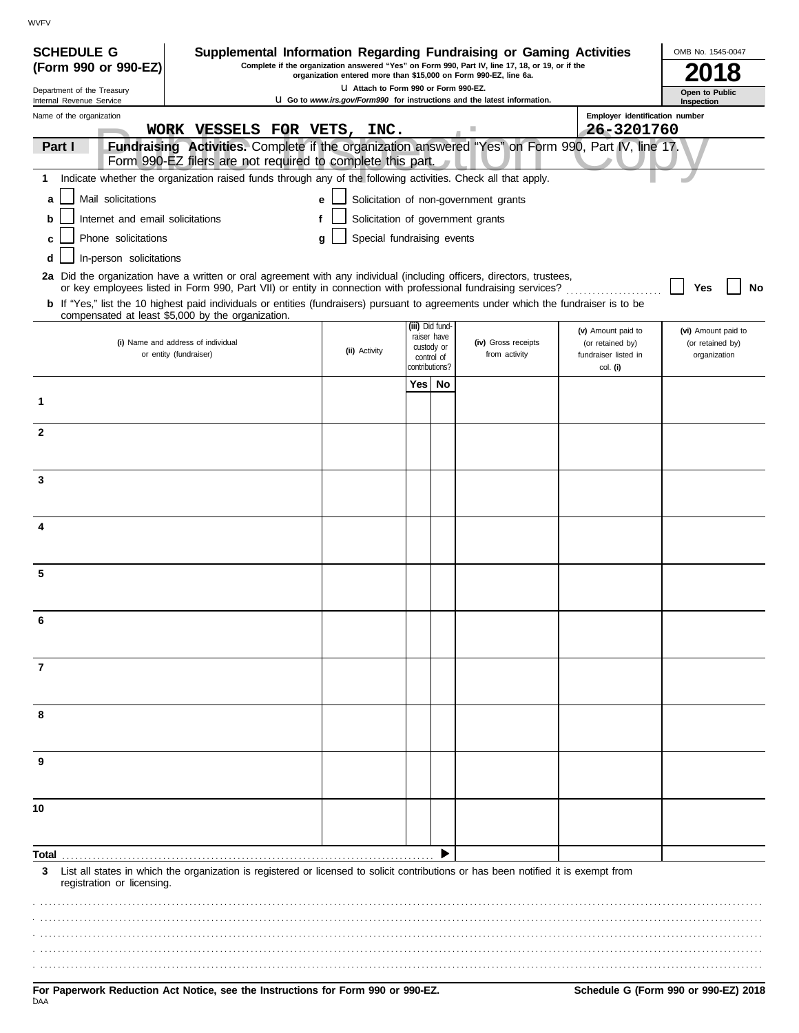WVFV

**SCHEDULE G (Form 990 or 990-EZ)**

Department of the Treasury
Internal Revenue Service

# Supplemental Information Regarding Fundraising or Gaming Activities

**Complete if the organization answered "Yes" on Form 990, Part IV, line 17, 18, or 19, or if the organization entered more than $15,000 on Form 990-EZ, line 6a.**

u **Attach to Form 990 or Form 990-EZ.**

u **Go to** ***www.irs.gov/Form990*** **for instructions and the latest information.**

OMB No. 1545-0047

**2018**

**Open to Public Inspection**

Name of the organization: WORK VESSELS FOR VETS, INC.

Employer identification number: 26-3201760

Public Inspection Copy

**Part I** **Fundraising Activities.** Complete if the organization answered "Yes" on Form 990, Part IV, line 17. Form 990-EZ filers are not required to complete this part.

**1** Indicate whether the organization raised funds through any of the following activities. Check all that apply.

- **a** ☐ Mail solicitations
- **b** ☐ Internet and email solicitations
- **c** ☐ Phone solicitations
- **d** ☐ In-person solicitations
- **e** ☐ Solicitation of non-government grants
- **f** ☐ Solicitation of government grants
- **g** ☐ Special fundraising events

**2a** Did the organization have a written or oral agreement with any individual (including officers, directors, trustees, or key employees listed in Form 990, Part VII) or entity in connection with professional fundraising services? ☐ **Yes** ☐ **No**

**b** If "Yes," list the 10 highest paid individuals or entities (fundraisers) pursuant to agreements under which the fundraiser is to be compensated at least $5,000 by the organization.

| | (i) Name and address of individual or entity (fundraiser) | (ii) Activity | (iii) Did fund-raiser have custody or control of contributions? Yes | No | (iv) Gross receipts from activity | (v) Amount paid to (or retained by) fundraiser listed in col. (i) | (vi) Amount paid to (or retained by) organization |
|---|---|---|---|---|---|---|---|
| 1 | | | | | | | |
| 2 | | | | | | | |
| 3 | | | | | | | |
| 4 | | | | | | | |
| 5 | | | | | | | |
| 6 | | | | | | | |
| 7 | | | | | | | |
| 8 | | | | | | | |
| 9 | | | | | | | |
| 10 | | | | | | | |
| **Total** | | | | ▶ | | | |

**3** List all states in which the organization is registered or licensed to solicit contributions or has been notified it is exempt from registration or licensing.

**For Paperwork Reduction Act Notice, see the Instructions for Form 990 or 990-EZ.**

**Schedule G (Form 990 or 990-EZ) 2018**

DAA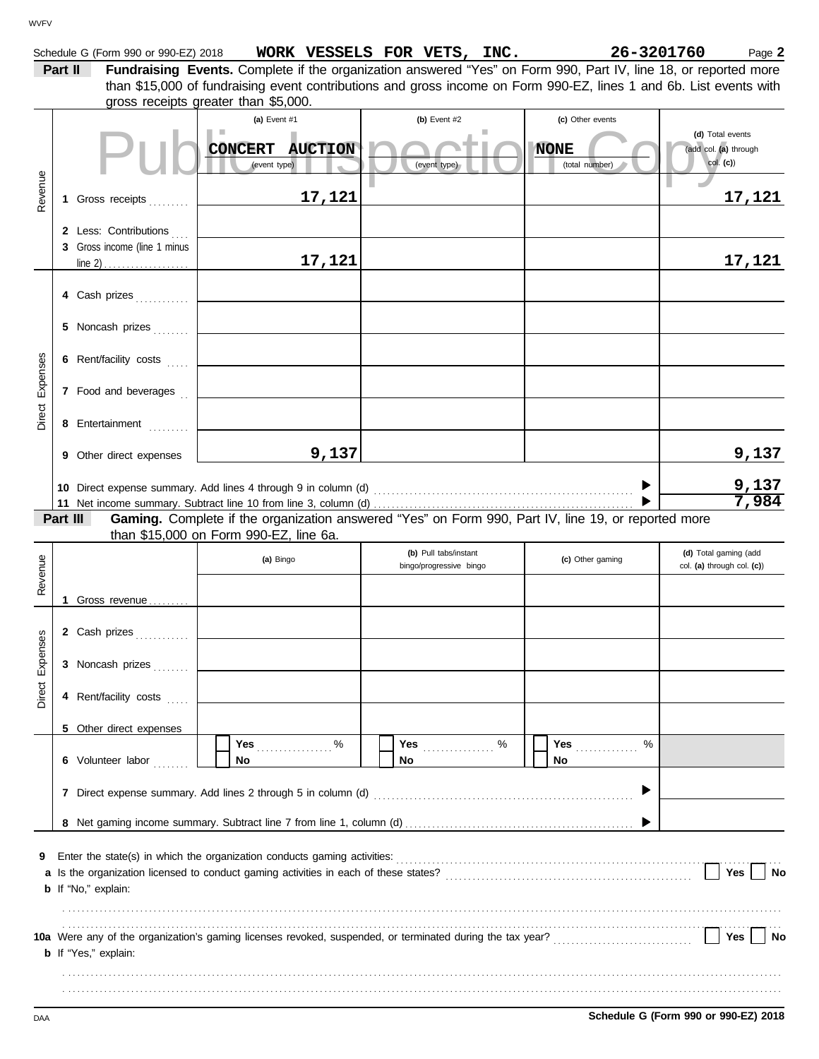Schedule G (Form 990 or 990-EZ) 2018 **WORK VESSELS FOR VETS, INC.** **26-3201760** Page **2**

**Part II** **Fundraising Events.** Complete if the organization answered "Yes" on Form 990, Part IV, line 18, or reported more than $15,000 of fundraising event contributions and gross income on Form 990-EZ, lines 1 and 6b. List events with gross receipts greater than $5,000.

Public Inspection Copy

| | | (a) Event #1 | (b) Event #2 | (c) Other events | (d) Total events (add col. (a) through col. (c)) |
|---|---|---|---|---|---|
| | | **CONCERT AUCTION** (event type) | (event type) | **NONE** (total number) | |
| Revenue | 1 Gross receipts | 17,121 | | | 17,121 |
| | 2 Less: Contributions | | | | |
| | 3 Gross income (line 1 minus line 2) | 17,121 | | | 17,121 |
| Direct Expenses | 4 Cash prizes | | | | |
| | 5 Noncash prizes | | | | |
| | 6 Rent/facility costs | | | | |
| | 7 Food and beverages | | | | |
| | 8 Entertainment | | | | |
| | 9 Other direct expenses | 9,137 | | | 9,137 |
| | 10 Direct expense summary. Add lines 4 through 9 in column (d) | | | | 9,137 |
| | 11 Net income summary. Subtract line 10 from line 3, column (d) | | | | 7,984 |

**Part III** **Gaming.** Complete if the organization answered "Yes" on Form 990, Part IV, line 19, or reported more than $15,000 on Form 990-EZ, line 6a.

| | | (a) Bingo | (b) Pull tabs/instant bingo/progressive bingo | (c) Other gaming | (d) Total gaming (add col. (a) through col. (c)) |
|---|---|---|---|---|---|
| Revenue | 1 Gross revenue | | | | |
| Direct Expenses | 2 Cash prizes | | | | |
| | 3 Noncash prizes | | | | |
| | 4 Rent/facility costs | | | | |
| | 5 Other direct expenses | | | | |
| | 6 Volunteer labor | Yes ____ % / No | Yes ____ % / No | Yes ____ % / No | |
| | 7 Direct expense summary. Add lines 2 through 5 in column (d) | | | | |
| | 8 Net gaming income summary. Subtract line 7 from line 1, column (d) | | | | |

9 Enter the state(s) in which the organization conducts gaming activities:

a Is the organization licensed to conduct gaming activities in each of these states? ☐ Yes ☐ No

b If "No," explain:

10a Were any of the organization's gaming licenses revoked, suspended, or terminated during the tax year? ☐ Yes ☐ No

b If "Yes," explain:

**Schedule G (Form 990 or 990-EZ) 2018**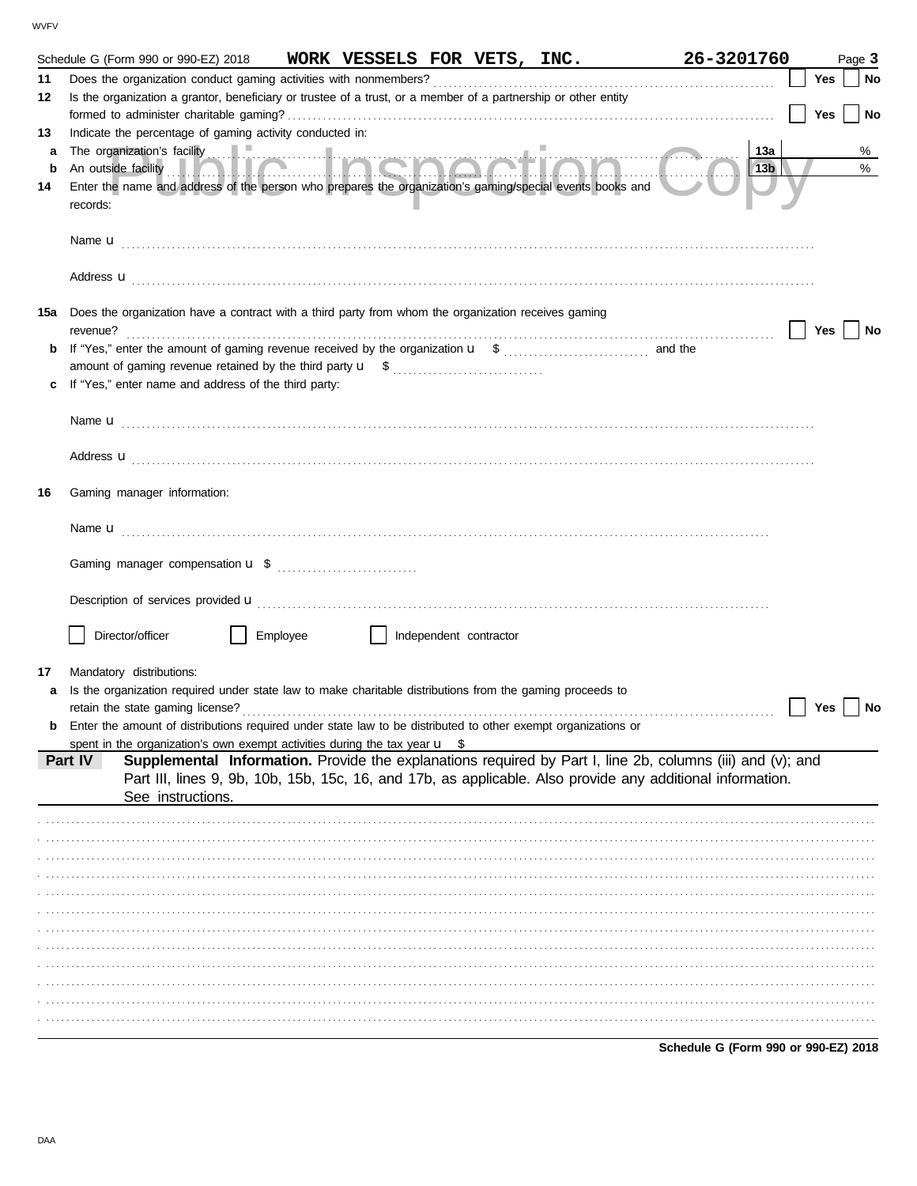Schedule G (Form 990 or 990-EZ) 2018 **WORK VESSELS FOR VETS, INC.** **26-3201760** Page **3**

**11** Does the organization conduct gaming activities with nonmembers? ☐ Yes ☐ No

**12** Is the organization a grantor, beneficiary or trustee of a trust, or a member of a partnership or other entity formed to administer charitable gaming? ☐ Yes ☐ No

**13** Indicate the percentage of gaming activity conducted in:

**a** The organization's facility **13a** %

**b** An outside facility **13b** %

**14** Enter the name and address of the person who prepares the organization's gaming/special events books and records:

Name u

Address u

**15a** Does the organization have a contract with a third party from whom the organization receives gaming revenue? ☐ Yes ☐ No

**b** If "Yes," enter the amount of gaming revenue received by the organization u $ and the amount of gaming revenue retained by the third party u $

**c** If "Yes," enter name and address of the third party:

Name u

Address u

**16** Gaming manager information:

Name u

Gaming manager compensation u $

Description of services provided u

☐ Director/officer ☐ Employee ☐ Independent contractor

**17** Mandatory distributions:

**a** Is the organization required under state law to make charitable distributions from the gaming proceeds to retain the state gaming license? ☐ Yes ☐ No

**b** Enter the amount of distributions required under state law to be distributed to other exempt organizations or spent in the organization's own exempt activities during the tax year u $

**Part IV** **Supplemental Information.** Provide the explanations required by Part I, line 2b, columns (iii) and (v); and Part III, lines 9, 9b, 10b, 15b, 15c, 16, and 17b, as applicable. Also provide any additional information. See instructions.

**Schedule G (Form 990 or 990-EZ) 2018**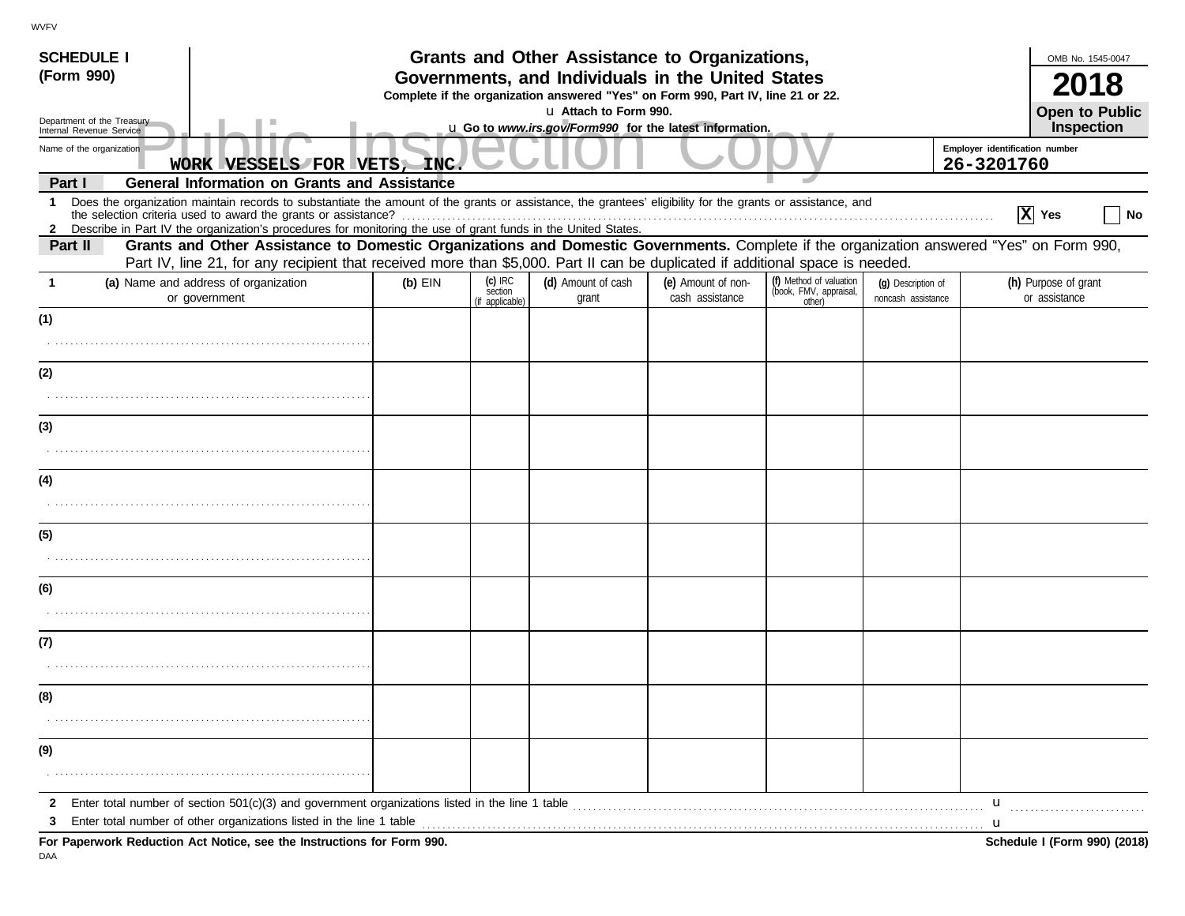WVFV

**SCHEDULE I**
**(Form 990)**

Department of the Treasury
Internal Revenue Service

# Grants and Other Assistance to Organizations, Governments, and Individuals in the United States

**Complete if the organization answered "Yes" on Form 990, Part IV, line 21 or 22.**

u **Attach to Form 990.**

u **Go to *www.irs.gov/Form990* for the latest information.**

OMB No. 1545-0047

**2018**

**Open to Public Inspection**

Public Inspection Copy

Name of the organization: WORK VESSELS FOR VETS, INC.

Employer identification number: 26-3201760

**Part I General Information on Grants and Assistance**

1 Does the organization maintain records to substantiate the amount of the grants or assistance, the grantees' eligibility for the grants or assistance, and the selection criteria used to award the grants or assistance? .......... [X] Yes [ ] No

2 Describe in Part IV the organization's procedures for monitoring the use of grant funds in the United States.

**Part II Grants and Other Assistance to Domestic Organizations and Domestic Governments.** Complete if the organization answered "Yes" on Form 990, Part IV, line 21, for any recipient that received more than $5,000. Part II can be duplicated if additional space is needed.

| 1 (a) Name and address of organization or government | (b) EIN | (c) IRC section (if applicable) | (d) Amount of cash grant | (e) Amount of non-cash assistance | (f) Method of valuation (book, FMV, appraisal, other) | (g) Description of noncash assistance | (h) Purpose of grant or assistance |
|---|---|---|---|---|---|---|---|
| (1) | | | | | | | |
| (2) | | | | | | | |
| (3) | | | | | | | |
| (4) | | | | | | | |
| (5) | | | | | | | |
| (6) | | | | | | | |
| (7) | | | | | | | |
| (8) | | | | | | | |
| (9) | | | | | | | |

2 Enter total number of section 501(c)(3) and government organizations listed in the line 1 table .......... u

3 Enter total number of other organizations listed in the line 1 table .......... u

**For Paperwork Reduction Act Notice, see the Instructions for Form 990.**

**Schedule I (Form 990) (2018)**

DAA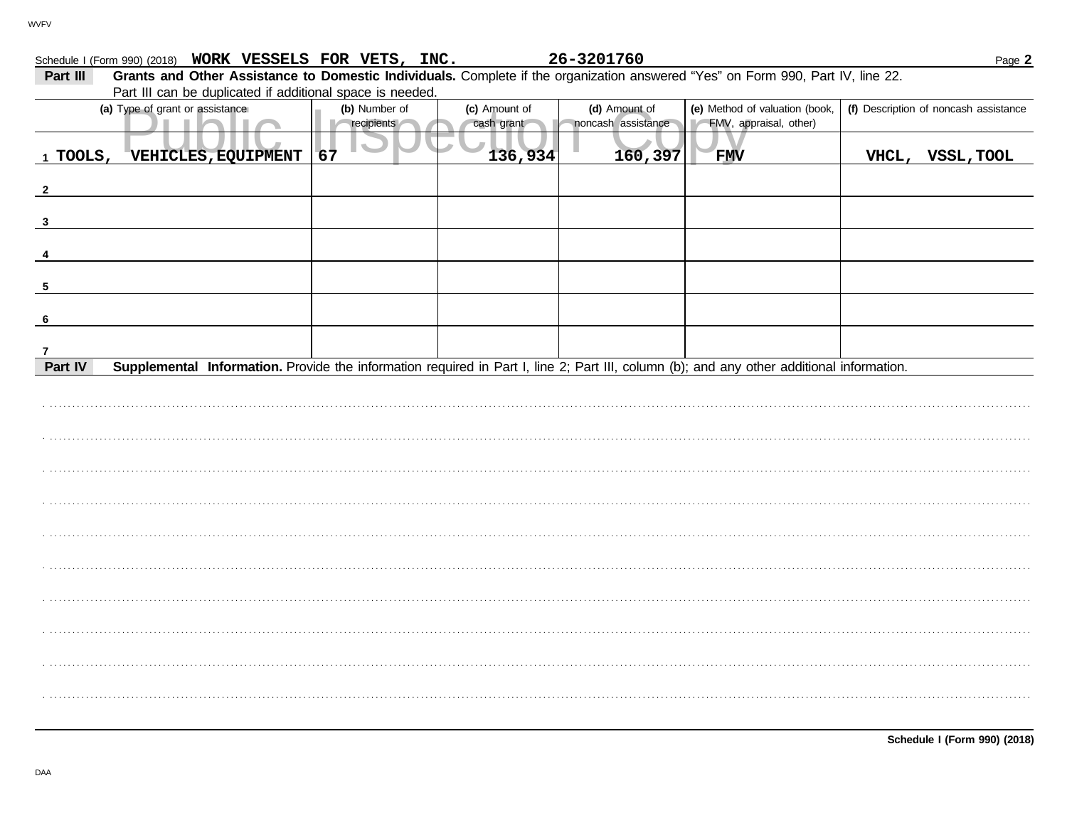Schedule I (Form 990) (2018) **WORK VESSELS FOR VETS, INC.** **26-3201760** Page **2**

**Part III** **Grants and Other Assistance to Domestic Individuals.** Complete if the organization answered "Yes" on Form 990, Part IV, line 22. Part III can be duplicated if additional space is needed.

| | (a) Type of grant or assistance | (b) Number of recipients | (c) Amount of cash grant | (d) Amount of noncash assistance | (e) Method of valuation (book, FMV, appraisal, other) | (f) Description of noncash assistance |
|---|---|---|---|---|---|---|
| 1 | TOOLS, VEHICLES, EQUIPMENT | 67 | 136,934 | 160,397 | FMV | VHCL, VSSL, TOOL |
| 2 | | | | | | |
| 3 | | | | | | |
| 4 | | | | | | |
| 5 | | | | | | |
| 6 | | | | | | |
| 7 | | | | | | |

**Part IV** **Supplemental Information.** Provide the information required in Part I, line 2; Part III, column (b); and any other additional information.

**Schedule I (Form 990) (2018)**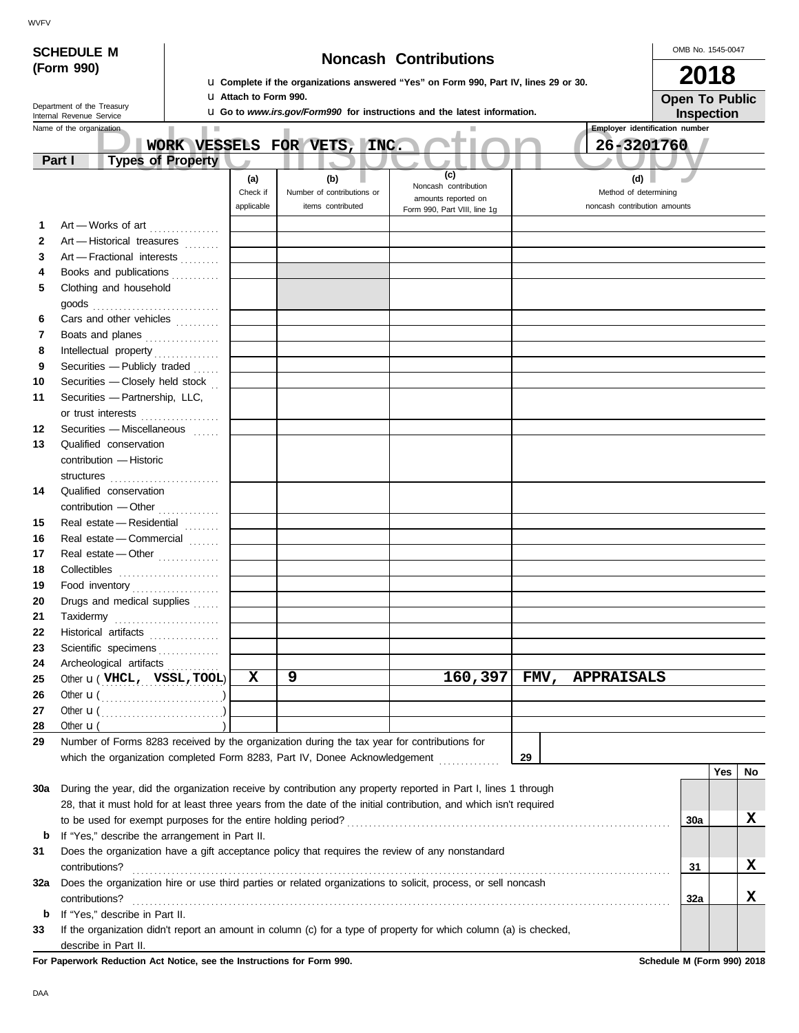**SCHEDULE M (Form 990)**

Department of the Treasury
Internal Revenue Service

# Noncash Contributions

u Complete if the organizations answered "Yes" on Form 990, Part IV, lines 29 or 30.
u Attach to Form 990.
u Go to *www.irs.gov/Form990* for instructions and the latest information.

OMB No. 1545-0047

**2018**

**Open To Public Inspection**

Name of the organization: WORK VESSELS FOR VETS, INC.

Employer identification number: 26-3201760

**Part I — Types of Property**

| | | (a) Check if applicable | (b) Number of contributions or items contributed | (c) Noncash contribution amounts reported on Form 990, Part VIII, line 1g | (d) Method of determining noncash contribution amounts |
|---|---|---|---|---|---|
| 1 | Art — Works of art | | | | |
| 2 | Art — Historical treasures | | | | |
| 3 | Art — Fractional interests | | | | |
| 4 | Books and publications | | | | |
| 5 | Clothing and household goods | | | | |
| 6 | Cars and other vehicles | | | | |
| 7 | Boats and planes | | | | |
| 8 | Intellectual property | | | | |
| 9 | Securities — Publicly traded | | | | |
| 10 | Securities — Closely held stock | | | | |
| 11 | Securities — Partnership, LLC, or trust interests | | | | |
| 12 | Securities — Miscellaneous | | | | |
| 13 | Qualified conservation contribution — Historic structures | | | | |
| 14 | Qualified conservation contribution — Other | | | | |
| 15 | Real estate — Residential | | | | |
| 16 | Real estate — Commercial | | | | |
| 17 | Real estate — Other | | | | |
| 18 | Collectibles | | | | |
| 19 | Food inventory | | | | |
| 20 | Drugs and medical supplies | | | | |
| 21 | Taxidermy | | | | |
| 22 | Historical artifacts | | | | |
| 23 | Scientific specimens | | | | |
| 24 | Archeological artifacts | | | | |
| 25 | Other u ( VHCL, VSSL, TOOL ) | X | 9 | 160,397 | FMV, APPRAISALS |
| 26 | Other u ( ) | | | | |
| 27 | Other u ( ) | | | | |
| 28 | Other u ( ) | | | | |

29 Number of Forms 8283 received by the organization during the tax year for contributions for which the organization completed Form 8283, Part IV, Donee Acknowledgement ..... **29**

| | | | Yes | No |
|---|---|---|---|---|
| 30a | During the year, did the organization receive by contribution any property reported in Part I, lines 1 through 28, that it must hold for at least three years from the date of the initial contribution, and which isn't required to be used for exempt purposes for the entire holding period? | 30a | | X |
| b | If "Yes," describe the arrangement in Part II. | | | |
| 31 | Does the organization have a gift acceptance policy that requires the review of any nonstandard contributions? | 31 | | X |
| 32a | Does the organization hire or use third parties or related organizations to solicit, process, or sell noncash contributions? | 32a | | X |
| b | If "Yes," describe in Part II. | | | |
| 33 | If the organization didn't report an amount in column (c) for a type of property for which column (a) is checked, describe in Part II. | | | |

**For Paperwork Reduction Act Notice, see the Instructions for Form 990.** **Schedule M (Form 990) 2018**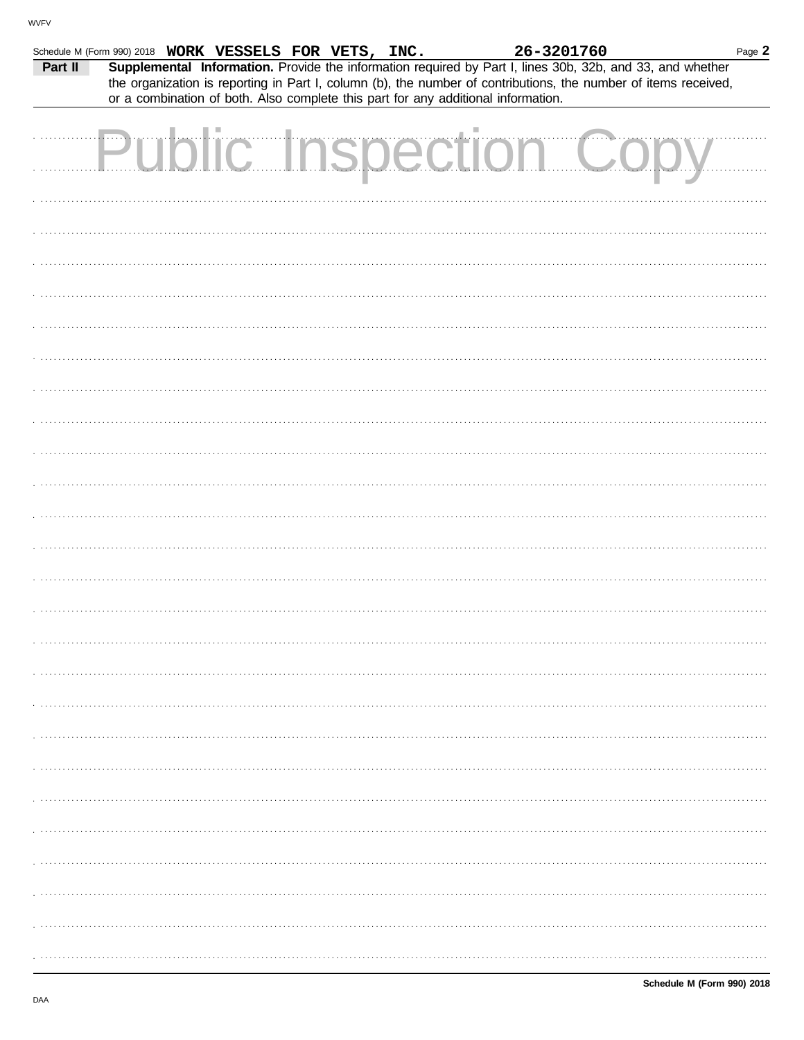Schedule M (Form 990) 2018 **WORK VESSELS FOR VETS, INC.** **26-3201760** Page **2**

**Part II** **Supplemental Information.** Provide the information required by Part I, lines 30b, 32b, and 33, and whether the organization is reporting in Part I, column (b), the number of contributions, the number of items received, or a combination of both. Also complete this part for any additional information.

Public Inspection Copy

**Schedule M (Form 990) 2018**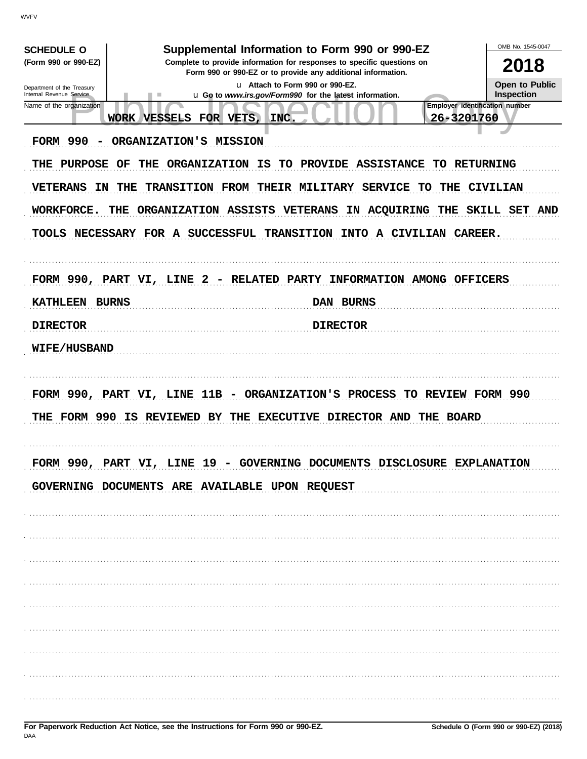**SCHEDULE O**
**(Form 990 or 990-EZ)**

Department of the Treasury
Internal Revenue Service

# Supplemental Information to Form 990 or 990-EZ

**Complete to provide information for responses to specific questions on Form 990 or 990-EZ or to provide any additional information.**

u Attach to Form 990 or 990-EZ.
u Go to *www.irs.gov/Form990* for the latest information.

OMB No. 1545-0047

**2018**

**Open to Public Inspection**

| Name of the organization | Employer identification number |
|---|---|
| WORK VESSELS FOR VETS, INC. | 26-3201760 |

FORM 990 - ORGANIZATION'S MISSION

THE PURPOSE OF THE ORGANIZATION IS TO PROVIDE ASSISTANCE TO RETURNING VETERANS IN THE TRANSITION FROM THEIR MILITARY SERVICE TO THE CIVILIAN WORKFORCE. THE ORGANIZATION ASSISTS VETERANS IN ACQUIRING THE SKILL SET AND TOOLS NECESSARY FOR A SUCCESSFUL TRANSITION INTO A CIVILIAN CAREER.

FORM 990, PART VI, LINE 2 - RELATED PARTY INFORMATION AMONG OFFICERS

| | |
|---|---|
| KATHLEEN BURNS | DAN BURNS |
| DIRECTOR | DIRECTOR |
| WIFE/HUSBAND | |

FORM 990, PART VI, LINE 11B - ORGANIZATION'S PROCESS TO REVIEW FORM 990

THE FORM 990 IS REVIEWED BY THE EXECUTIVE DIRECTOR AND THE BOARD

FORM 990, PART VI, LINE 19 - GOVERNING DOCUMENTS DISCLOSURE EXPLANATION

GOVERNING DOCUMENTS ARE AVAILABLE UPON REQUEST

**For Paperwork Reduction Act Notice, see the Instructions for Form 990 or 990-EZ.** **Schedule O (Form 990 or 990-EZ) (2018)**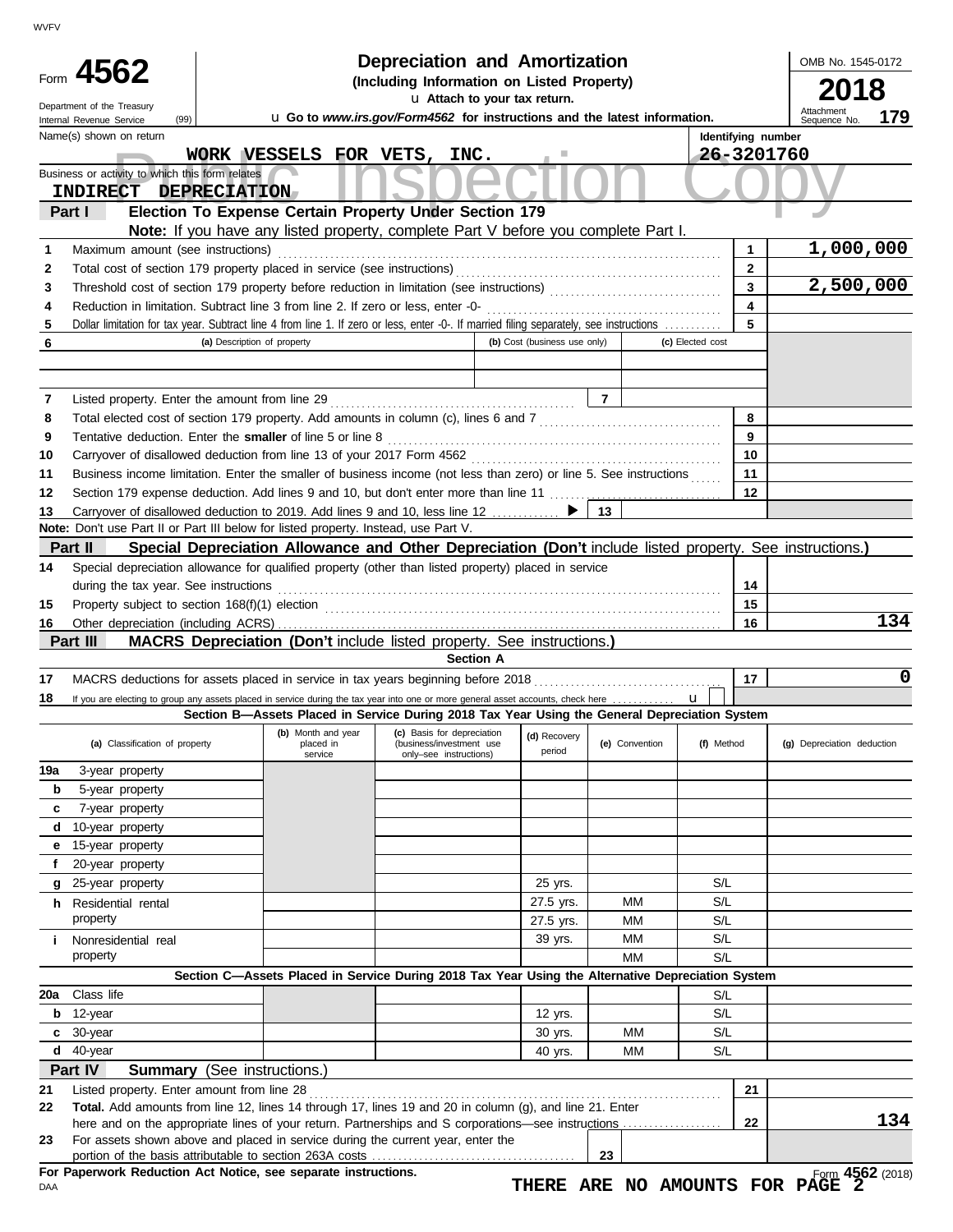WVFV

Form **4562**

Department of the Treasury
Internal Revenue Service (99)

# Depreciation and Amortization

**(Including Information on Listed Property)**

▶ **Attach to your tax return.**

▶ **Go to *www.irs.gov/Form4562* for instructions and the latest information.**

OMB No. 1545-0172

**2018**

Attachment Sequence No. **179**

Name(s) shown on return: WORK VESSELS FOR VETS, INC.

Identifying number: 26-3201760

Business or activity to which this form relates: INDIRECT DEPRECIATION

Public Inspection Copy

## Part I Election To Expense Certain Property Under Section 179

**Note:** If you have any listed property, complete Part V before you complete Part I.

| | | | |
|---|---|---|---|
| 1 | Maximum amount (see instructions) | 1 | 1,000,000 |
| 2 | Total cost of section 179 property placed in service (see instructions) | 2 | |
| 3 | Threshold cost of section 179 property before reduction in limitation (see instructions) | 3 | 2,500,000 |
| 4 | Reduction in limitation. Subtract line 3 from line 2. If zero or less, enter -0- | 4 | |
| 5 | Dollar limitation for tax year. Subtract line 4 from line 1. If zero or less, enter -0-. If married filing separately, see instructions | 5 | |

| 6 | (a) Description of property | (b) Cost (business use only) | (c) Elected cost |
|---|---|---|---|
| | | | |
| | | | |

| | | | |
|---|---|---|---|
| 7 | Listed property. Enter the amount from line 29 | 7 | |
| 8 | Total elected cost of section 179 property. Add amounts in column (c), lines 6 and 7 | 8 | |
| 9 | Tentative deduction. Enter the **smaller** of line 5 or line 8 | 9 | |
| 10 | Carryover of disallowed deduction from line 13 of your 2017 Form 4562 | 10 | |
| 11 | Business income limitation. Enter the smaller of business income (not less than zero) or line 5. See instructions | 11 | |
| 12 | Section 179 expense deduction. Add lines 9 and 10, but don't enter more than line 11 | 12 | |
| 13 | Carryover of disallowed deduction to 2019. Add lines 9 and 10, less line 12 ▶ | 13 | |

**Note:** Don't use Part II or Part III below for listed property. Instead, use Part V.

## Part II Special Depreciation Allowance and Other Depreciation (Don't include listed property. See instructions.)

| | | | |
|---|---|---|---|
| 14 | Special depreciation allowance for qualified property (other than listed property) placed in service during the tax year. See instructions | 14 | |
| 15 | Property subject to section 168(f)(1) election | 15 | |
| 16 | Other depreciation (including ACRS) | 16 | 134 |

## Part III MACRS Depreciation (Don't include listed property. See instructions.)

**Section A**

| | | | |
|---|---|---|---|
| 17 | MACRS deductions for assets placed in service in tax years beginning before 2018 | 17 | 0 |
| 18 | If you are electing to group any assets placed in service during the tax year into one or more general asset accounts, check here ▶ ☐ | | |

**Section B—Assets Placed in Service During 2018 Tax Year Using the General Depreciation System**

| (a) Classification of property | (b) Month and year placed in service | (c) Basis for depreciation (business/investment use only–see instructions) | (d) Recovery period | (e) Convention | (f) Method | (g) Depreciation deduction |
|---|---|---|---|---|---|---|
| 19a 3-year property | | | | | | |
| b 5-year property | | | | | | |
| c 7-year property | | | | | | |
| d 10-year property | | | | | | |
| e 15-year property | | | | | | |
| f 20-year property | | | | | | |
| g 25-year property | | | 25 yrs. | | S/L | |
| h Residential rental property | | | 27.5 yrs. | MM | S/L | |
| | | | 27.5 yrs. | MM | S/L | |
| i Nonresidential real property | | | 39 yrs. | MM | S/L | |
| | | | | MM | S/L | |

**Section C—Assets Placed in Service During 2018 Tax Year Using the Alternative Depreciation System**

| (a) Classification of property | (b) Month and year placed in service | (c) Basis for depreciation | (d) Recovery period | (e) Convention | (f) Method | (g) Depreciation deduction |
|---|---|---|---|---|---|---|
| 20a Class life | | | | | S/L | |
| b 12-year | | | 12 yrs. | | S/L | |
| c 30-year | | | 30 yrs. | MM | S/L | |
| d 40-year | | | 40 yrs. | MM | S/L | |

## Part IV Summary (See instructions.)

| | | | |
|---|---|---|---|
| 21 | Listed property. Enter amount from line 28 | 21 | |
| 22 | **Total.** Add amounts from line 12, lines 14 through 17, lines 19 and 20 in column (g), and line 21. Enter here and on the appropriate lines of your return. Partnerships and S corporations—see instructions | 22 | 134 |
| 23 | For assets shown above and placed in service during the current year, enter the portion of the basis attributable to section 263A costs | 23 | |

**For Paperwork Reduction Act Notice, see separate instructions.**

DAA

THERE ARE NO AMOUNTS FOR PAGE 2

Form **4562** (2018)